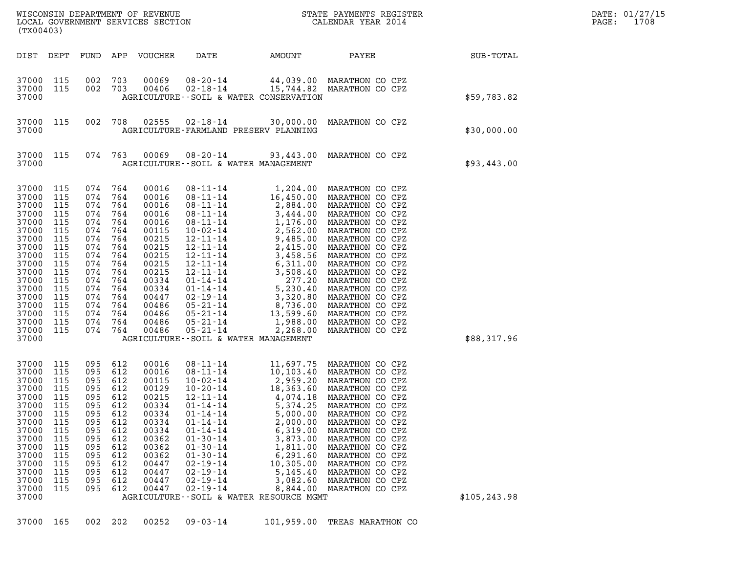WISCONSIN DEPARTMENT OF REVENUE
LOCAL GOVERNMENT SERVICES SECTION
(TX00403)

STATE PAYMENTS REGISTER
CALENDAR YEAR 2014

DATE: 01/27/15
PAGE: 1708

| DIST | DEPT | FUND | APP | VOUCHER | DATE | AMOUNT | PAYEE | SUB-TOTAL |
|---|---|---|---|---|---|---|---|---|
| 37000 | 115 | 002 | 703 | 00069 | 08-20-14 | 44,039.00 | MARATHON CO CPZ | |
| 37000 | 115 | 002 | 703 | 00406 | 02-18-14 | 15,744.82 | MARATHON CO CPZ | |
| 37000 | | | | | AGRICULTURE--SOIL & WATER CONSERVATION | | | $59,783.82 |
| 37000 | 115 | 002 | 708 | 02555 | 02-18-14 | 30,000.00 | MARATHON CO CPZ | |
| 37000 | | | | | AGRICULTURE-FARMLAND PRESERV PLANNING | | | $30,000.00 |
| 37000 | 115 | 074 | 763 | 00069 | 08-20-14 | 93,443.00 | MARATHON CO CPZ | |
| 37000 | | | | | AGRICULTURE--SOIL & WATER MANAGEMENT | | | $93,443.00 |
| 37000 | 115 | 074 | 764 | 00016 | 08-11-14 | 1,204.00 | MARATHON CO CPZ | |
| 37000 | 115 | 074 | 764 | 00016 | 08-11-14 | 16,450.00 | MARATHON CO CPZ | |
| 37000 | 115 | 074 | 764 | 00016 | 08-11-14 | 2,884.00 | MARATHON CO CPZ | |
| 37000 | 115 | 074 | 764 | 00016 | 08-11-14 | 3,444.00 | MARATHON CO CPZ | |
| 37000 | 115 | 074 | 764 | 00016 | 08-11-14 | 1,176.00 | MARATHON CO CPZ | |
| 37000 | 115 | 074 | 764 | 00115 | 10-02-14 | 2,562.00 | MARATHON CO CPZ | |
| 37000 | 115 | 074 | 764 | 00215 | 12-11-14 | 9,485.00 | MARATHON CO CPZ | |
| 37000 | 115 | 074 | 764 | 00215 | 12-11-14 | 2,415.00 | MARATHON CO CPZ | |
| 37000 | 115 | 074 | 764 | 00215 | 12-11-14 | 3,458.56 | MARATHON CO CPZ | |
| 37000 | 115 | 074 | 764 | 00215 | 12-11-14 | 6,311.00 | MARATHON CO CPZ | |
| 37000 | 115 | 074 | 764 | 00215 | 12-11-14 | 3,508.40 | MARATHON CO CPZ | |
| 37000 | 115 | 074 | 764 | 00334 | 01-14-14 | 277.20 | MARATHON CO CPZ | |
| 37000 | 115 | 074 | 764 | 00334 | 01-14-14 | 5,230.40 | MARATHON CO CPZ | |
| 37000 | 115 | 074 | 764 | 00447 | 02-19-14 | 3,320.80 | MARATHON CO CPZ | |
| 37000 | 115 | 074 | 764 | 00486 | 05-21-14 | 8,736.00 | MARATHON CO CPZ | |
| 37000 | 115 | 074 | 764 | 00486 | 05-21-14 | 13,599.60 | MARATHON CO CPZ | |
| 37000 | 115 | 074 | 764 | 00486 | 05-21-14 | 1,988.00 | MARATHON CO CPZ | |
| 37000 | 115 | 074 | 764 | 00486 | 05-21-14 | 2,268.00 | MARATHON CO CPZ | |
| 37000 | | | | | AGRICULTURE--SOIL & WATER MANAGEMENT | | | $88,317.96 |
| 37000 | 115 | 095 | 612 | 00016 | 08-11-14 | 11,697.75 | MARATHON CO CPZ | |
| 37000 | 115 | 095 | 612 | 00016 | 08-11-14 | 10,103.40 | MARATHON CO CPZ | |
| 37000 | 115 | 095 | 612 | 00115 | 10-02-14 | 2,959.20 | MARATHON CO CPZ | |
| 37000 | 115 | 095 | 612 | 00129 | 10-20-14 | 18,363.60 | MARATHON CO CPZ | |
| 37000 | 115 | 095 | 612 | 00215 | 12-11-14 | 4,074.18 | MARATHON CO CPZ | |
| 37000 | 115 | 095 | 612 | 00334 | 01-14-14 | 5,374.25 | MARATHON CO CPZ | |
| 37000 | 115 | 095 | 612 | 00334 | 01-14-14 | 5,000.00 | MARATHON CO CPZ | |
| 37000 | 115 | 095 | 612 | 00334 | 01-14-14 | 2,000.00 | MARATHON CO CPZ | |
| 37000 | 115 | 095 | 612 | 00334 | 01-14-14 | 6,319.00 | MARATHON CO CPZ | |
| 37000 | 115 | 095 | 612 | 00362 | 01-30-14 | 3,873.00 | MARATHON CO CPZ | |
| 37000 | 115 | 095 | 612 | 00362 | 01-30-14 | 1,811.00 | MARATHON CO CPZ | |
| 37000 | 115 | 095 | 612 | 00362 | 01-30-14 | 6,291.60 | MARATHON CO CPZ | |
| 37000 | 115 | 095 | 612 | 00447 | 02-19-14 | 10,305.00 | MARATHON CO CPZ | |
| 37000 | 115 | 095 | 612 | 00447 | 02-19-14 | 5,145.40 | MARATHON CO CPZ | |
| 37000 | 115 | 095 | 612 | 00447 | 02-19-14 | 3,082.60 | MARATHON CO CPZ | |
| 37000 | 115 | 095 | 612 | 00447 | 02-19-14 | 8,844.00 | MARATHON CO CPZ | |
| 37000 | | | | | AGRICULTURE--SOIL & WATER RESOURCE MGMT | | | $105,243.98 |
| 37000 | 165 | 002 | 202 | 00252 | 09-03-14 | 101,959.00 | TREAS MARATHON CO | |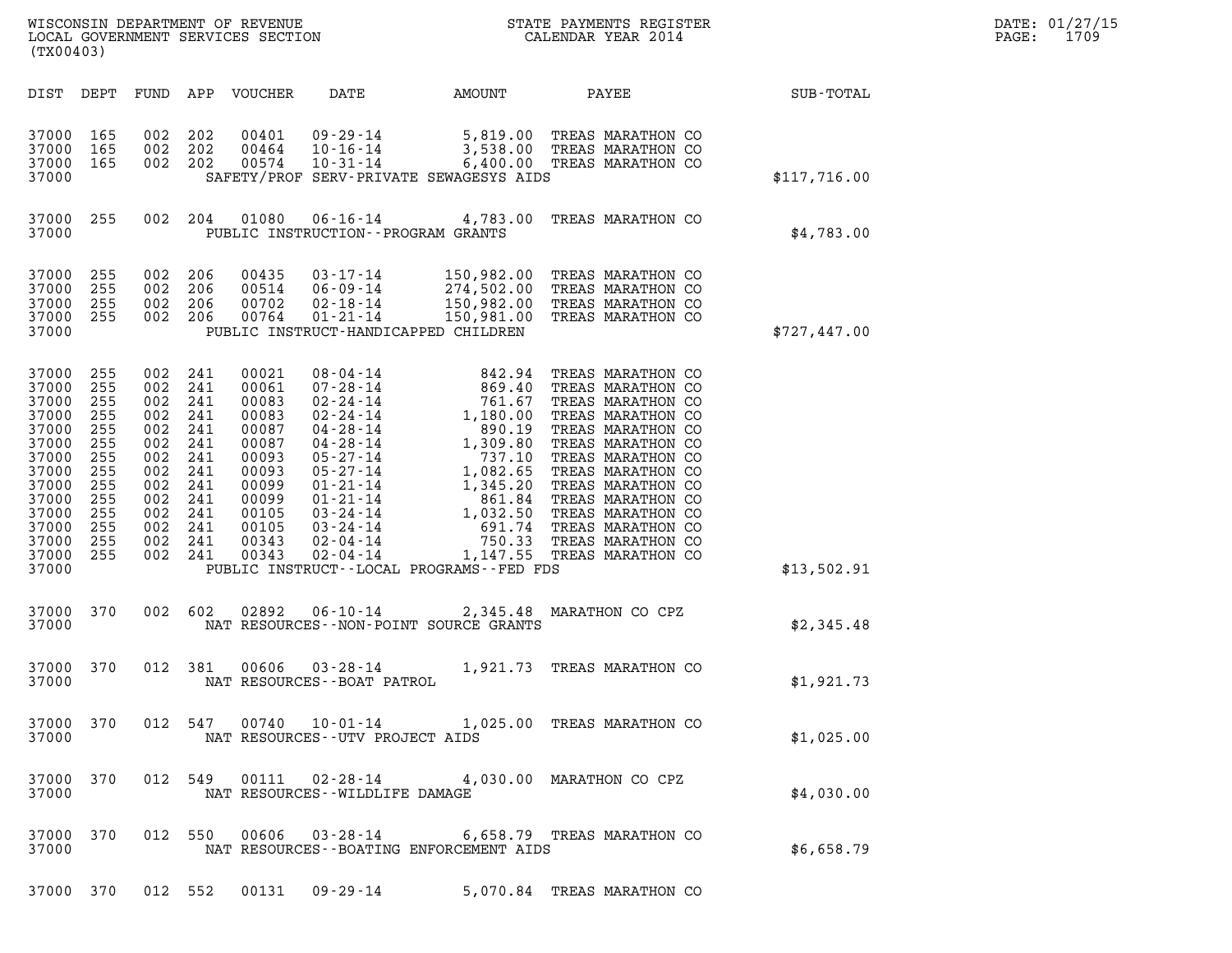WISCONSIN DEPARTMENT OF REVENUE
LOCAL GOVERNMENT SERVICES SECTION
(TX00403)

STATE PAYMENTS REGISTER
CALENDAR YEAR 2014

DATE: 01/27/15
PAGE: 1709

| DIST | DEPT | FUND | APP | VOUCHER | DATE | AMOUNT | PAYEE | SUB-TOTAL |
|---|---|---|---|---|---|---|---|---|
| 37000 | 165 | 002 | 202 | 00401 | 09-29-14 | 5,819.00 | TREAS MARATHON CO | |
| 37000 | 165 | 002 | 202 | 00464 | 10-16-14 | 3,538.00 | TREAS MARATHON CO | |
| 37000 | 165 | 002 | 202 | 00574 | 10-31-14 | 6,400.00 | TREAS MARATHON CO | |
| 37000 | | | | | SAFETY/PROF SERV-PRIVATE SEWAGESYS AIDS | | | $117,716.00 |
| 37000 | 255 | 002 | 204 | 01080 | 06-16-14 | 4,783.00 | TREAS MARATHON CO | |
| 37000 | | | | | PUBLIC INSTRUCTION--PROGRAM GRANTS | | | $4,783.00 |
| 37000 | 255 | 002 | 206 | 00435 | 03-17-14 | 150,982.00 | TREAS MARATHON CO | |
| 37000 | 255 | 002 | 206 | 00514 | 06-09-14 | 274,502.00 | TREAS MARATHON CO | |
| 37000 | 255 | 002 | 206 | 00702 | 02-18-14 | 150,982.00 | TREAS MARATHON CO | |
| 37000 | 255 | 002 | 206 | 00764 | 01-21-14 | 150,981.00 | TREAS MARATHON CO | |
| 37000 | | | | | PUBLIC INSTRUCT-HANDICAPPED CHILDREN | | | $727,447.00 |
| 37000 | 255 | 002 | 241 | 00021 | 08-04-14 | 842.94 | TREAS MARATHON CO | |
| 37000 | 255 | 002 | 241 | 00061 | 07-28-14 | 869.40 | TREAS MARATHON CO | |
| 37000 | 255 | 002 | 241 | 00083 | 02-24-14 | 761.67 | TREAS MARATHON CO | |
| 37000 | 255 | 002 | 241 | 00083 | 02-24-14 | 1,180.00 | TREAS MARATHON CO | |
| 37000 | 255 | 002 | 241 | 00087 | 04-28-14 | 890.19 | TREAS MARATHON CO | |
| 37000 | 255 | 002 | 241 | 00087 | 04-28-14 | 1,309.80 | TREAS MARATHON CO | |
| 37000 | 255 | 002 | 241 | 00093 | 05-27-14 | 737.10 | TREAS MARATHON CO | |
| 37000 | 255 | 002 | 241 | 00093 | 05-27-14 | 1,082.65 | TREAS MARATHON CO | |
| 37000 | 255 | 002 | 241 | 00099 | 01-21-14 | 1,345.20 | TREAS MARATHON CO | |
| 37000 | 255 | 002 | 241 | 00099 | 01-21-14 | 861.84 | TREAS MARATHON CO | |
| 37000 | 255 | 002 | 241 | 00105 | 03-24-14 | 1,032.50 | TREAS MARATHON CO | |
| 37000 | 255 | 002 | 241 | 00105 | 03-24-14 | 691.74 | TREAS MARATHON CO | |
| 37000 | 255 | 002 | 241 | 00343 | 02-04-14 | 750.33 | TREAS MARATHON CO | |
| 37000 | 255 | 002 | 241 | 00343 | 02-04-14 | 1,147.55 | TREAS MARATHON CO | |
| 37000 | | | | | PUBLIC INSTRUCT--LOCAL PROGRAMS--FED FDS | | | $13,502.91 |
| 37000 | 370 | 002 | 602 | 02892 | 06-10-14 | 2,345.48 | MARATHON CO CPZ | |
| 37000 | | | | | NAT RESOURCES--NON-POINT SOURCE GRANTS | | | $2,345.48 |
| 37000 | 370 | 012 | 381 | 00606 | 03-28-14 | 1,921.73 | TREAS MARATHON CO | |
| 37000 | | | | | NAT RESOURCES--BOAT PATROL | | | $1,921.73 |
| 37000 | 370 | 012 | 547 | 00740 | 10-01-14 | 1,025.00 | TREAS MARATHON CO | |
| 37000 | | | | | NAT RESOURCES--UTV PROJECT AIDS | | | $1,025.00 |
| 37000 | 370 | 012 | 549 | 00111 | 02-28-14 | 4,030.00 | MARATHON CO CPZ | |
| 37000 | | | | | NAT RESOURCES--WILDLIFE DAMAGE | | | $4,030.00 |
| 37000 | 370 | 012 | 550 | 00606 | 03-28-14 | 6,658.79 | TREAS MARATHON CO | |
| 37000 | | | | | NAT RESOURCES--BOATING ENFORCEMENT AIDS | | | $6,658.79 |
| 37000 | 370 | 012 | 552 | 00131 | 09-29-14 | 5,070.84 | TREAS MARATHON CO | |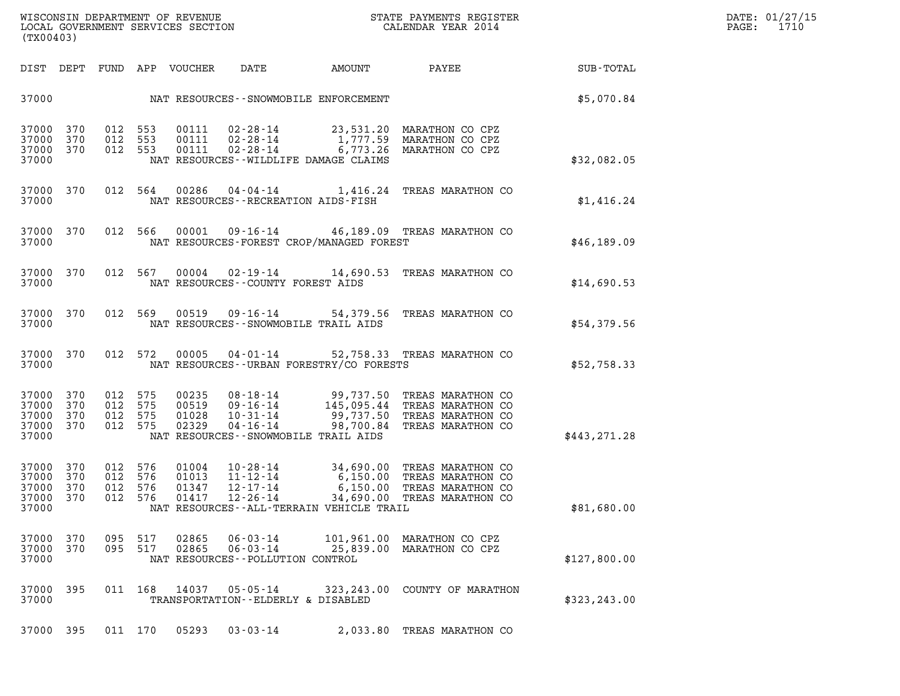WISCONSIN DEPARTMENT OF REVENUE
LOCAL GOVERNMENT SERVICES SECTION
(TX00403)

STATE PAYMENTS REGISTER
CALENDAR YEAR 2014

DATE: 01/27/15
PAGE: 1710

| DIST | DEPT | FUND | APP | VOUCHER | DATE | AMOUNT | PAYEE | SUB-TOTAL |
|---|---|---|---|---|---|---|---|---|
| 37000 | | | | | NAT RESOURCES--SNOWMOBILE ENFORCEMENT | | | $5,070.84 |
| 37000 | 370 | 012 | 553 | 00111 | 02-28-14 | 23,531.20 | MARATHON CO CPZ | |
| 37000 | 370 | 012 | 553 | 00111 | 02-28-14 | 1,777.59 | MARATHON CO CPZ | |
| 37000 | 370 | 012 | 553 | 00111 | 02-28-14 | 6,773.26 | MARATHON CO CPZ | |
| 37000 | | | | | NAT RESOURCES--WILDLIFE DAMAGE CLAIMS | | | $32,082.05 |
| 37000 | 370 | 012 | 564 | 00286 | 04-04-14 | 1,416.24 | TREAS MARATHON CO | |
| 37000 | | | | | NAT RESOURCES--RECREATION AIDS-FISH | | | $1,416.24 |
| 37000 | 370 | 012 | 566 | 00001 | 09-16-14 | 46,189.09 | TREAS MARATHON CO | |
| 37000 | | | | | NAT RESOURCES-FOREST CROP/MANAGED FOREST | | | $46,189.09 |
| 37000 | 370 | 012 | 567 | 00004 | 02-19-14 | 14,690.53 | TREAS MARATHON CO | |
| 37000 | | | | | NAT RESOURCES--COUNTY FOREST AIDS | | | $14,690.53 |
| 37000 | 370 | 012 | 569 | 00519 | 09-16-14 | 54,379.56 | TREAS MARATHON CO | |
| 37000 | | | | | NAT RESOURCES--SNOWMOBILE TRAIL AIDS | | | $54,379.56 |
| 37000 | 370 | 012 | 572 | 00005 | 04-01-14 | 52,758.33 | TREAS MARATHON CO | |
| 37000 | | | | | NAT RESOURCES--URBAN FORESTRY/CO FORESTS | | | $52,758.33 |
| 37000 | 370 | 012 | 575 | 00235 | 08-18-14 | 99,737.50 | TREAS MARATHON CO | |
| 37000 | 370 | 012 | 575 | 00519 | 09-16-14 | 145,095.44 | TREAS MARATHON CO | |
| 37000 | 370 | 012 | 575 | 01028 | 10-31-14 | 99,737.50 | TREAS MARATHON CO | |
| 37000 | 370 | 012 | 575 | 02329 | 04-16-14 | 98,700.84 | TREAS MARATHON CO | |
| 37000 | | | | | NAT RESOURCES--SNOWMOBILE TRAIL AIDS | | | $443,271.28 |
| 37000 | 370 | 012 | 576 | 01004 | 10-28-14 | 34,690.00 | TREAS MARATHON CO | |
| 37000 | 370 | 012 | 576 | 01013 | 11-12-14 | 6,150.00 | TREAS MARATHON CO | |
| 37000 | 370 | 012 | 576 | 01347 | 12-17-14 | 6,150.00 | TREAS MARATHON CO | |
| 37000 | 370 | 012 | 576 | 01417 | 12-26-14 | 34,690.00 | TREAS MARATHON CO | |
| 37000 | | | | | NAT RESOURCES--ALL-TERRAIN VEHICLE TRAIL | | | $81,680.00 |
| 37000 | 370 | 095 | 517 | 02865 | 06-03-14 | 101,961.00 | MARATHON CO CPZ | |
| 37000 | 370 | 095 | 517 | 02865 | 06-03-14 | 25,839.00 | MARATHON CO CPZ | |
| 37000 | | | | | NAT RESOURCES--POLLUTION CONTROL | | | $127,800.00 |
| 37000 | 395 | 011 | 168 | 14037 | 05-05-14 | 323,243.00 | COUNTY OF MARATHON | |
| 37000 | | | | | TRANSPORTATION--ELDERLY & DISABLED | | | $323,243.00 |
| 37000 | 395 | 011 | 170 | 05293 | 03-03-14 | 2,033.80 | TREAS MARATHON CO | |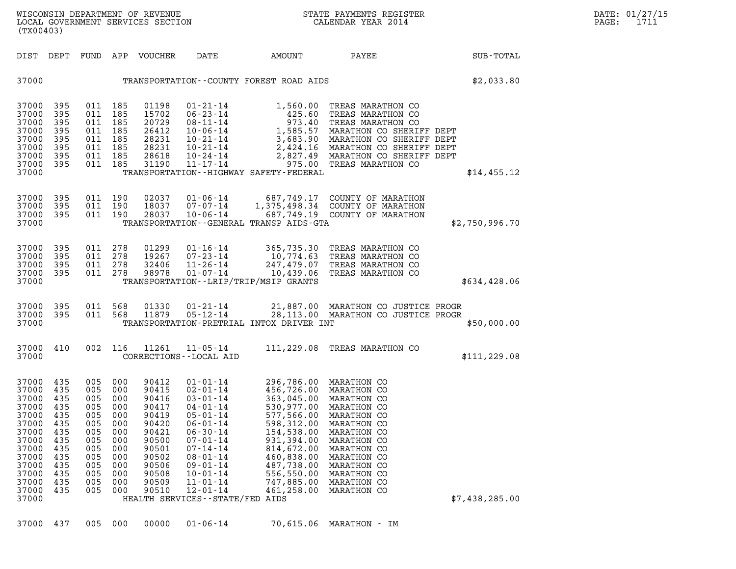WISCONSIN DEPARTMENT OF REVENUE
LOCAL GOVERNMENT SERVICES SECTION
(TX00403)

STATE PAYMENTS REGISTER
CALENDAR YEAR 2014

DATE: 01/27/15

| DIST | DEPT | FUND | APP | VOUCHER | DATE | AMOUNT | PAYEE | SUB-TOTAL |
|---|---|---|---|---|---|---|---|---|
| 37000 | | | | | TRANSPORTATION--COUNTY FOREST ROAD AIDS | | | $2,033.80 |
| 37000 | 395 | 011 | 185 | 01198 | 01-21-14 | 1,560.00 | TREAS MARATHON CO | |
| 37000 | 395 | 011 | 185 | 15702 | 06-23-14 | 425.60 | TREAS MARATHON CO | |
| 37000 | 395 | 011 | 185 | 20729 | 08-11-14 | 973.40 | TREAS MARATHON CO | |
| 37000 | 395 | 011 | 185 | 26412 | 10-06-14 | 1,585.57 | MARATHON CO SHERIFF DEPT | |
| 37000 | 395 | 011 | 185 | 28231 | 10-21-14 | 3,683.90 | MARATHON CO SHERIFF DEPT | |
| 37000 | 395 | 011 | 185 | 28231 | 10-21-14 | 2,424.16 | MARATHON CO SHERIFF DEPT | |
| 37000 | 395 | 011 | 185 | 28618 | 10-24-14 | 2,827.49 | MARATHON CO SHERIFF DEPT | |
| 37000 | 395 | 011 | 185 | 31190 | 11-17-14 | 975.00 | TREAS MARATHON CO | |
| 37000 | | | | | TRANSPORTATION--HIGHWAY SAFETY-FEDERAL | | | $14,455.12 |
| 37000 | 395 | 011 | 190 | 02037 | 01-06-14 | 687,749.17 | COUNTY OF MARATHON | |
| 37000 | 395 | 011 | 190 | 18037 | 07-07-14 | 1,375,498.34 | COUNTY OF MARATHON | |
| 37000 | 395 | 011 | 190 | 28037 | 10-06-14 | 687,749.19 | COUNTY OF MARATHON | |
| 37000 | | | | | TRANSPORTATION--GENERAL TRANSP AIDS-GTA | | | $2,750,996.70 |
| 37000 | 395 | 011 | 278 | 01299 | 01-16-14 | 365,735.30 | TREAS MARATHON CO | |
| 37000 | 395 | 011 | 278 | 19267 | 07-23-14 | 10,774.63 | TREAS MARATHON CO | |
| 37000 | 395 | 011 | 278 | 32406 | 11-26-14 | 247,479.07 | TREAS MARATHON CO | |
| 37000 | 395 | 011 | 278 | 98978 | 01-07-14 | 10,439.06 | TREAS MARATHON CO | |
| 37000 | | | | | TRANSPORTATION--LRIP/TRIP/MSIP GRANTS | | | $634,428.06 |
| 37000 | 395 | 011 | 568 | 01330 | 01-21-14 | 21,887.00 | MARATHON CO JUSTICE PROGR | |
| 37000 | 395 | 011 | 568 | 11879 | 05-12-14 | 28,113.00 | MARATHON CO JUSTICE PROGR | |
| 37000 | | | | | TRANSPORTATION-PRETRIAL INTOX DRIVER INT | | | $50,000.00 |
| 37000 | 410 | 002 | 116 | 11261 | 11-05-14 | 111,229.08 | TREAS MARATHON CO | |
| 37000 | | | | | CORRECTIONS--LOCAL AID | | | $111,229.08 |
| 37000 | 435 | 005 | 000 | 90412 | 01-01-14 | 296,786.00 | MARATHON CO | |
| 37000 | 435 | 005 | 000 | 90415 | 02-01-14 | 456,726.00 | MARATHON CO | |
| 37000 | 435 | 005 | 000 | 90416 | 03-01-14 | 363,045.00 | MARATHON CO | |
| 37000 | 435 | 005 | 000 | 90417 | 04-01-14 | 530,977.00 | MARATHON CO | |
| 37000 | 435 | 005 | 000 | 90419 | 05-01-14 | 577,566.00 | MARATHON CO | |
| 37000 | 435 | 005 | 000 | 90420 | 06-01-14 | 598,312.00 | MARATHON CO | |
| 37000 | 435 | 005 | 000 | 90421 | 06-30-14 | 154,538.00 | MARATHON CO | |
| 37000 | 435 | 005 | 000 | 90500 | 07-01-14 | 931,394.00 | MARATHON CO | |
| 37000 | 435 | 005 | 000 | 90501 | 07-14-14 | 814,672.00 | MARATHON CO | |
| 37000 | 435 | 005 | 000 | 90502 | 08-01-14 | 460,838.00 | MARATHON CO | |
| 37000 | 435 | 005 | 000 | 90506 | 09-01-14 | 487,738.00 | MARATHON CO | |
| 37000 | 435 | 005 | 000 | 90508 | 10-01-14 | 556,550.00 | MARATHON CO | |
| 37000 | 435 | 005 | 000 | 90509 | 11-01-14 | 747,885.00 | MARATHON CO | |
| 37000 | 435 | 005 | 000 | 90510 | 12-01-14 | 461,258.00 | MARATHON CO | |
| 37000 | | | | | HEALTH SERVICES--STATE/FED AIDS | | | $7,438,285.00 |
| 37000 | 437 | 005 | 000 | 00000 | 01-06-14 | 70,615.06 | MARATHON - IM | |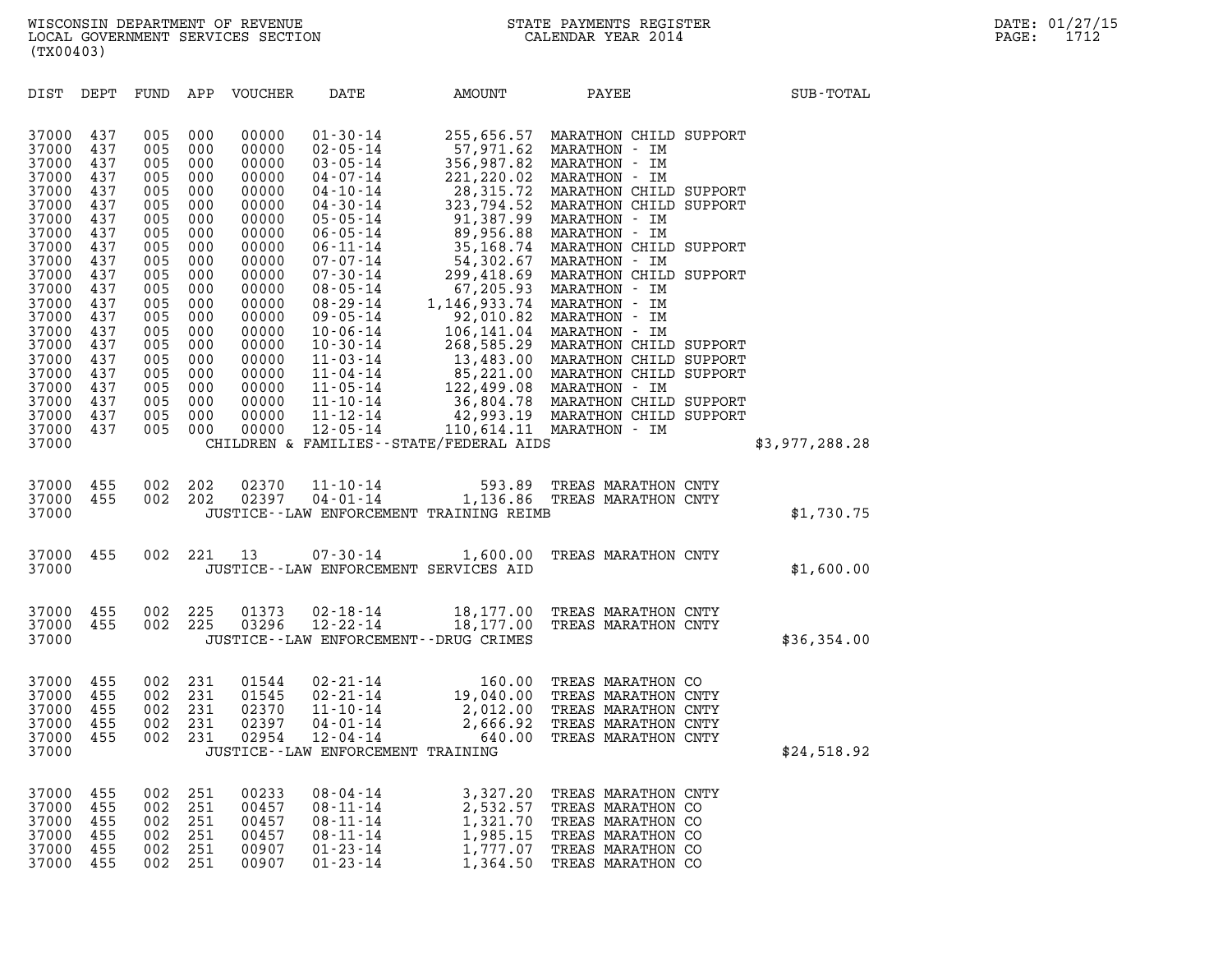WISCONSIN DEPARTMENT OF REVENUE
LOCAL GOVERNMENT SERVICES SECTION
(TX00403)

STATE PAYMENTS REGISTER
CALENDAR YEAR 2014

DATE: 01/27/15
PAGE: 1712

| DIST | DEPT | FUND | APP | VOUCHER | DATE | AMOUNT | PAYEE | SUB-TOTAL |
|---|---|---|---|---|---|---|---|---|
| 37000 | 437 | 005 | 000 | 00000 | 01-30-14 | 255,656.57 | MARATHON CHILD SUPPORT | |
| 37000 | 437 | 005 | 000 | 00000 | 02-05-14 | 57,971.62 | MARATHON - IM | |
| 37000 | 437 | 005 | 000 | 00000 | 03-05-14 | 356,987.82 | MARATHON - IM | |
| 37000 | 437 | 005 | 000 | 00000 | 04-07-14 | 221,220.02 | MARATHON - IM | |
| 37000 | 437 | 005 | 000 | 00000 | 04-10-14 | 28,315.72 | MARATHON CHILD SUPPORT | |
| 37000 | 437 | 005 | 000 | 00000 | 04-30-14 | 323,794.52 | MARATHON CHILD SUPPORT | |
| 37000 | 437 | 005 | 000 | 00000 | 05-05-14 | 91,387.99 | MARATHON - IM | |
| 37000 | 437 | 005 | 000 | 00000 | 06-05-14 | 89,956.88 | MARATHON - IM | |
| 37000 | 437 | 005 | 000 | 00000 | 06-11-14 | 35,168.74 | MARATHON CHILD SUPPORT | |
| 37000 | 437 | 005 | 000 | 00000 | 07-07-14 | 54,302.67 | MARATHON - IM | |
| 37000 | 437 | 005 | 000 | 00000 | 07-30-14 | 299,418.69 | MARATHON CHILD SUPPORT | |
| 37000 | 437 | 005 | 000 | 00000 | 08-05-14 | 67,205.93 | MARATHON - IM | |
| 37000 | 437 | 005 | 000 | 00000 | 08-29-14 | 1,146,933.74 | MARATHON - IM | |
| 37000 | 437 | 005 | 000 | 00000 | 09-05-14 | 92,010.82 | MARATHON - IM | |
| 37000 | 437 | 005 | 000 | 00000 | 10-06-14 | 106,141.04 | MARATHON - IM | |
| 37000 | 437 | 005 | 000 | 00000 | 10-30-14 | 268,585.29 | MARATHON CHILD SUPPORT | |
| 37000 | 437 | 005 | 000 | 00000 | 11-03-14 | 13,483.00 | MARATHON CHILD SUPPORT | |
| 37000 | 437 | 005 | 000 | 00000 | 11-04-14 | 85,221.00 | MARATHON CHILD SUPPORT | |
| 37000 | 437 | 005 | 000 | 00000 | 11-05-14 | 122,499.08 | MARATHON - IM | |
| 37000 | 437 | 005 | 000 | 00000 | 11-10-14 | 36,804.78 | MARATHON CHILD SUPPORT | |
| 37000 | 437 | 005 | 000 | 00000 | 11-12-14 | 42,993.19 | MARATHON CHILD SUPPORT | |
| 37000 | 437 | 005 | 000 | 00000 | 12-05-14 | 110,614.11 | MARATHON - IM | |
| 37000 | | | | | CHILDREN & FAMILIES--STATE/FEDERAL AIDS | | | $3,977,288.28 |
| 37000 | 455 | 002 | 202 | 02370 | 11-10-14 | 593.89 | TREAS MARATHON CNTY | |
| 37000 | 455 | 002 | 202 | 02397 | 04-01-14 | 1,136.86 | TREAS MARATHON CNTY | |
| 37000 | | | | | JUSTICE--LAW ENFORCEMENT TRAINING REIMB | | | $1,730.75 |
| 37000 | 455 | 002 | 221 | 13 | 07-30-14 | 1,600.00 | TREAS MARATHON CNTY | |
| 37000 | | | | | JUSTICE--LAW ENFORCEMENT SERVICES AID | | | $1,600.00 |
| 37000 | 455 | 002 | 225 | 01373 | 02-18-14 | 18,177.00 | TREAS MARATHON CNTY | |
| 37000 | 455 | 002 | 225 | 03296 | 12-22-14 | 18,177.00 | TREAS MARATHON CNTY | |
| 37000 | | | | | JUSTICE--LAW ENFORCEMENT--DRUG CRIMES | | | $36,354.00 |
| 37000 | 455 | 002 | 231 | 01544 | 02-21-14 | 160.00 | TREAS MARATHON CO | |
| 37000 | 455 | 002 | 231 | 01545 | 02-21-14 | 19,040.00 | TREAS MARATHON CNTY | |
| 37000 | 455 | 002 | 231 | 02370 | 11-10-14 | 2,012.00 | TREAS MARATHON CNTY | |
| 37000 | 455 | 002 | 231 | 02397 | 04-01-14 | 2,666.92 | TREAS MARATHON CNTY | |
| 37000 | 455 | 002 | 231 | 02954 | 12-04-14 | 640.00 | TREAS MARATHON CNTY | |
| 37000 | | | | | JUSTICE--LAW ENFORCEMENT TRAINING | | | $24,518.92 |
| 37000 | 455 | 002 | 251 | 00233 | 08-04-14 | 3,327.20 | TREAS MARATHON CNTY | |
| 37000 | 455 | 002 | 251 | 00457 | 08-11-14 | 2,532.57 | TREAS MARATHON CO | |
| 37000 | 455 | 002 | 251 | 00457 | 08-11-14 | 1,321.70 | TREAS MARATHON CO | |
| 37000 | 455 | 002 | 251 | 00457 | 08-11-14 | 1,985.15 | TREAS MARATHON CO | |
| 37000 | 455 | 002 | 251 | 00907 | 01-23-14 | 1,777.07 | TREAS MARATHON CO | |
| 37000 | 455 | 002 | 251 | 00907 | 01-23-14 | 1,364.50 | TREAS MARATHON CO | |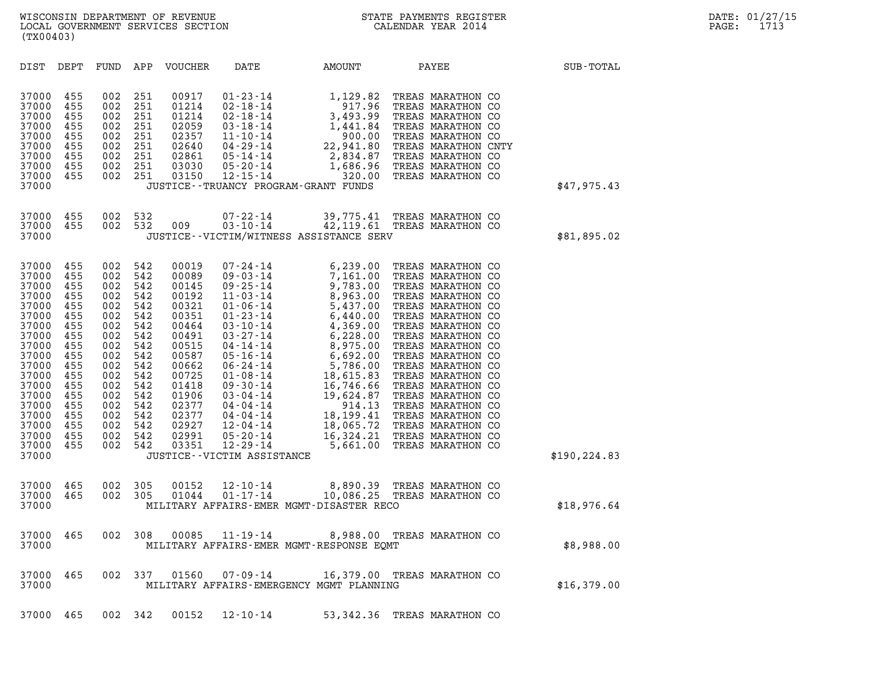WISCONSIN DEPARTMENT OF REVENUE
LOCAL GOVERNMENT SERVICES SECTION
(TX00403)

STATE PAYMENTS REGISTER
CALENDAR YEAR 2014

DATE: 01/27/15

| DIST | DEPT | FUND | APP | VOUCHER | DATE | AMOUNT | PAYEE | SUB-TOTAL |
|---|---|---|---|---|---|---|---|---|
| 37000 | 455 | 002 | 251 | 00917 | 01-23-14 | 1,129.82 | TREAS MARATHON CO | |
| 37000 | 455 | 002 | 251 | 01214 | 02-18-14 | 917.96 | TREAS MARATHON CO | |
| 37000 | 455 | 002 | 251 | 01214 | 02-18-14 | 3,493.99 | TREAS MARATHON CO | |
| 37000 | 455 | 002 | 251 | 02059 | 03-18-14 | 1,441.84 | TREAS MARATHON CO | |
| 37000 | 455 | 002 | 251 | 02357 | 11-10-14 | 900.00 | TREAS MARATHON CO | |
| 37000 | 455 | 002 | 251 | 02640 | 04-29-14 | 22,941.80 | TREAS MARATHON CNTY | |
| 37000 | 455 | 002 | 251 | 02861 | 05-14-14 | 2,834.87 | TREAS MARATHON CO | |
| 37000 | 455 | 002 | 251 | 03030 | 05-20-14 | 1,686.96 | TREAS MARATHON CO | |
| 37000 | 455 | 002 | 251 | 03150 | 12-15-14 | 320.00 | TREAS MARATHON CO | |
| 37000 | | | | | JUSTICE--TRUANCY PROGRAM-GRANT FUNDS | | | $47,975.43 |
| 37000 | 455 | 002 | 532 | | 07-22-14 | 39,775.41 | TREAS MARATHON CO | |
| 37000 | 455 | 002 | 532 | 009 | 03-10-14 | 42,119.61 | TREAS MARATHON CO | |
| 37000 | | | | | JUSTICE--VICTIM/WITNESS ASSISTANCE SERV | | | $81,895.02 |
| 37000 | 455 | 002 | 542 | 00019 | 07-24-14 | 6,239.00 | TREAS MARATHON CO | |
| 37000 | 455 | 002 | 542 | 00089 | 09-03-14 | 7,161.00 | TREAS MARATHON CO | |
| 37000 | 455 | 002 | 542 | 00145 | 09-25-14 | 9,783.00 | TREAS MARATHON CO | |
| 37000 | 455 | 002 | 542 | 00192 | 11-03-14 | 8,963.00 | TREAS MARATHON CO | |
| 37000 | 455 | 002 | 542 | 00321 | 01-06-14 | 5,437.00 | TREAS MARATHON CO | |
| 37000 | 455 | 002 | 542 | 00351 | 01-23-14 | 6,440.00 | TREAS MARATHON CO | |
| 37000 | 455 | 002 | 542 | 00464 | 03-10-14 | 4,369.00 | TREAS MARATHON CO | |
| 37000 | 455 | 002 | 542 | 00491 | 03-27-14 | 6,228.00 | TREAS MARATHON CO | |
| 37000 | 455 | 002 | 542 | 00515 | 04-14-14 | 8,975.00 | TREAS MARATHON CO | |
| 37000 | 455 | 002 | 542 | 00587 | 05-16-14 | 6,692.00 | TREAS MARATHON CO | |
| 37000 | 455 | 002 | 542 | 00662 | 06-24-14 | 5,786.00 | TREAS MARATHON CO | |
| 37000 | 455 | 002 | 542 | 00725 | 01-08-14 | 18,615.83 | TREAS MARATHON CO | |
| 37000 | 455 | 002 | 542 | 01418 | 09-30-14 | 16,746.66 | TREAS MARATHON CO | |
| 37000 | 455 | 002 | 542 | 01906 | 03-04-14 | 19,624.87 | TREAS MARATHON CO | |
| 37000 | 455 | 002 | 542 | 02377 | 04-04-14 | 914.13 | TREAS MARATHON CO | |
| 37000 | 455 | 002 | 542 | 02377 | 04-04-14 | 18,199.41 | TREAS MARATHON CO | |
| 37000 | 455 | 002 | 542 | 02927 | 12-04-14 | 18,065.72 | TREAS MARATHON CO | |
| 37000 | 455 | 002 | 542 | 02991 | 05-20-14 | 16,324.21 | TREAS MARATHON CO | |
| 37000 | 455 | 002 | 542 | 03351 | 12-29-14 | 5,661.00 | TREAS MARATHON CO | |
| 37000 | | | | | JUSTICE--VICTIM ASSISTANCE | | | $190,224.83 |
| 37000 | 465 | 002 | 305 | 00152 | 12-10-14 | 8,890.39 | TREAS MARATHON CO | |
| 37000 | 465 | 002 | 305 | 01044 | 01-17-14 | 10,086.25 | TREAS MARATHON CO | |
| 37000 | | | | | MILITARY AFFAIRS-EMER MGMT-DISASTER RECO | | | $18,976.64 |
| 37000 | 465 | 002 | 308 | 00085 | 11-19-14 | 8,988.00 | TREAS MARATHON CO | |
| 37000 | | | | | MILITARY AFFAIRS-EMER MGMT-RESPONSE EQMT | | | $8,988.00 |
| 37000 | 465 | 002 | 337 | 01560 | 07-09-14 | 16,379.00 | TREAS MARATHON CO | |
| 37000 | | | | | MILITARY AFFAIRS-EMERGENCY MGMT PLANNING | | | $16,379.00 |
| 37000 | 465 | 002 | 342 | 00152 | 12-10-14 | 53,342.36 | TREAS MARATHON CO | |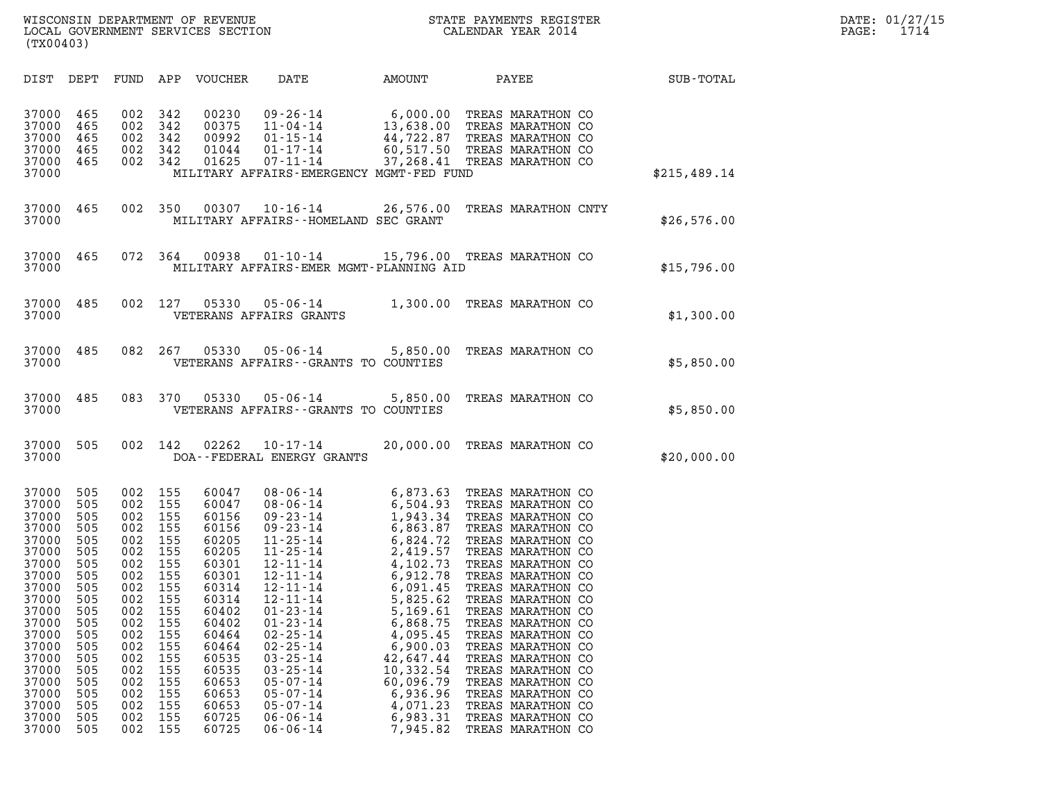WISCONSIN DEPARTMENT OF REVENUE
LOCAL GOVERNMENT SERVICES SECTION
(TX00403)

STATE PAYMENTS REGISTER
CALENDAR YEAR 2014

DATE: 01/27/15

| DIST | DEPT | FUND | APP | VOUCHER | DATE | AMOUNT | PAYEE | SUB-TOTAL |
|---|---|---|---|---|---|---|---|---|
| 37000 | 465 | 002 | 342 | 00230 | 09-26-14 | 6,000.00 | TREAS MARATHON CO | |
| 37000 | 465 | 002 | 342 | 00375 | 11-04-14 | 13,638.00 | TREAS MARATHON CO | |
| 37000 | 465 | 002 | 342 | 00992 | 01-15-14 | 44,722.87 | TREAS MARATHON CO | |
| 37000 | 465 | 002 | 342 | 01044 | 01-17-14 | 60,517.50 | TREAS MARATHON CO | |
| 37000 | 465 | 002 | 342 | 01625 | 07-11-14 | 37,268.41 | TREAS MARATHON CO | |
| 37000 | | | | | MILITARY AFFAIRS-EMERGENCY MGMT-FED FUND | | | $215,489.14 |
| 37000 | 465 | 002 | 350 | 00307 | 10-16-14 | 26,576.00 | TREAS MARATHON CNTY | |
| 37000 | | | | | MILITARY AFFAIRS--HOMELAND SEC GRANT | | | $26,576.00 |
| 37000 | 465 | 072 | 364 | 00938 | 01-10-14 | 15,796.00 | TREAS MARATHON CO | |
| 37000 | | | | | MILITARY AFFAIRS-EMER MGMT-PLANNING AID | | | $15,796.00 |
| 37000 | 485 | 002 | 127 | 05330 | 05-06-14 | 1,300.00 | TREAS MARATHON CO | |
| 37000 | | | | | VETERANS AFFAIRS GRANTS | | | $1,300.00 |
| 37000 | 485 | 082 | 267 | 05330 | 05-06-14 | 5,850.00 | TREAS MARATHON CO | |
| 37000 | | | | | VETERANS AFFAIRS--GRANTS TO COUNTIES | | | $5,850.00 |
| 37000 | 485 | 083 | 370 | 05330 | 05-06-14 | 5,850.00 | TREAS MARATHON CO | |
| 37000 | | | | | VETERANS AFFAIRS--GRANTS TO COUNTIES | | | $5,850.00 |
| 37000 | 505 | 002 | 142 | 02262 | 10-17-14 | 20,000.00 | TREAS MARATHON CO | |
| 37000 | | | | | DOA--FEDERAL ENERGY GRANTS | | | $20,000.00 |
| 37000 | 505 | 002 | 155 | 60047 | 08-06-14 | 6,873.63 | TREAS MARATHON CO | |
| 37000 | 505 | 002 | 155 | 60047 | 08-06-14 | 6,504.93 | TREAS MARATHON CO | |
| 37000 | 505 | 002 | 155 | 60156 | 09-23-14 | 1,943.34 | TREAS MARATHON CO | |
| 37000 | 505 | 002 | 155 | 60156 | 09-23-14 | 6,863.87 | TREAS MARATHON CO | |
| 37000 | 505 | 002 | 155 | 60205 | 11-25-14 | 6,824.72 | TREAS MARATHON CO | |
| 37000 | 505 | 002 | 155 | 60205 | 11-25-14 | 2,419.57 | TREAS MARATHON CO | |
| 37000 | 505 | 002 | 155 | 60301 | 12-11-14 | 4,102.73 | TREAS MARATHON CO | |
| 37000 | 505 | 002 | 155 | 60301 | 12-11-14 | 6,912.78 | TREAS MARATHON CO | |
| 37000 | 505 | 002 | 155 | 60314 | 12-11-14 | 6,091.45 | TREAS MARATHON CO | |
| 37000 | 505 | 002 | 155 | 60314 | 12-11-14 | 5,825.62 | TREAS MARATHON CO | |
| 37000 | 505 | 002 | 155 | 60402 | 01-23-14 | 5,169.61 | TREAS MARATHON CO | |
| 37000 | 505 | 002 | 155 | 60402 | 01-23-14 | 6,868.75 | TREAS MARATHON CO | |
| 37000 | 505 | 002 | 155 | 60464 | 02-25-14 | 4,095.45 | TREAS MARATHON CO | |
| 37000 | 505 | 002 | 155 | 60464 | 02-25-14 | 6,900.03 | TREAS MARATHON CO | |
| 37000 | 505 | 002 | 155 | 60535 | 03-25-14 | 42,647.44 | TREAS MARATHON CO | |
| 37000 | 505 | 002 | 155 | 60535 | 03-25-14 | 10,332.54 | TREAS MARATHON CO | |
| 37000 | 505 | 002 | 155 | 60653 | 05-07-14 | 60,096.79 | TREAS MARATHON CO | |
| 37000 | 505 | 002 | 155 | 60653 | 05-07-14 | 6,936.96 | TREAS MARATHON CO | |
| 37000 | 505 | 002 | 155 | 60653 | 05-07-14 | 4,071.23 | TREAS MARATHON CO | |
| 37000 | 505 | 002 | 155 | 60725 | 06-06-14 | 6,983.31 | TREAS MARATHON CO | |
| 37000 | 505 | 002 | 155 | 60725 | 06-06-14 | 7,945.82 | TREAS MARATHON CO | |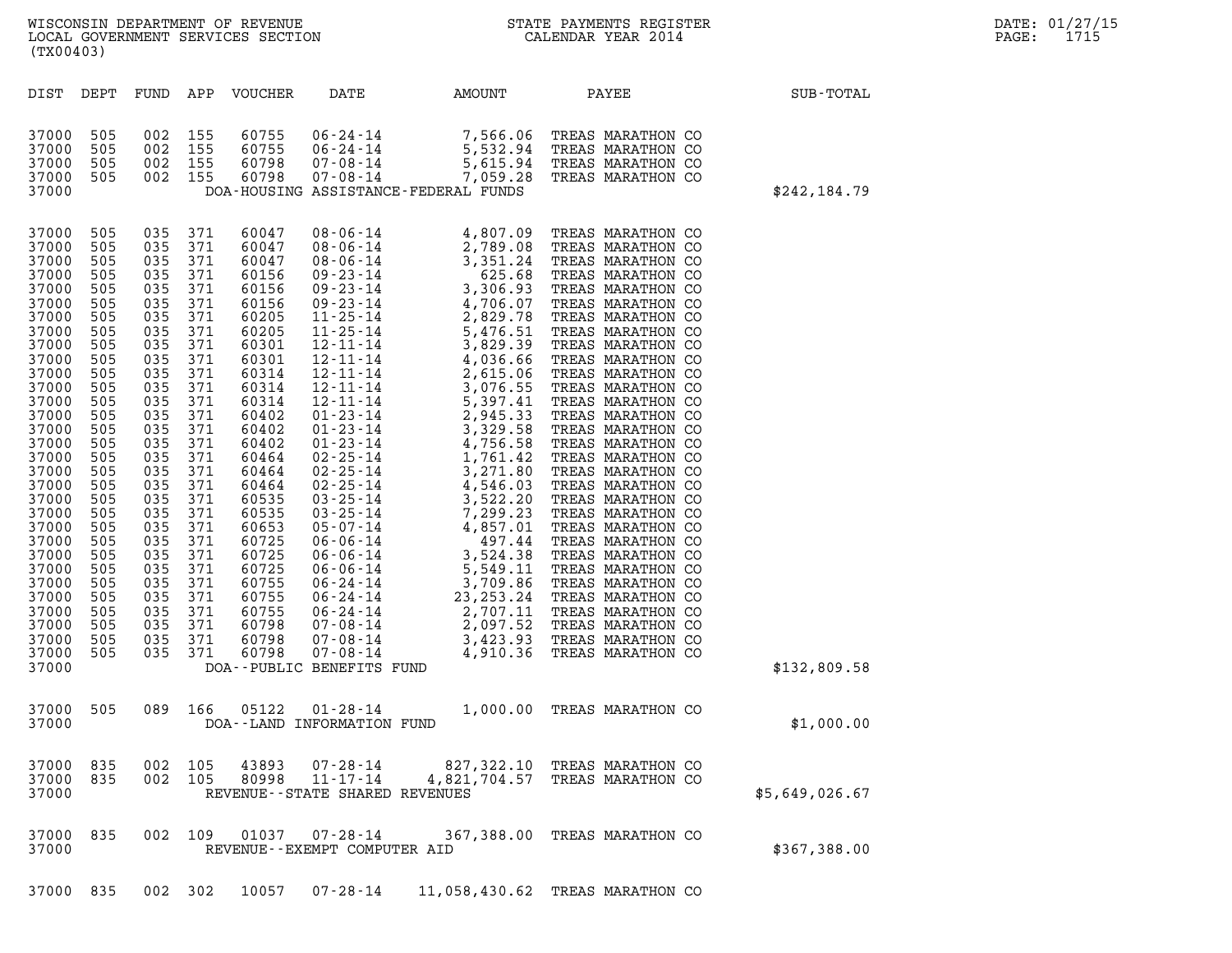| DIST | DEPT | FUND | APP | VOUCHER | DATE | AMOUNT | PAYEE | SUB-TOTAL |
|---|---|---|---|---|---|---|---|---|
| 37000 | 505 | 002 | 155 | 60755 | 06-24-14 | 7,566.06 | TREAS MARATHON CO | |
| 37000 | 505 | 002 | 155 | 60755 | 06-24-14 | 5,532.94 | TREAS MARATHON CO | |
| 37000 | 505 | 002 | 155 | 60798 | 07-08-14 | 5,615.94 | TREAS MARATHON CO | |
| 37000 | 505 | 002 | 155 | 60798 | 07-08-14 | 7,059.28 | TREAS MARATHON CO | |
| 37000 | | | | DOA-HOUSING ASSISTANCE-FEDERAL FUNDS | | | | $242,184.79 |
| 37000 | 505 | 035 | 371 | 60047 | 08-06-14 | 4,807.09 | TREAS MARATHON CO | |
| 37000 | 505 | 035 | 371 | 60047 | 08-06-14 | 2,789.08 | TREAS MARATHON CO | |
| 37000 | 505 | 035 | 371 | 60047 | 08-06-14 | 3,351.24 | TREAS MARATHON CO | |
| 37000 | 505 | 035 | 371 | 60156 | 09-23-14 | 625.68 | TREAS MARATHON CO | |
| 37000 | 505 | 035 | 371 | 60156 | 09-23-14 | 3,306.93 | TREAS MARATHON CO | |
| 37000 | 505 | 035 | 371 | 60156 | 09-23-14 | 4,706.07 | TREAS MARATHON CO | |
| 37000 | 505 | 035 | 371 | 60205 | 11-25-14 | 2,829.78 | TREAS MARATHON CO | |
| 37000 | 505 | 035 | 371 | 60205 | 11-25-14 | 5,476.51 | TREAS MARATHON CO | |
| 37000 | 505 | 035 | 371 | 60301 | 12-11-14 | 3,829.39 | TREAS MARATHON CO | |
| 37000 | 505 | 035 | 371 | 60301 | 12-11-14 | 4,036.66 | TREAS MARATHON CO | |
| 37000 | 505 | 035 | 371 | 60314 | 12-11-14 | 2,615.06 | TREAS MARATHON CO | |
| 37000 | 505 | 035 | 371 | 60314 | 12-11-14 | 3,076.55 | TREAS MARATHON CO | |
| 37000 | 505 | 035 | 371 | 60314 | 12-11-14 | 5,397.41 | TREAS MARATHON CO | |
| 37000 | 505 | 035 | 371 | 60402 | 01-23-14 | 2,945.33 | TREAS MARATHON CO | |
| 37000 | 505 | 035 | 371 | 60402 | 01-23-14 | 3,329.58 | TREAS MARATHON CO | |
| 37000 | 505 | 035 | 371 | 60402 | 01-23-14 | 4,756.58 | TREAS MARATHON CO | |
| 37000 | 505 | 035 | 371 | 60464 | 02-25-14 | 1,761.42 | TREAS MARATHON CO | |
| 37000 | 505 | 035 | 371 | 60464 | 02-25-14 | 3,271.80 | TREAS MARATHON CO | |
| 37000 | 505 | 035 | 371 | 60464 | 02-25-14 | 4,546.03 | TREAS MARATHON CO | |
| 37000 | 505 | 035 | 371 | 60535 | 03-25-14 | 3,522.20 | TREAS MARATHON CO | |
| 37000 | 505 | 035 | 371 | 60535 | 03-25-14 | 7,299.23 | TREAS MARATHON CO | |
| 37000 | 505 | 035 | 371 | 60653 | 05-07-14 | 4,857.01 | TREAS MARATHON CO | |
| 37000 | 505 | 035 | 371 | 60725 | 06-06-14 | 497.44 | TREAS MARATHON CO | |
| 37000 | 505 | 035 | 371 | 60725 | 06-06-14 | 3,524.38 | TREAS MARATHON CO | |
| 37000 | 505 | 035 | 371 | 60725 | 06-06-14 | 5,549.11 | TREAS MARATHON CO | |
| 37000 | 505 | 035 | 371 | 60755 | 06-24-14 | 3,709.86 | TREAS MARATHON CO | |
| 37000 | 505 | 035 | 371 | 60755 | 06-24-14 | 23,253.24 | TREAS MARATHON CO | |
| 37000 | 505 | 035 | 371 | 60755 | 06-24-14 | 2,707.11 | TREAS MARATHON CO | |
| 37000 | 505 | 035 | 371 | 60798 | 07-08-14 | 2,097.52 | TREAS MARATHON CO | |
| 37000 | 505 | 035 | 371 | 60798 | 07-08-14 | 3,423.93 | TREAS MARATHON CO | |
| 37000 | 505 | 035 | 371 | 60798 | 07-08-14 | 4,910.36 | TREAS MARATHON CO | |
| 37000 | | | | DOA--PUBLIC BENEFITS FUND | | | | $132,809.58 |
| 37000 | 505 | 089 | 166 | 05122 | 01-28-14 | 1,000.00 | TREAS MARATHON CO | |
| 37000 | | | | DOA--LAND INFORMATION FUND | | | | $1,000.00 |
| 37000 | 835 | 002 | 105 | 43893 | 07-28-14 | 827,322.10 | TREAS MARATHON CO | |
| 37000 | 835 | 002 | 105 | 80998 | 11-17-14 | 4,821,704.57 | TREAS MARATHON CO | |
| 37000 | | | | REVENUE--STATE SHARED REVENUES | | | | $5,649,026.67 |
| 37000 | 835 | 002 | 109 | 01037 | 07-28-14 | 367,388.00 | TREAS MARATHON CO | |
| 37000 | | | | REVENUE--EXEMPT COMPUTER AID | | | | $367,388.00 |
| 37000 | 835 | 002 | 302 | 10057 | 07-28-14 | 11,058,430.62 | TREAS MARATHON CO | |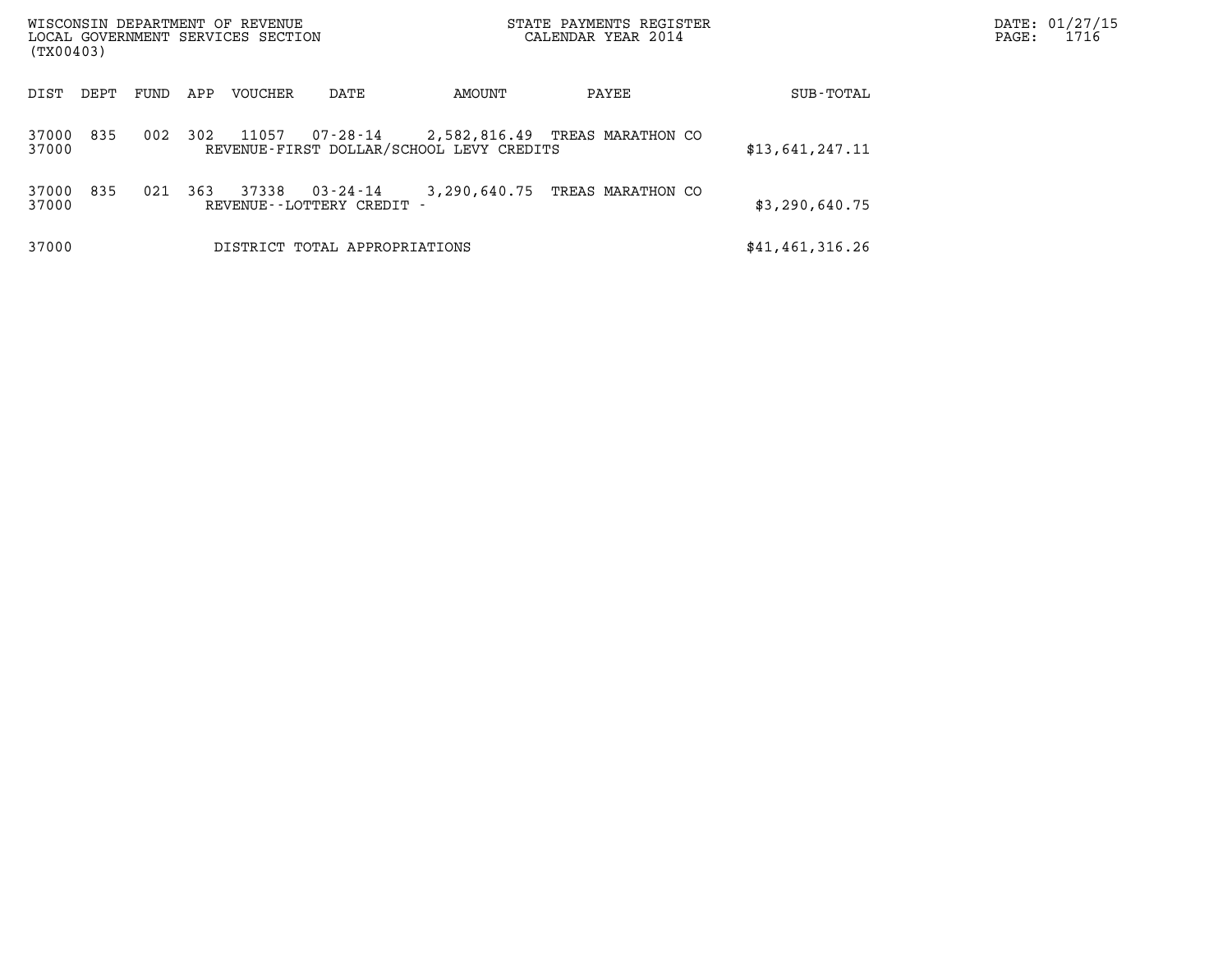WISCONSIN DEPARTMENT OF REVENUE
LOCAL GOVERNMENT SERVICES SECTION
(TX00403)

STATE PAYMENTS REGISTER
CALENDAR YEAR 2014

DATE: 01/27/15
PAGE: 1716

| DIST | DEPT | FUND | APP | VOUCHER | DATE | AMOUNT | PAYEE | SUB-TOTAL |
|---|---|---|---|---|---|---|---|---|
| 37000 | 835 | 002 | 302 | 11057 | 07-28-14 | 2,582,816.49 | TREAS MARATHON CO | |
| 37000 | | | | REVENUE-FIRST DOLLAR/SCHOOL LEVY CREDITS | | | | $13,641,247.11 |
| 37000 | 835 | 021 | 363 | 37338 | 03-24-14 | 3,290,640.75 | TREAS MARATHON CO | |
| 37000 | | | | REVENUE--LOTTERY CREDIT - | | | | $3,290,640.75 |
| 37000 | | | | DISTRICT TOTAL APPROPRIATIONS | | | | $41,461,316.26 |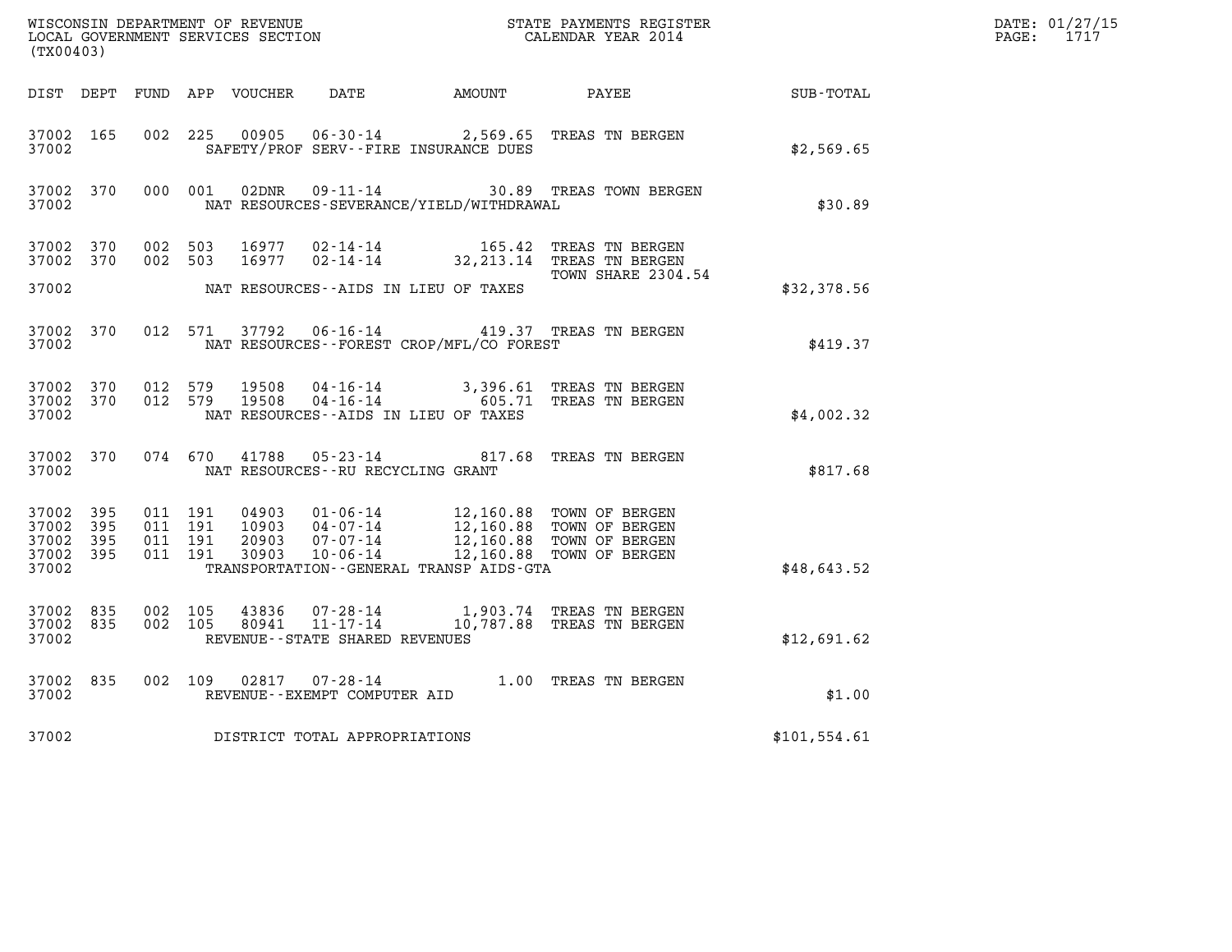WISCONSIN DEPARTMENT OF REVENUE
LOCAL GOVERNMENT SERVICES SECTION
(TX00403)

STATE PAYMENTS REGISTER
CALENDAR YEAR 2014

DATE: 01/27/15
PAGE: 1717

| DIST | DEPT | FUND | APP | VOUCHER | DATE | AMOUNT | PAYEE | SUB-TOTAL |
|---|---|---|---|---|---|---|---|---|
| 37002 | 165 | 002 | 225 | 00905 | 06-30-14 | 2,569.65 | TREAS TN BERGEN | |
| 37002 | | | | | SAFETY/PROF SERV--FIRE INSURANCE DUES | | | $2,569.65 |
| 37002 | 370 | 000 | 001 | 02DNR | 09-11-14 | 30.89 | TREAS TOWN BERGEN | |
| 37002 | | | | | NAT RESOURCES-SEVERANCE/YIELD/WITHDRAWAL | | | $30.89 |
| 37002 | 370 | 002 | 503 | 16977 | 02-14-14 | 165.42 | TREAS TN BERGEN | |
| 37002 | 370 | 002 | 503 | 16977 | 02-14-14 | 32,213.14 | TREAS TN BERGEN TOWN SHARE 2304.54 | |
| 37002 | | | | | NAT RESOURCES--AIDS IN LIEU OF TAXES | | | $32,378.56 |
| 37002 | 370 | 012 | 571 | 37792 | 06-16-14 | 419.37 | TREAS TN BERGEN | |
| 37002 | | | | | NAT RESOURCES--FOREST CROP/MFL/CO FOREST | | | $419.37 |
| 37002 | 370 | 012 | 579 | 19508 | 04-16-14 | 3,396.61 | TREAS TN BERGEN | |
| 37002 | 370 | 012 | 579 | 19508 | 04-16-14 | 605.71 | TREAS TN BERGEN | |
| 37002 | | | | | NAT RESOURCES--AIDS IN LIEU OF TAXES | | | $4,002.32 |
| 37002 | 370 | 074 | 670 | 41788 | 05-23-14 | 817.68 | TREAS TN BERGEN | |
| 37002 | | | | | NAT RESOURCES--RU RECYCLING GRANT | | | $817.68 |
| 37002 | 395 | 011 | 191 | 04903 | 01-06-14 | 12,160.88 | TOWN OF BERGEN | |
| 37002 | 395 | 011 | 191 | 10903 | 04-07-14 | 12,160.88 | TOWN OF BERGEN | |
| 37002 | 395 | 011 | 191 | 20903 | 07-07-14 | 12,160.88 | TOWN OF BERGEN | |
| 37002 | 395 | 011 | 191 | 30903 | 10-06-14 | 12,160.88 | TOWN OF BERGEN | |
| 37002 | | | | | TRANSPORTATION--GENERAL TRANSP AIDS-GTA | | | $48,643.52 |
| 37002 | 835 | 002 | 105 | 43836 | 07-28-14 | 1,903.74 | TREAS TN BERGEN | |
| 37002 | 835 | 002 | 105 | 80941 | 11-17-14 | 10,787.88 | TREAS TN BERGEN | |
| 37002 | | | | | REVENUE--STATE SHARED REVENUES | | | $12,691.62 |
| 37002 | 835 | 002 | 109 | 02817 | 07-28-14 | 1.00 | TREAS TN BERGEN | |
| 37002 | | | | | REVENUE--EXEMPT COMPUTER AID | | | $1.00 |
| 37002 | | | | | DISTRICT TOTAL APPROPRIATIONS | | | $101,554.61 |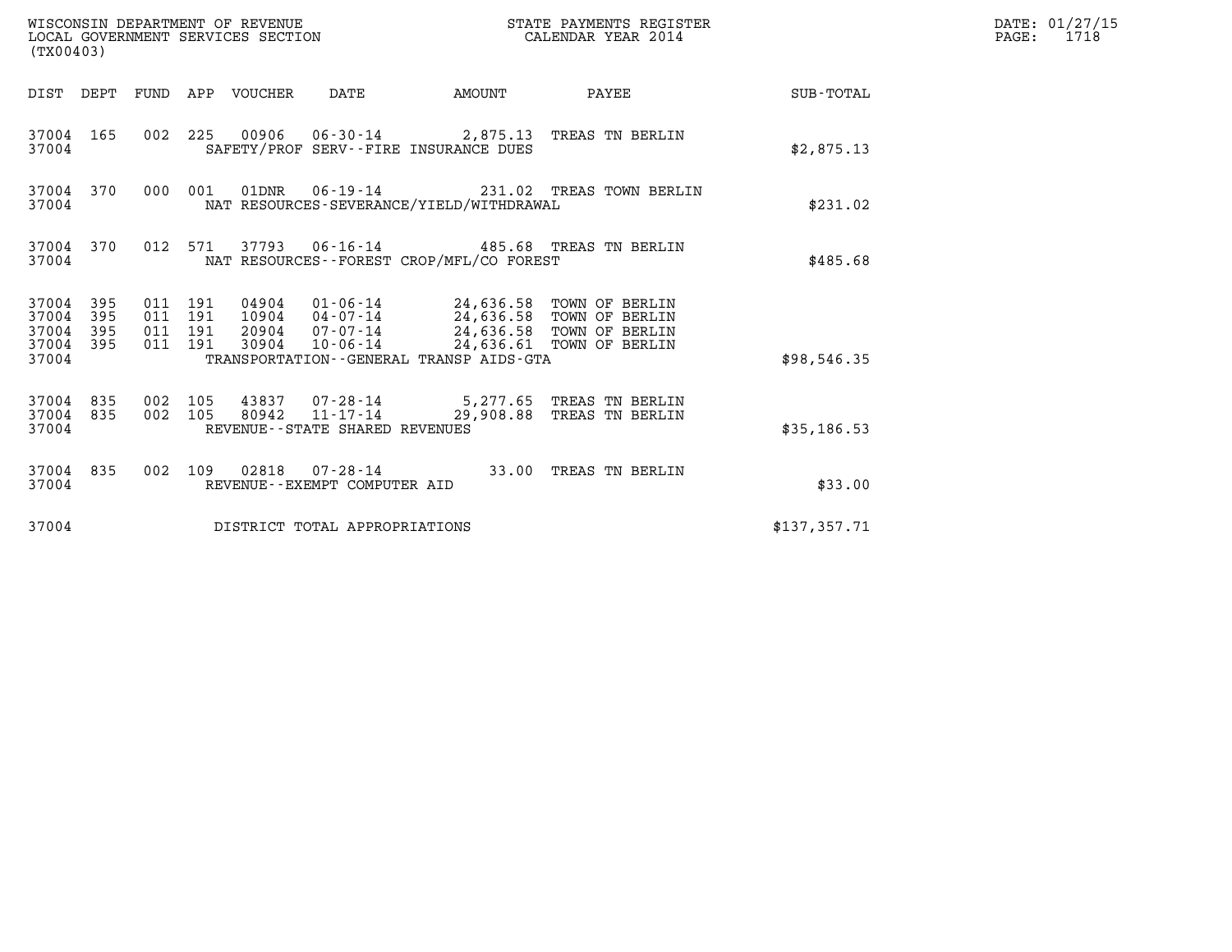WISCONSIN DEPARTMENT OF REVENUE
LOCAL GOVERNMENT SERVICES SECTION
(TX00403)

STATE PAYMENTS REGISTER
CALENDAR YEAR 2014

DATE: 01/27/15
PAGE: 1718

| DIST | DEPT | FUND | APP | VOUCHER | DATE | AMOUNT | PAYEE | SUB-TOTAL |
|---|---|---|---|---|---|---|---|---|
| 37004 | 165 | 002 | 225 | 00906 | 06-30-14 | 2,875.13 | TREAS TN BERLIN | |
| 37004 | | | | | SAFETY/PROF SERV--FIRE INSURANCE DUES | | | $2,875.13 |
| 37004 | 370 | 000 | 001 | 01DNR | 06-19-14 | 231.02 | TREAS TOWN BERLIN | |
| 37004 | | | | | NAT RESOURCES-SEVERANCE/YIELD/WITHDRAWAL | | | $231.02 |
| 37004 | 370 | 012 | 571 | 37793 | 06-16-14 | 485.68 | TREAS TN BERLIN | |
| 37004 | | | | | NAT RESOURCES--FOREST CROP/MFL/CO FOREST | | | $485.68 |
| 37004 | 395 | 011 | 191 | 04904 | 01-06-14 | 24,636.58 | TOWN OF BERLIN | |
| 37004 | 395 | 011 | 191 | 10904 | 04-07-14 | 24,636.58 | TOWN OF BERLIN | |
| 37004 | 395 | 011 | 191 | 20904 | 07-07-14 | 24,636.58 | TOWN OF BERLIN | |
| 37004 | 395 | 011 | 191 | 30904 | 10-06-14 | 24,636.61 | TOWN OF BERLIN | |
| 37004 | | | | | TRANSPORTATION--GENERAL TRANSP AIDS-GTA | | | $98,546.35 |
| 37004 | 835 | 002 | 105 | 43837 | 07-28-14 | 5,277.65 | TREAS TN BERLIN | |
| 37004 | 835 | 002 | 105 | 80942 | 11-17-14 | 29,908.88 | TREAS TN BERLIN | |
| 37004 | | | | | REVENUE--STATE SHARED REVENUES | | | $35,186.53 |
| 37004 | 835 | 002 | 109 | 02818 | 07-28-14 | 33.00 | TREAS TN BERLIN | |
| 37004 | | | | | REVENUE--EXEMPT COMPUTER AID | | | $33.00 |
| 37004 | | | | | DISTRICT TOTAL APPROPRIATIONS | | | $137,357.71 |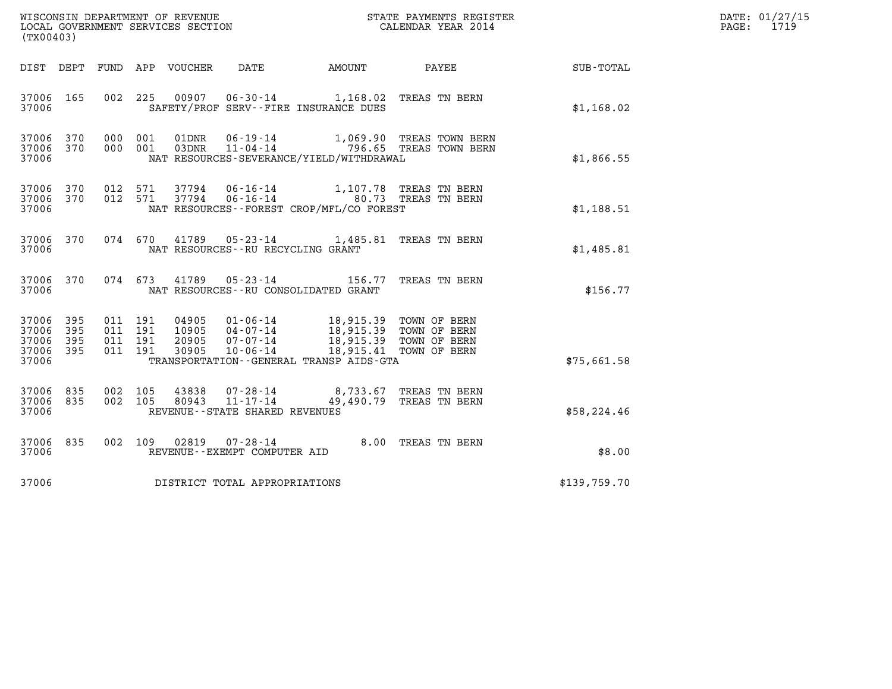WISCONSIN DEPARTMENT OF REVENUE
LOCAL GOVERNMENT SERVICES SECTION
(TX00403)

STATE PAYMENTS REGISTER
CALENDAR YEAR 2014

DATE: 01/27/15
PAGE: 1719

| DIST | DEPT | FUND | APP | VOUCHER | DATE | AMOUNT | PAYEE | SUB-TOTAL |
|---|---|---|---|---|---|---|---|---|
| 37006 | 165 | 002 | 225 | 00907 | 06-30-14 | 1,168.02 | TREAS TN BERN | |
| 37006 | | | | | SAFETY/PROF SERV--FIRE INSURANCE DUES | | | $1,168.02 |
| 37006 | 370 | 000 | 001 | 01DNR | 06-19-14 | 1,069.90 | TREAS TOWN BERN | |
| 37006 | 370 | 000 | 001 | 03DNR | 11-04-14 | 796.65 | TREAS TOWN BERN | |
| 37006 | | | | | NAT RESOURCES-SEVERANCE/YIELD/WITHDRAWAL | | | $1,866.55 |
| 37006 | 370 | 012 | 571 | 37794 | 06-16-14 | 1,107.78 | TREAS TN BERN | |
| 37006 | 370 | 012 | 571 | 37794 | 06-16-14 | 80.73 | TREAS TN BERN | |
| 37006 | | | | | NAT RESOURCES--FOREST CROP/MFL/CO FOREST | | | $1,188.51 |
| 37006 | 370 | 074 | 670 | 41789 | 05-23-14 | 1,485.81 | TREAS TN BERN | |
| 37006 | | | | | NAT RESOURCES--RU RECYCLING GRANT | | | $1,485.81 |
| 37006 | 370 | 074 | 673 | 41789 | 05-23-14 | 156.77 | TREAS TN BERN | |
| 37006 | | | | | NAT RESOURCES--RU CONSOLIDATED GRANT | | | $156.77 |
| 37006 | 395 | 011 | 191 | 04905 | 01-06-14 | 18,915.39 | TOWN OF BERN | |
| 37006 | 395 | 011 | 191 | 10905 | 04-07-14 | 18,915.39 | TOWN OF BERN | |
| 37006 | 395 | 011 | 191 | 20905 | 07-07-14 | 18,915.39 | TOWN OF BERN | |
| 37006 | 395 | 011 | 191 | 30905 | 10-06-14 | 18,915.41 | TOWN OF BERN | |
| 37006 | | | | | TRANSPORTATION--GENERAL TRANSP AIDS-GTA | | | $75,661.58 |
| 37006 | 835 | 002 | 105 | 43838 | 07-28-14 | 8,733.67 | TREAS TN BERN | |
| 37006 | 835 | 002 | 105 | 80943 | 11-17-14 | 49,490.79 | TREAS TN BERN | |
| 37006 | | | | | REVENUE--STATE SHARED REVENUES | | | $58,224.46 |
| 37006 | 835 | 002 | 109 | 02819 | 07-28-14 | 8.00 | TREAS TN BERN | |
| 37006 | | | | | REVENUE--EXEMPT COMPUTER AID | | | $8.00 |
| 37006 | | | | | DISTRICT TOTAL APPROPRIATIONS | | | $139,759.70 |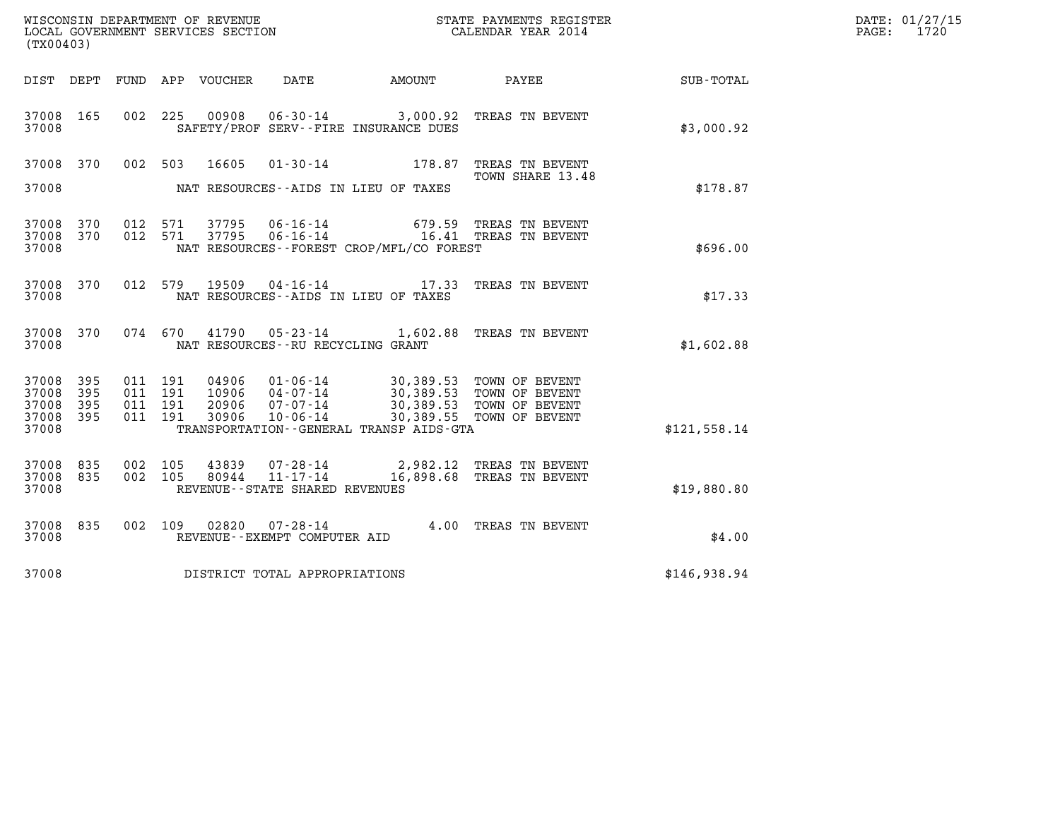WISCONSIN DEPARTMENT OF REVENUE
LOCAL GOVERNMENT SERVICES SECTION
(TX00403)

STATE PAYMENTS REGISTER
CALENDAR YEAR 2014

DATE: 01/27/15
PAGE: 1720

| DIST | DEPT | FUND | APP | VOUCHER | DATE | AMOUNT | PAYEE | SUB-TOTAL |
|---|---|---|---|---|---|---|---|---|
| 37008 | 165 | 002 | 225 | 00908 | 06-30-14 | 3,000.92 | TREAS TN BEVENT | |
| 37008 | | | | | SAFETY/PROF SERV--FIRE INSURANCE DUES | | | $3,000.92 |
| 37008 | 370 | 002 | 503 | 16605 | 01-30-14 | 178.87 | TREAS TN BEVENT TOWN SHARE 13.48 | |
| 37008 | | | | | NAT RESOURCES--AIDS IN LIEU OF TAXES | | | $178.87 |
| 37008 | 370 | 012 | 571 | 37795 | 06-16-14 | 679.59 | TREAS TN BEVENT | |
| 37008 | 370 | 012 | 571 | 37795 | 06-16-14 | 16.41 | TREAS TN BEVENT | |
| 37008 | | | | | NAT RESOURCES--FOREST CROP/MFL/CO FOREST | | | $696.00 |
| 37008 | 370 | 012 | 579 | 19509 | 04-16-14 | 17.33 | TREAS TN BEVENT | |
| 37008 | | | | | NAT RESOURCES--AIDS IN LIEU OF TAXES | | | $17.33 |
| 37008 | 370 | 074 | 670 | 41790 | 05-23-14 | 1,602.88 | TREAS TN BEVENT | |
| 37008 | | | | | NAT RESOURCES--RU RECYCLING GRANT | | | $1,602.88 |
| 37008 | 395 | 011 | 191 | 04906 | 01-06-14 | 30,389.53 | TOWN OF BEVENT | |
| 37008 | 395 | 011 | 191 | 10906 | 04-07-14 | 30,389.53 | TOWN OF BEVENT | |
| 37008 | 395 | 011 | 191 | 20906 | 07-07-14 | 30,389.53 | TOWN OF BEVENT | |
| 37008 | 395 | 011 | 191 | 30906 | 10-06-14 | 30,389.55 | TOWN OF BEVENT | |
| 37008 | | | | | TRANSPORTATION--GENERAL TRANSP AIDS-GTA | | | $121,558.14 |
| 37008 | 835 | 002 | 105 | 43839 | 07-28-14 | 2,982.12 | TREAS TN BEVENT | |
| 37008 | 835 | 002 | 105 | 80944 | 11-17-14 | 16,898.68 | TREAS TN BEVENT | |
| 37008 | | | | | REVENUE--STATE SHARED REVENUES | | | $19,880.80 |
| 37008 | 835 | 002 | 109 | 02820 | 07-28-14 | 4.00 | TREAS TN BEVENT | |
| 37008 | | | | | REVENUE--EXEMPT COMPUTER AID | | | $4.00 |
| 37008 | | | | | DISTRICT TOTAL APPROPRIATIONS | | | $146,938.94 |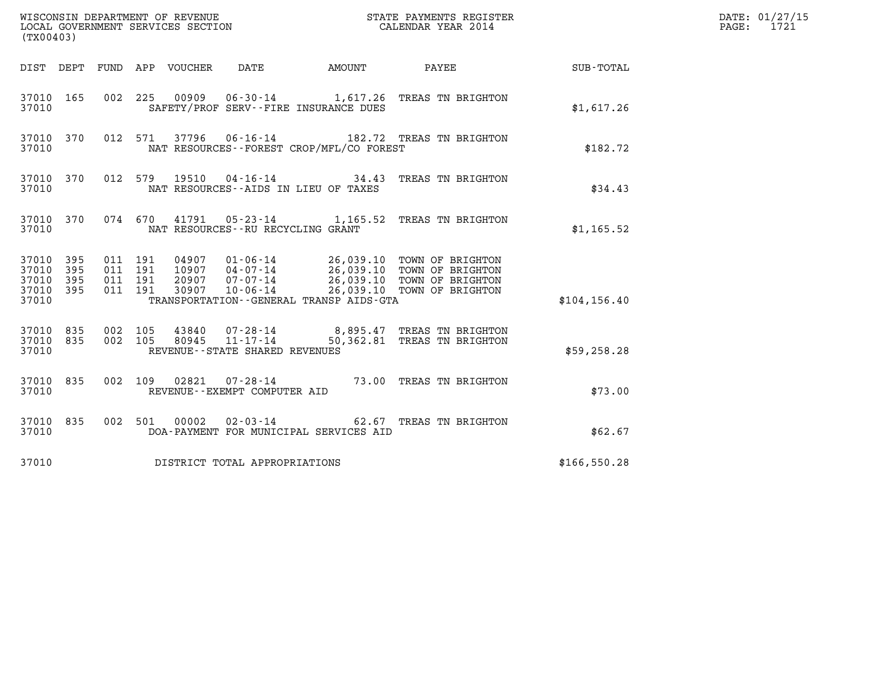WISCONSIN DEPARTMENT OF REVENUE
LOCAL GOVERNMENT SERVICES SECTION
(TX00403)

STATE PAYMENTS REGISTER
CALENDAR YEAR 2014

DATE: 01/27/15
PAGE: 1721

| DIST | DEPT | FUND | APP | VOUCHER | DATE | AMOUNT | PAYEE | SUB-TOTAL |
|---|---|---|---|---|---|---|---|---|
| 37010 | 165 | 002 | 225 | 00909 | 06-30-14 | 1,617.26 | TREAS TN BRIGHTON | |
| 37010 | | | | | SAFETY/PROF SERV--FIRE INSURANCE DUES | | | $1,617.26 |
| 37010 | 370 | 012 | 571 | 37796 | 06-16-14 | 182.72 | TREAS TN BRIGHTON | |
| 37010 | | | | | NAT RESOURCES--FOREST CROP/MFL/CO FOREST | | | $182.72 |
| 37010 | 370 | 012 | 579 | 19510 | 04-16-14 | 34.43 | TREAS TN BRIGHTON | |
| 37010 | | | | | NAT RESOURCES--AIDS IN LIEU OF TAXES | | | $34.43 |
| 37010 | 370 | 074 | 670 | 41791 | 05-23-14 | 1,165.52 | TREAS TN BRIGHTON | |
| 37010 | | | | | NAT RESOURCES--RU RECYCLING GRANT | | | $1,165.52 |
| 37010 | 395 | 011 | 191 | 04907 | 01-06-14 | 26,039.10 | TOWN OF BRIGHTON | |
| 37010 | 395 | 011 | 191 | 10907 | 04-07-14 | 26,039.10 | TOWN OF BRIGHTON | |
| 37010 | 395 | 011 | 191 | 20907 | 07-07-14 | 26,039.10 | TOWN OF BRIGHTON | |
| 37010 | 395 | 011 | 191 | 30907 | 10-06-14 | 26,039.10 | TOWN OF BRIGHTON | |
| 37010 | | | | | TRANSPORTATION--GENERAL TRANSP AIDS-GTA | | | $104,156.40 |
| 37010 | 835 | 002 | 105 | 43840 | 07-28-14 | 8,895.47 | TREAS TN BRIGHTON | |
| 37010 | 835 | 002 | 105 | 80945 | 11-17-14 | 50,362.81 | TREAS TN BRIGHTON | |
| 37010 | | | | | REVENUE--STATE SHARED REVENUES | | | $59,258.28 |
| 37010 | 835 | 002 | 109 | 02821 | 07-28-14 | 73.00 | TREAS TN BRIGHTON | |
| 37010 | | | | | REVENUE--EXEMPT COMPUTER AID | | | $73.00 |
| 37010 | 835 | 002 | 501 | 00002 | 02-03-14 | 62.67 | TREAS TN BRIGHTON | |
| 37010 | | | | | DOA-PAYMENT FOR MUNICIPAL SERVICES AID | | | $62.67 |
| 37010 | | | | | DISTRICT TOTAL APPROPRIATIONS | | | $166,550.28 |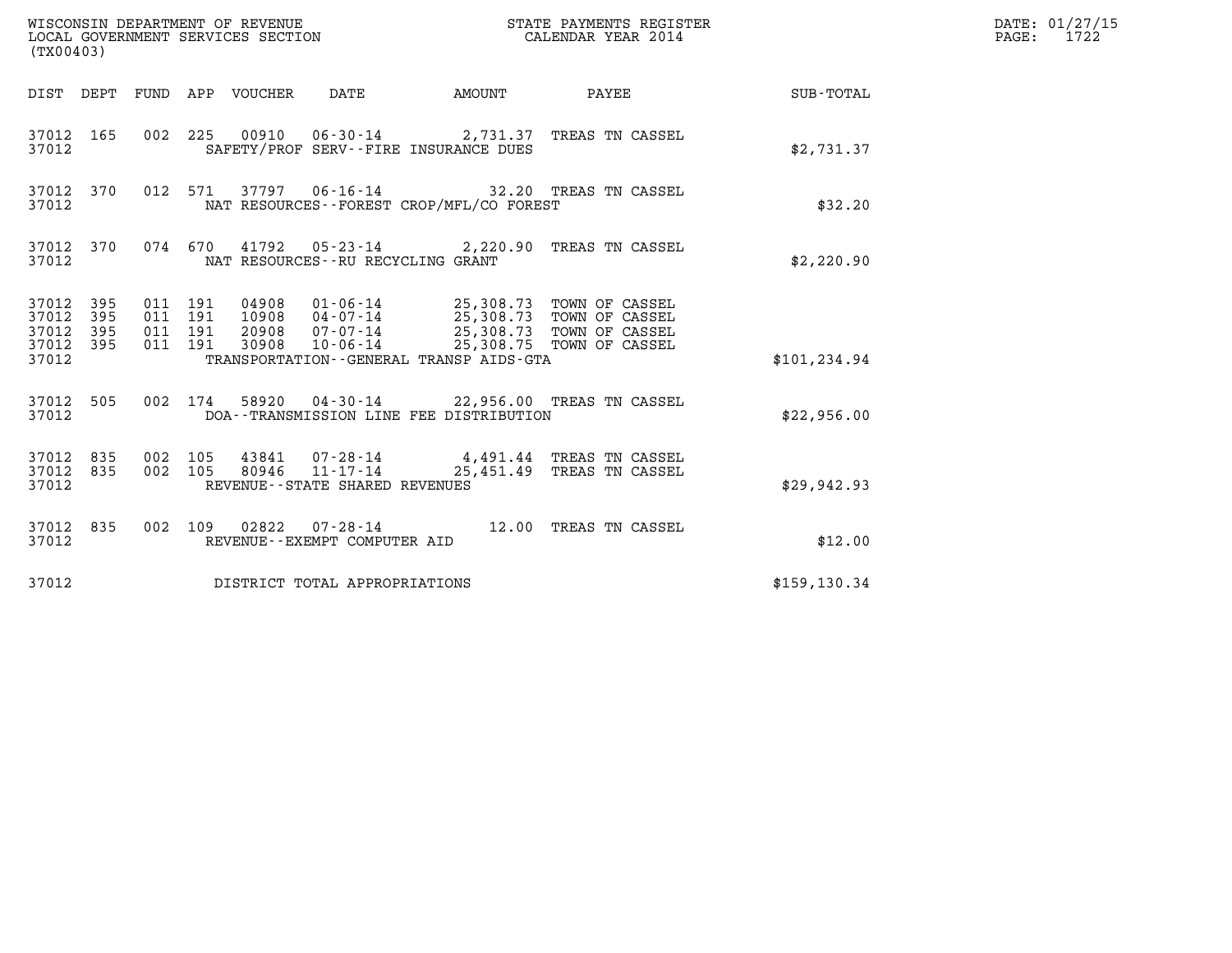WISCONSIN DEPARTMENT OF REVENUE
LOCAL GOVERNMENT SERVICES SECTION
(TX00403)

STATE PAYMENTS REGISTER
CALENDAR YEAR 2014

DATE: 01/27/15
PAGE: 1722

| DIST | DEPT | FUND | APP | VOUCHER | DATE | AMOUNT | PAYEE | SUB-TOTAL |
|---|---|---|---|---|---|---|---|---|
| 37012 | 165 | 002 | 225 | 00910 | 06-30-14 | 2,731.37 | TREAS TN CASSEL | |
| 37012 | | | | SAFETY/PROF SERV--FIRE INSURANCE DUES | | | | $2,731.37 |
| 37012 | 370 | 012 | 571 | 37797 | 06-16-14 | 32.20 | TREAS TN CASSEL | |
| 37012 | | | | NAT RESOURCES--FOREST CROP/MFL/CO FOREST | | | | $32.20 |
| 37012 | 370 | 074 | 670 | 41792 | 05-23-14 | 2,220.90 | TREAS TN CASSEL | |
| 37012 | | | | NAT RESOURCES--RU RECYCLING GRANT | | | | $2,220.90 |
| 37012 | 395 | 011 | 191 | 04908 | 01-06-14 | 25,308.73 | TOWN OF CASSEL | |
| 37012 | 395 | 011 | 191 | 10908 | 04-07-14 | 25,308.73 | TOWN OF CASSEL | |
| 37012 | 395 | 011 | 191 | 20908 | 07-07-14 | 25,308.73 | TOWN OF CASSEL | |
| 37012 | 395 | 011 | 191 | 30908 | 10-06-14 | 25,308.75 | TOWN OF CASSEL | |
| 37012 | | | | TRANSPORTATION--GENERAL TRANSP AIDS-GTA | | | | $101,234.94 |
| 37012 | 505 | 002 | 174 | 58920 | 04-30-14 | 22,956.00 | TREAS TN CASSEL | |
| 37012 | | | | DOA--TRANSMISSION LINE FEE DISTRIBUTION | | | | $22,956.00 |
| 37012 | 835 | 002 | 105 | 43841 | 07-28-14 | 4,491.44 | TREAS TN CASSEL | |
| 37012 | 835 | 002 | 105 | 80946 | 11-17-14 | 25,451.49 | TREAS TN CASSEL | |
| 37012 | | | | REVENUE--STATE SHARED REVENUES | | | | $29,942.93 |
| 37012 | 835 | 002 | 109 | 02822 | 07-28-14 | 12.00 | TREAS TN CASSEL | |
| 37012 | | | | REVENUE--EXEMPT COMPUTER AID | | | | $12.00 |
| 37012 | | | | DISTRICT TOTAL APPROPRIATIONS | | | | $159,130.34 |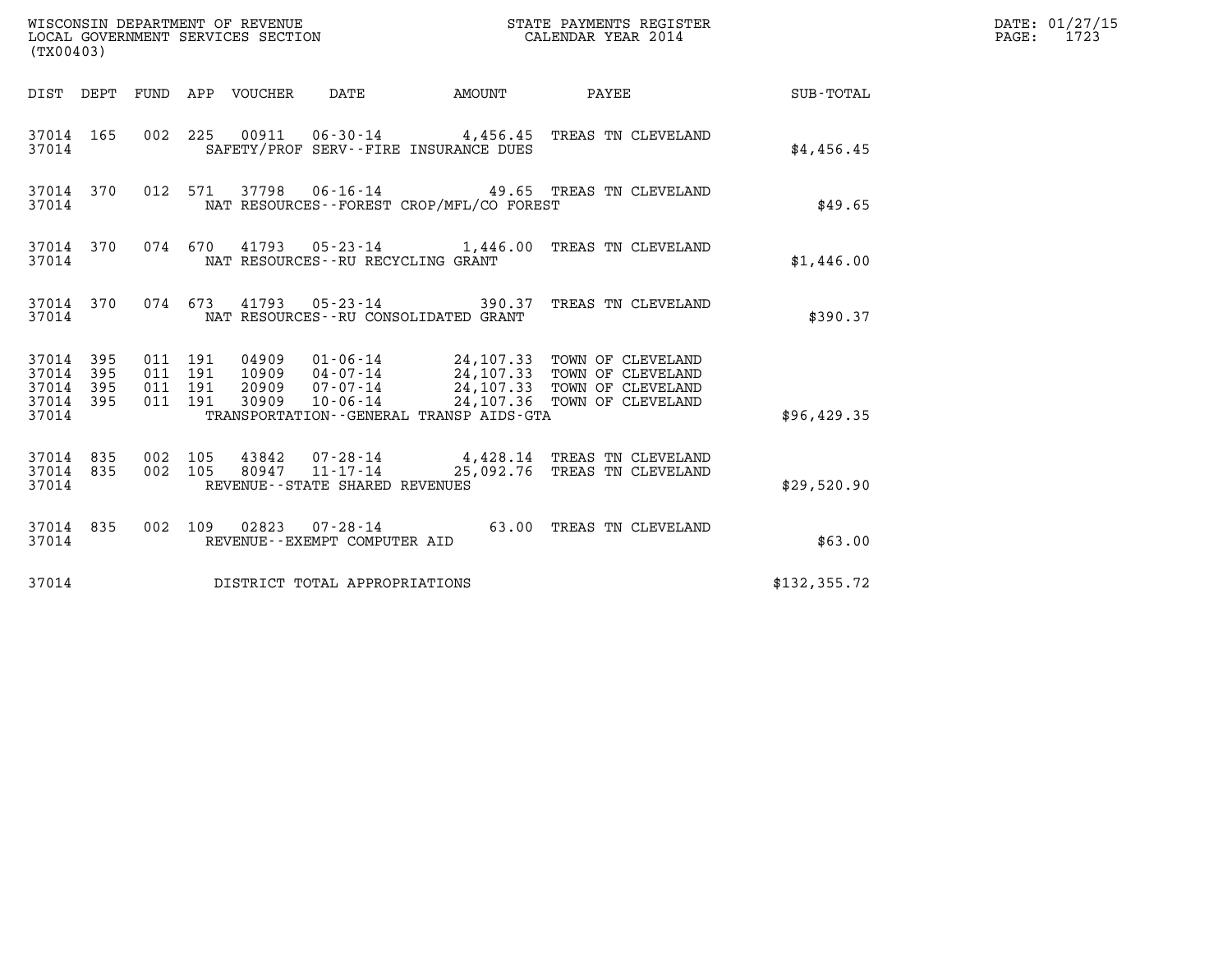WISCONSIN DEPARTMENT OF REVENUE
LOCAL GOVERNMENT SERVICES SECTION
(TX00403)

STATE PAYMENTS REGISTER
CALENDAR YEAR 2014

DATE: 01/27/15
PAGE: 1723

| DIST | DEPT | FUND | APP | VOUCHER | DATE | AMOUNT | PAYEE | SUB-TOTAL |
|---|---|---|---|---|---|---|---|---|
| 37014 | 165 | 002 | 225 | 00911 | 06-30-14 | 4,456.45 | TREAS TN CLEVELAND | |
| 37014 | | | | | SAFETY/PROF SERV--FIRE INSURANCE DUES | | | $4,456.45 |
| 37014 | 370 | 012 | 571 | 37798 | 06-16-14 | 49.65 | TREAS TN CLEVELAND | |
| 37014 | | | | | NAT RESOURCES--FOREST CROP/MFL/CO FOREST | | | $49.65 |
| 37014 | 370 | 074 | 670 | 41793 | 05-23-14 | 1,446.00 | TREAS TN CLEVELAND | |
| 37014 | | | | | NAT RESOURCES--RU RECYCLING GRANT | | | $1,446.00 |
| 37014 | 370 | 074 | 673 | 41793 | 05-23-14 | 390.37 | TREAS TN CLEVELAND | |
| 37014 | | | | | NAT RESOURCES--RU CONSOLIDATED GRANT | | | $390.37 |
| 37014 | 395 | 011 | 191 | 04909 | 01-06-14 | 24,107.33 | TOWN OF CLEVELAND | |
| 37014 | 395 | 011 | 191 | 10909 | 04-07-14 | 24,107.33 | TOWN OF CLEVELAND | |
| 37014 | 395 | 011 | 191 | 20909 | 07-07-14 | 24,107.33 | TOWN OF CLEVELAND | |
| 37014 | 395 | 011 | 191 | 30909 | 10-06-14 | 24,107.36 | TOWN OF CLEVELAND | |
| 37014 | | | | | TRANSPORTATION--GENERAL TRANSP AIDS-GTA | | | $96,429.35 |
| 37014 | 835 | 002 | 105 | 43842 | 07-28-14 | 4,428.14 | TREAS TN CLEVELAND | |
| 37014 | 835 | 002 | 105 | 80947 | 11-17-14 | 25,092.76 | TREAS TN CLEVELAND | |
| 37014 | | | | | REVENUE--STATE SHARED REVENUES | | | $29,520.90 |
| 37014 | 835 | 002 | 109 | 02823 | 07-28-14 | 63.00 | TREAS TN CLEVELAND | |
| 37014 | | | | | REVENUE--EXEMPT COMPUTER AID | | | $63.00 |
| 37014 | | | | | DISTRICT TOTAL APPROPRIATIONS | | | $132,355.72 |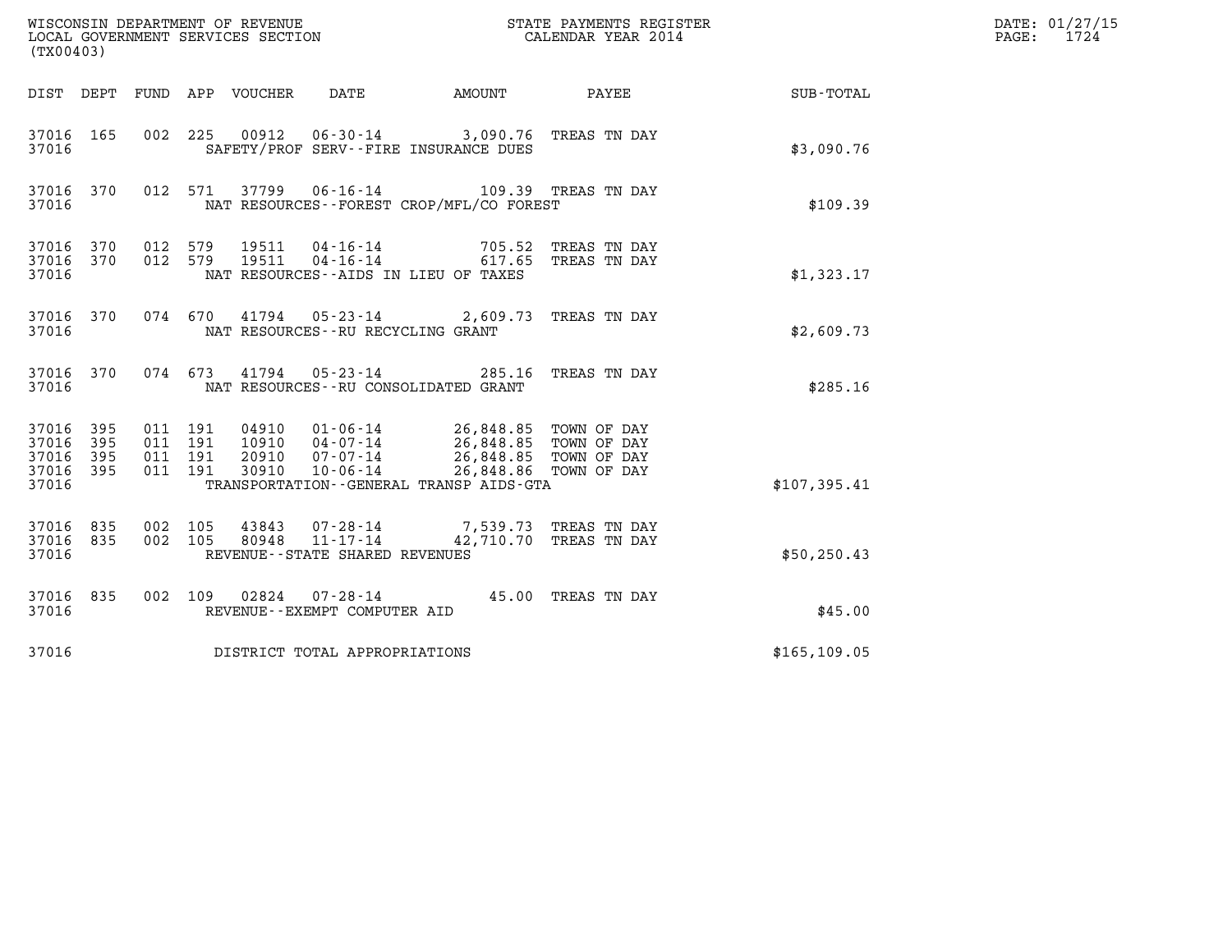WISCONSIN DEPARTMENT OF REVENUE
LOCAL GOVERNMENT SERVICES SECTION
(TX00403)

STATE PAYMENTS REGISTER
CALENDAR YEAR 2014

DATE: 01/27/15
PAGE: 1724

| DIST | DEPT | FUND | APP | VOUCHER | DATE | AMOUNT | PAYEE | SUB-TOTAL |
|---|---|---|---|---|---|---|---|---|
| 37016 | 165 | 002 | 225 | 00912 | 06-30-14 | 3,090.76 | TREAS TN DAY | |
| 37016 | | | | | SAFETY/PROF SERV--FIRE INSURANCE DUES | | | $3,090.76 |
| 37016 | 370 | 012 | 571 | 37799 | 06-16-14 | 109.39 | TREAS TN DAY | |
| 37016 | | | | | NAT RESOURCES--FOREST CROP/MFL/CO FOREST | | | $109.39 |
| 37016 | 370 | 012 | 579 | 19511 | 04-16-14 | 705.52 | TREAS TN DAY | |
| 37016 | 370 | 012 | 579 | 19511 | 04-16-14 | 617.65 | TREAS TN DAY | |
| 37016 | | | | | NAT RESOURCES--AIDS IN LIEU OF TAXES | | | $1,323.17 |
| 37016 | 370 | 074 | 670 | 41794 | 05-23-14 | 2,609.73 | TREAS TN DAY | |
| 37016 | | | | | NAT RESOURCES--RU RECYCLING GRANT | | | $2,609.73 |
| 37016 | 370 | 074 | 673 | 41794 | 05-23-14 | 285.16 | TREAS TN DAY | |
| 37016 | | | | | NAT RESOURCES--RU CONSOLIDATED GRANT | | | $285.16 |
| 37016 | 395 | 011 | 191 | 04910 | 01-06-14 | 26,848.85 | TOWN OF DAY | |
| 37016 | 395 | 011 | 191 | 10910 | 04-07-14 | 26,848.85 | TOWN OF DAY | |
| 37016 | 395 | 011 | 191 | 20910 | 07-07-14 | 26,848.85 | TOWN OF DAY | |
| 37016 | 395 | 011 | 191 | 30910 | 10-06-14 | 26,848.86 | TOWN OF DAY | |
| 37016 | | | | | TRANSPORTATION--GENERAL TRANSP AIDS-GTA | | | $107,395.41 |
| 37016 | 835 | 002 | 105 | 43843 | 07-28-14 | 7,539.73 | TREAS TN DAY | |
| 37016 | 835 | 002 | 105 | 80948 | 11-17-14 | 42,710.70 | TREAS TN DAY | |
| 37016 | | | | | REVENUE--STATE SHARED REVENUES | | | $50,250.43 |
| 37016 | 835 | 002 | 109 | 02824 | 07-28-14 | 45.00 | TREAS TN DAY | |
| 37016 | | | | | REVENUE--EXEMPT COMPUTER AID | | | $45.00 |
| 37016 | | | | | DISTRICT TOTAL APPROPRIATIONS | | | $165,109.05 |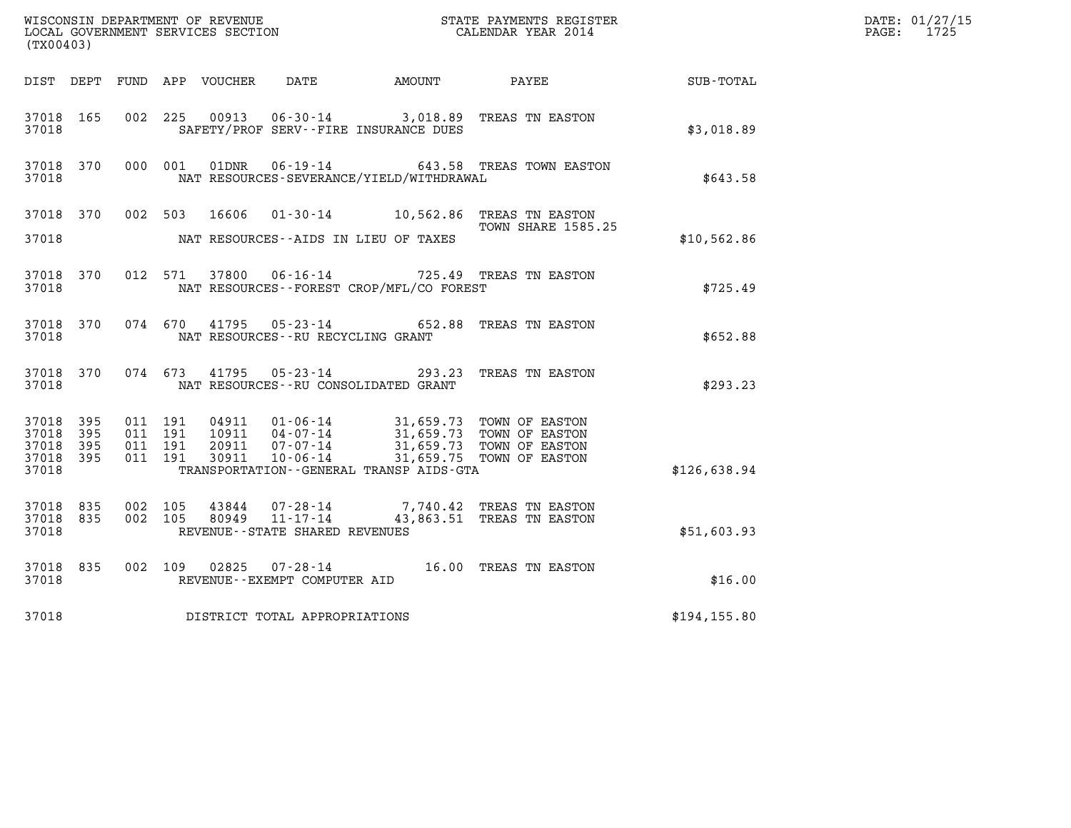WISCONSIN DEPARTMENT OF REVENUE
LOCAL GOVERNMENT SERVICES SECTION
(TX00403)

STATE PAYMENTS REGISTER
CALENDAR YEAR 2014

DATE: 01/27/15
PAGE: 1725

| DIST | DEPT | FUND | APP | VOUCHER | DATE | AMOUNT | PAYEE | SUB-TOTAL |
|---|---|---|---|---|---|---|---|---|
| 37018 | 165 | 002 | 225 | 00913 | 06-30-14 | 3,018.89 | TREAS TN EASTON | |
| 37018 | | | | SAFETY/PROF SERV--FIRE INSURANCE DUES | | | | $3,018.89 |
| 37018 | 370 | 000 | 001 | 01DNR | 06-19-14 | 643.58 | TREAS TOWN EASTON | |
| 37018 | | | | NAT RESOURCES-SEVERANCE/YIELD/WITHDRAWAL | | | | $643.58 |
| 37018 | 370 | 002 | 503 | 16606 | 01-30-14 | 10,562.86 | TREAS TN EASTON<br>TOWN SHARE 1585.25 | |
| 37018 | | | | NAT RESOURCES--AIDS IN LIEU OF TAXES | | | | $10,562.86 |
| 37018 | 370 | 012 | 571 | 37800 | 06-16-14 | 725.49 | TREAS TN EASTON | |
| 37018 | | | | NAT RESOURCES--FOREST CROP/MFL/CO FOREST | | | | $725.49 |
| 37018 | 370 | 074 | 670 | 41795 | 05-23-14 | 652.88 | TREAS TN EASTON | |
| 37018 | | | | NAT RESOURCES--RU RECYCLING GRANT | | | | $652.88 |
| 37018 | 370 | 074 | 673 | 41795 | 05-23-14 | 293.23 | TREAS TN EASTON | |
| 37018 | | | | NAT RESOURCES--RU CONSOLIDATED GRANT | | | | $293.23 |
| 37018 | 395 | 011 | 191 | 04911 | 01-06-14 | 31,659.73 | TOWN OF EASTON | |
| 37018 | 395 | 011 | 191 | 10911 | 04-07-14 | 31,659.73 | TOWN OF EASTON | |
| 37018 | 395 | 011 | 191 | 20911 | 07-07-14 | 31,659.73 | TOWN OF EASTON | |
| 37018 | 395 | 011 | 191 | 30911 | 10-06-14 | 31,659.75 | TOWN OF EASTON | |
| 37018 | | | | TRANSPORTATION--GENERAL TRANSP AIDS-GTA | | | | $126,638.94 |
| 37018 | 835 | 002 | 105 | 43844 | 07-28-14 | 7,740.42 | TREAS TN EASTON | |
| 37018 | 835 | 002 | 105 | 80949 | 11-17-14 | 43,863.51 | TREAS TN EASTON | |
| 37018 | | | | REVENUE--STATE SHARED REVENUES | | | | $51,603.93 |
| 37018 | 835 | 002 | 109 | 02825 | 07-28-14 | 16.00 | TREAS TN EASTON | |
| 37018 | | | | REVENUE--EXEMPT COMPUTER AID | | | | $16.00 |
| 37018 | | | | DISTRICT TOTAL APPROPRIATIONS | | | | $194,155.80 |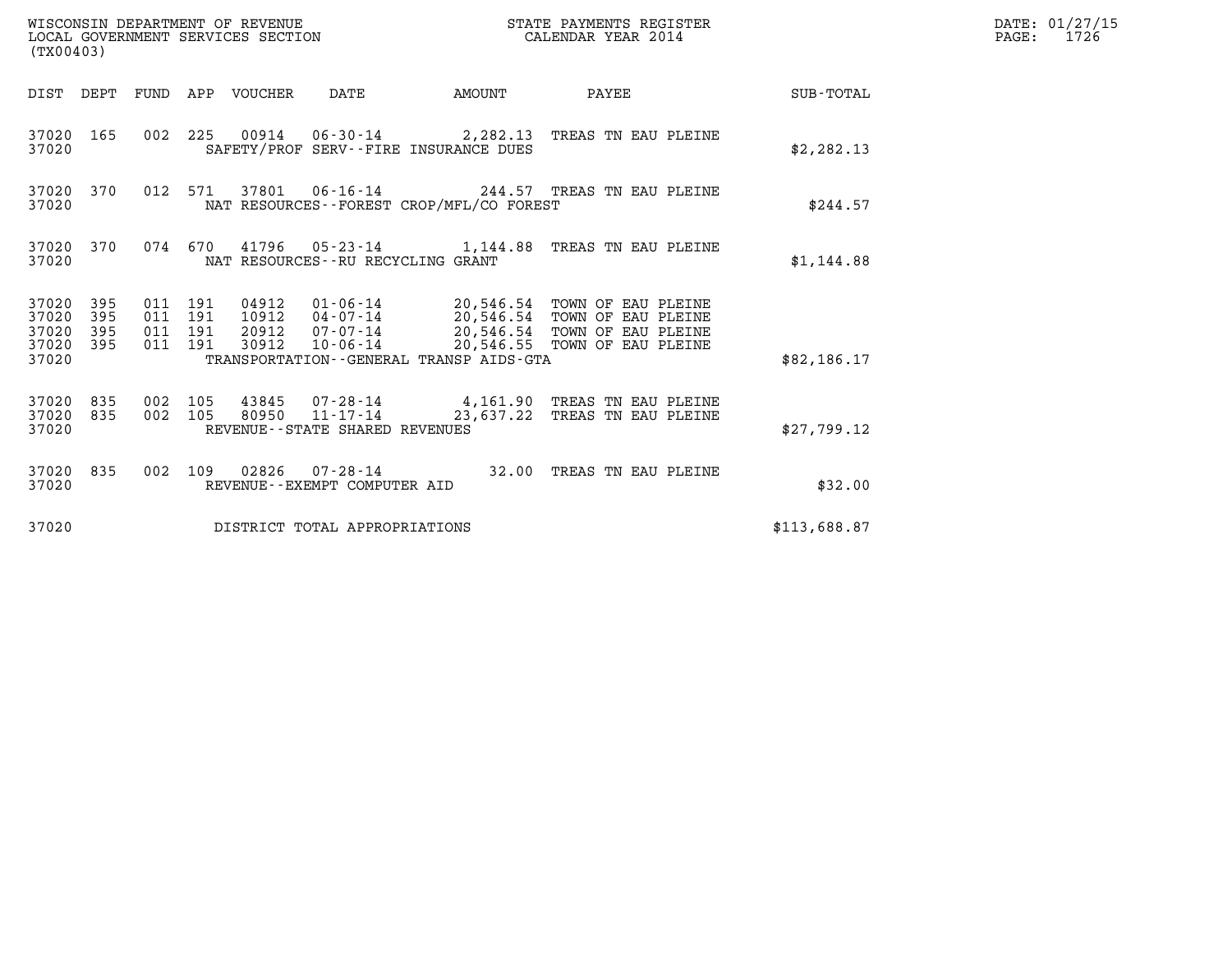WISCONSIN DEPARTMENT OF REVENUE
LOCAL GOVERNMENT SERVICES SECTION
(TX00403)

STATE PAYMENTS REGISTER
CALENDAR YEAR 2014

DATE: 01/27/15
PAGE: 1726

| DIST | DEPT | FUND | APP | VOUCHER | DATE | AMOUNT | PAYEE | SUB-TOTAL |
|---|---|---|---|---|---|---|---|---|
| 37020 | 165 | 002 | 225 | 00914 | 06-30-14 | 2,282.13 | TREAS TN EAU PLEINE | |
| 37020 | | | | SAFETY/PROF SERV--FIRE INSURANCE DUES | | | | $2,282.13 |
| 37020 | 370 | 012 | 571 | 37801 | 06-16-14 | 244.57 | TREAS TN EAU PLEINE | |
| 37020 | | | | NAT RESOURCES--FOREST CROP/MFL/CO FOREST | | | | $244.57 |
| 37020 | 370 | 074 | 670 | 41796 | 05-23-14 | 1,144.88 | TREAS TN EAU PLEINE | |
| 37020 | | | | NAT RESOURCES--RU RECYCLING GRANT | | | | $1,144.88 |
| 37020 | 395 | 011 | 191 | 04912 | 01-06-14 | 20,546.54 | TOWN OF EAU PLEINE | |
| 37020 | 395 | 011 | 191 | 10912 | 04-07-14 | 20,546.54 | TOWN OF EAU PLEINE | |
| 37020 | 395 | 011 | 191 | 20912 | 07-07-14 | 20,546.54 | TOWN OF EAU PLEINE | |
| 37020 | 395 | 011 | 191 | 30912 | 10-06-14 | 20,546.55 | TOWN OF EAU PLEINE | |
| 37020 | | | | TRANSPORTATION--GENERAL TRANSP AIDS-GTA | | | | $82,186.17 |
| 37020 | 835 | 002 | 105 | 43845 | 07-28-14 | 4,161.90 | TREAS TN EAU PLEINE | |
| 37020 | 835 | 002 | 105 | 80950 | 11-17-14 | 23,637.22 | TREAS TN EAU PLEINE | |
| 37020 | | | | REVENUE--STATE SHARED REVENUES | | | | $27,799.12 |
| 37020 | 835 | 002 | 109 | 02826 | 07-28-14 | 32.00 | TREAS TN EAU PLEINE | |
| 37020 | | | | REVENUE--EXEMPT COMPUTER AID | | | | $32.00 |
| 37020 | | | | DISTRICT TOTAL APPROPRIATIONS | | | | $113,688.87 |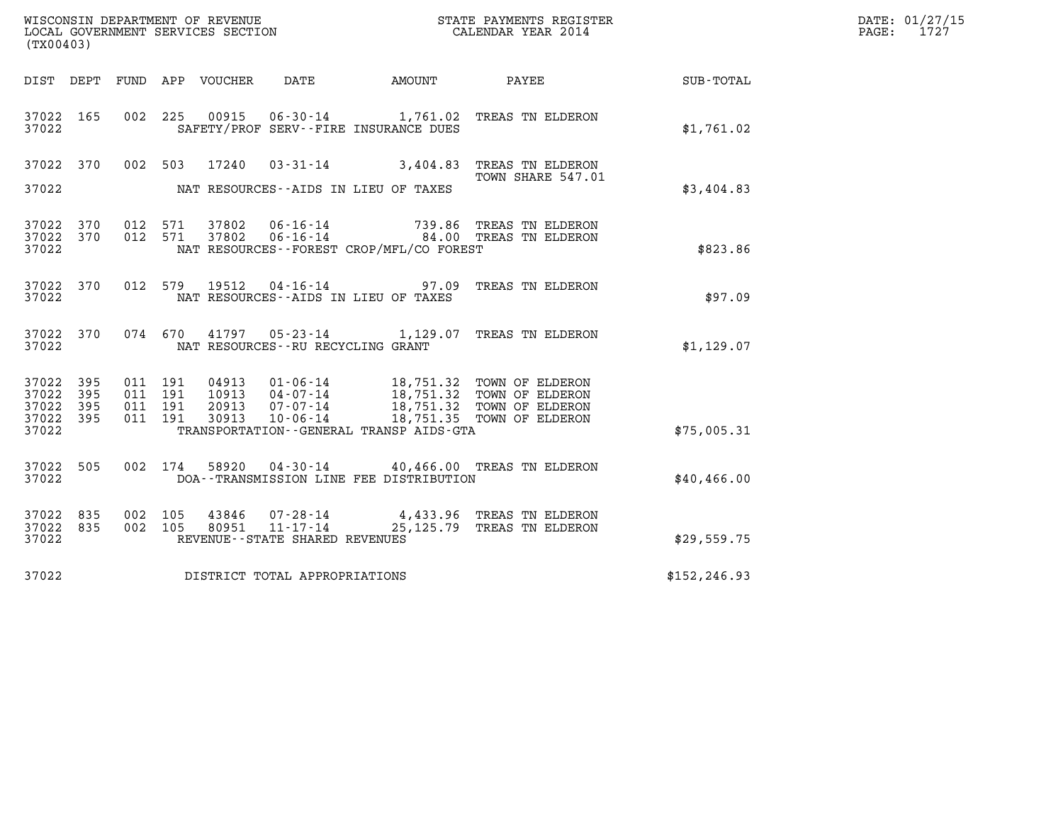WISCONSIN DEPARTMENT OF REVENUE
LOCAL GOVERNMENT SERVICES SECTION
(TX00403)

STATE PAYMENTS REGISTER
CALENDAR YEAR 2014

DATE: 01/27/15
PAGE: 1727

| DIST | DEPT | FUND | APP | VOUCHER | DATE | AMOUNT | PAYEE | SUB-TOTAL |
|---|---|---|---|---|---|---|---|---|
| 37022 | 165 | 002 | 225 | 00915 | 06-30-14 | 1,761.02 | TREAS TN ELDERON | |
| 37022 | | | | | SAFETY/PROF SERV--FIRE INSURANCE DUES | | | $1,761.02 |
| 37022 | 370 | 002 | 503 | 17240 | 03-31-14 | 3,404.83 | TREAS TN ELDERON TOWN SHARE 547.01 | |
| 37022 | | | | | NAT RESOURCES--AIDS IN LIEU OF TAXES | | | $3,404.83 |
| 37022 | 370 | 012 | 571 | 37802 | 06-16-14 | 739.86 | TREAS TN ELDERON | |
| 37022 | 370 | 012 | 571 | 37802 | 06-16-14 | 84.00 | TREAS TN ELDERON | |
| 37022 | | | | | NAT RESOURCES--FOREST CROP/MFL/CO FOREST | | | $823.86 |
| 37022 | 370 | 012 | 579 | 19512 | 04-16-14 | 97.09 | TREAS TN ELDERON | |
| 37022 | | | | | NAT RESOURCES--AIDS IN LIEU OF TAXES | | | $97.09 |
| 37022 | 370 | 074 | 670 | 41797 | 05-23-14 | 1,129.07 | TREAS TN ELDERON | |
| 37022 | | | | | NAT RESOURCES--RU RECYCLING GRANT | | | $1,129.07 |
| 37022 | 395 | 011 | 191 | 04913 | 01-06-14 | 18,751.32 | TOWN OF ELDERON | |
| 37022 | 395 | 011 | 191 | 10913 | 04-07-14 | 18,751.32 | TOWN OF ELDERON | |
| 37022 | 395 | 011 | 191 | 20913 | 07-07-14 | 18,751.32 | TOWN OF ELDERON | |
| 37022 | 395 | 011 | 191 | 30913 | 10-06-14 | 18,751.35 | TOWN OF ELDERON | |
| 37022 | | | | | TRANSPORTATION--GENERAL TRANSP AIDS-GTA | | | $75,005.31 |
| 37022 | 505 | 002 | 174 | 58920 | 04-30-14 | 40,466.00 | TREAS TN ELDERON | |
| 37022 | | | | | DOA--TRANSMISSION LINE FEE DISTRIBUTION | | | $40,466.00 |
| 37022 | 835 | 002 | 105 | 43846 | 07-28-14 | 4,433.96 | TREAS TN ELDERON | |
| 37022 | 835 | 002 | 105 | 80951 | 11-17-14 | 25,125.79 | TREAS TN ELDERON | |
| 37022 | | | | | REVENUE--STATE SHARED REVENUES | | | $29,559.75 |
| 37022 | | | | | DISTRICT TOTAL APPROPRIATIONS | | | $152,246.93 |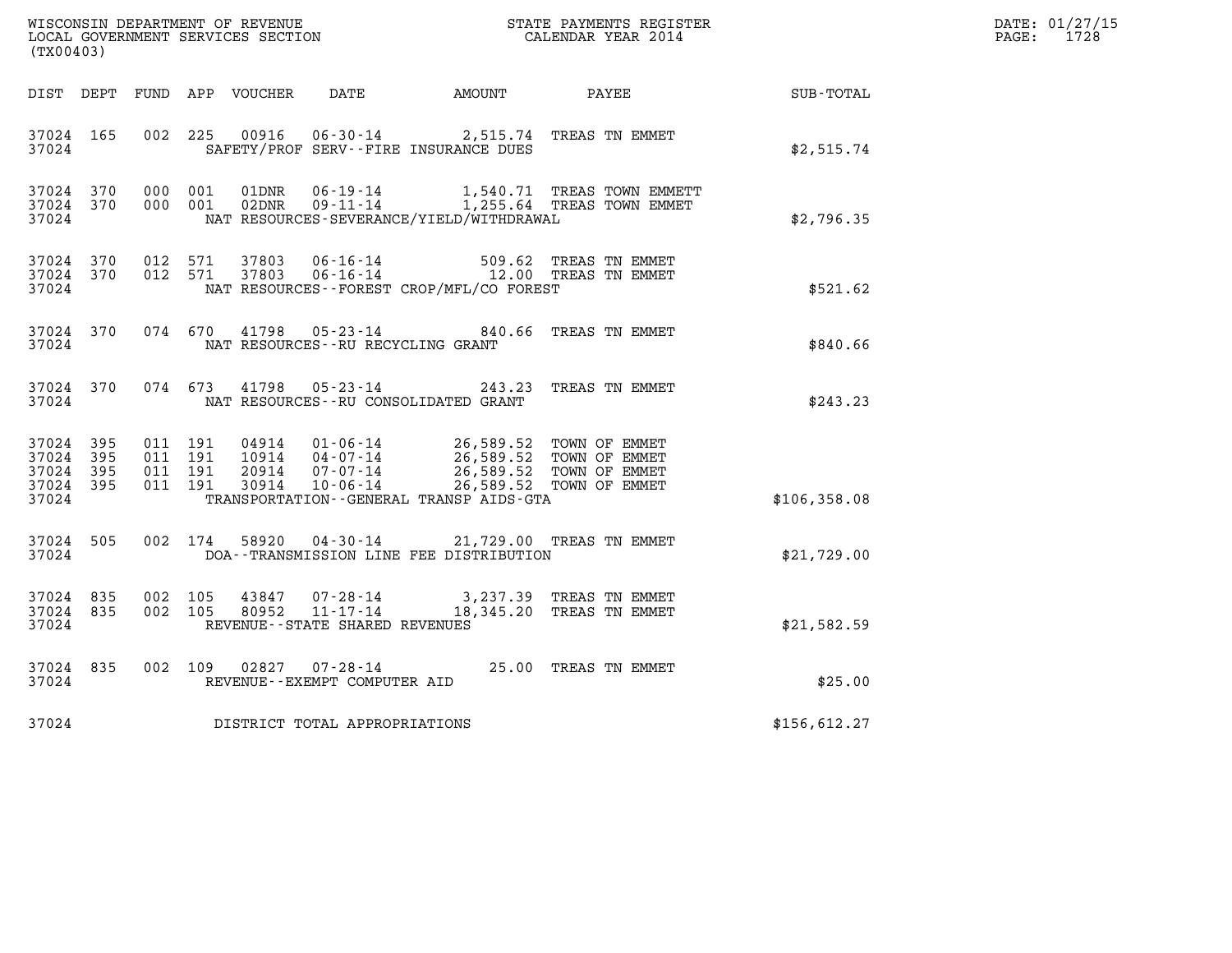WISCONSIN DEPARTMENT OF REVENUE
LOCAL GOVERNMENT SERVICES SECTION
(TX00403)

STATE PAYMENTS REGISTER
CALENDAR YEAR 2014

DATE: 01/27/15
PAGE: 1728

| DIST | DEPT | FUND | APP | VOUCHER | DATE | AMOUNT | PAYEE | SUB-TOTAL |
|---|---|---|---|---|---|---|---|---|
| 37024 | 165 | 002 | 225 | 00916 | 06-30-14 | 2,515.74 | TREAS TN EMMET | |
| 37024 | | | | | SAFETY/PROF SERV--FIRE INSURANCE DUES | | | $2,515.74 |
| 37024 | 370 | 000 | 001 | 01DNR | 06-19-14 | 1,540.71 | TREAS TOWN EMMETT | |
| 37024 | 370 | 000 | 001 | 02DNR | 09-11-14 | 1,255.64 | TREAS TOWN EMMET | |
| 37024 | | | | | NAT RESOURCES-SEVERANCE/YIELD/WITHDRAWAL | | | $2,796.35 |
| 37024 | 370 | 012 | 571 | 37803 | 06-16-14 | 509.62 | TREAS TN EMMET | |
| 37024 | 370 | 012 | 571 | 37803 | 06-16-14 | 12.00 | TREAS TN EMMET | |
| 37024 | | | | | NAT RESOURCES--FOREST CROP/MFL/CO FOREST | | | $521.62 |
| 37024 | 370 | 074 | 670 | 41798 | 05-23-14 | 840.66 | TREAS TN EMMET | |
| 37024 | | | | | NAT RESOURCES--RU RECYCLING GRANT | | | $840.66 |
| 37024 | 370 | 074 | 673 | 41798 | 05-23-14 | 243.23 | TREAS TN EMMET | |
| 37024 | | | | | NAT RESOURCES--RU CONSOLIDATED GRANT | | | $243.23 |
| 37024 | 395 | 011 | 191 | 04914 | 01-06-14 | 26,589.52 | TOWN OF EMMET | |
| 37024 | 395 | 011 | 191 | 10914 | 04-07-14 | 26,589.52 | TOWN OF EMMET | |
| 37024 | 395 | 011 | 191 | 20914 | 07-07-14 | 26,589.52 | TOWN OF EMMET | |
| 37024 | 395 | 011 | 191 | 30914 | 10-06-14 | 26,589.52 | TOWN OF EMMET | |
| 37024 | | | | | TRANSPORTATION--GENERAL TRANSP AIDS-GTA | | | $106,358.08 |
| 37024 | 505 | 002 | 174 | 58920 | 04-30-14 | 21,729.00 | TREAS TN EMMET | |
| 37024 | | | | | DOA--TRANSMISSION LINE FEE DISTRIBUTION | | | $21,729.00 |
| 37024 | 835 | 002 | 105 | 43847 | 07-28-14 | 3,237.39 | TREAS TN EMMET | |
| 37024 | 835 | 002 | 105 | 80952 | 11-17-14 | 18,345.20 | TREAS TN EMMET | |
| 37024 | | | | | REVENUE--STATE SHARED REVENUES | | | $21,582.59 |
| 37024 | 835 | 002 | 109 | 02827 | 07-28-14 | 25.00 | TREAS TN EMMET | |
| 37024 | | | | | REVENUE--EXEMPT COMPUTER AID | | | $25.00 |
| 37024 | | | | | DISTRICT TOTAL APPROPRIATIONS | | | $156,612.27 |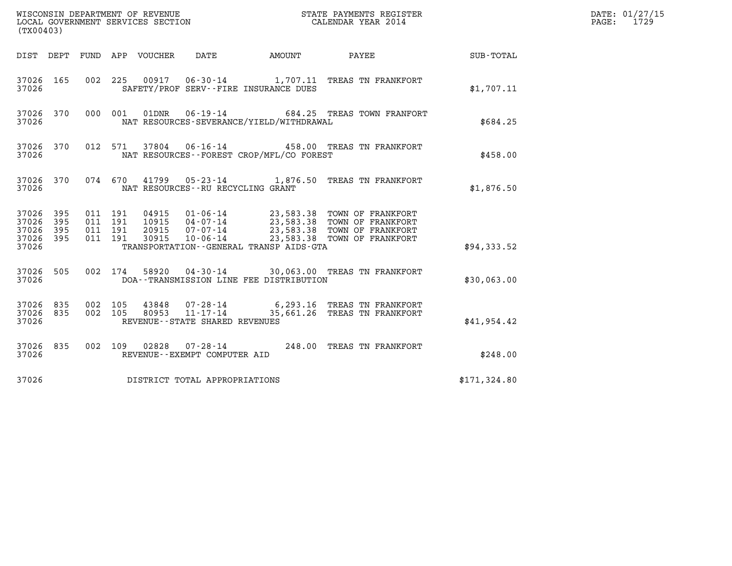WISCONSIN DEPARTMENT OF REVENUE
LOCAL GOVERNMENT SERVICES SECTION
(TX00403)

STATE PAYMENTS REGISTER
CALENDAR YEAR 2014

DATE: 01/27/15
PAGE: 1729

| DIST | DEPT | FUND | APP | VOUCHER | DATE | AMOUNT | PAYEE | SUB-TOTAL |
|---|---|---|---|---|---|---|---|---|
| 37026 | 165 | 002 | 225 | 00917 | 06-30-14 | 1,707.11 | TREAS TN FRANKFORT | |
| 37026 | | | | | SAFETY/PROF SERV--FIRE INSURANCE DUES | | | $1,707.11 |
| 37026 | 370 | 000 | 001 | 01DNR | 06-19-14 | 684.25 | TREAS TOWN FRANFORT | |
| 37026 | | | | | NAT RESOURCES-SEVERANCE/YIELD/WITHDRAWAL | | | $684.25 |
| 37026 | 370 | 012 | 571 | 37804 | 06-16-14 | 458.00 | TREAS TN FRANKFORT | |
| 37026 | | | | | NAT RESOURCES--FOREST CROP/MFL/CO FOREST | | | $458.00 |
| 37026 | 370 | 074 | 670 | 41799 | 05-23-14 | 1,876.50 | TREAS TN FRANKFORT | |
| 37026 | | | | | NAT RESOURCES--RU RECYCLING GRANT | | | $1,876.50 |
| 37026 | 395 | 011 | 191 | 04915 | 01-06-14 | 23,583.38 | TOWN OF FRANKFORT | |
| 37026 | 395 | 011 | 191 | 10915 | 04-07-14 | 23,583.38 | TOWN OF FRANKFORT | |
| 37026 | 395 | 011 | 191 | 20915 | 07-07-14 | 23,583.38 | TOWN OF FRANKFORT | |
| 37026 | 395 | 011 | 191 | 30915 | 10-06-14 | 23,583.38 | TOWN OF FRANKFORT | |
| 37026 | | | | | TRANSPORTATION--GENERAL TRANSP AIDS-GTA | | | $94,333.52 |
| 37026 | 505 | 002 | 174 | 58920 | 04-30-14 | 30,063.00 | TREAS TN FRANKFORT | |
| 37026 | | | | | DOA--TRANSMISSION LINE FEE DISTRIBUTION | | | $30,063.00 |
| 37026 | 835 | 002 | 105 | 43848 | 07-28-14 | 6,293.16 | TREAS TN FRANKFORT | |
| 37026 | 835 | 002 | 105 | 80953 | 11-17-14 | 35,661.26 | TREAS TN FRANKFORT | |
| 37026 | | | | | REVENUE--STATE SHARED REVENUES | | | $41,954.42 |
| 37026 | 835 | 002 | 109 | 02828 | 07-28-14 | 248.00 | TREAS TN FRANKFORT | |
| 37026 | | | | | REVENUE--EXEMPT COMPUTER AID | | | $248.00 |
| 37026 | | | | | DISTRICT TOTAL APPROPRIATIONS | | | $171,324.80 |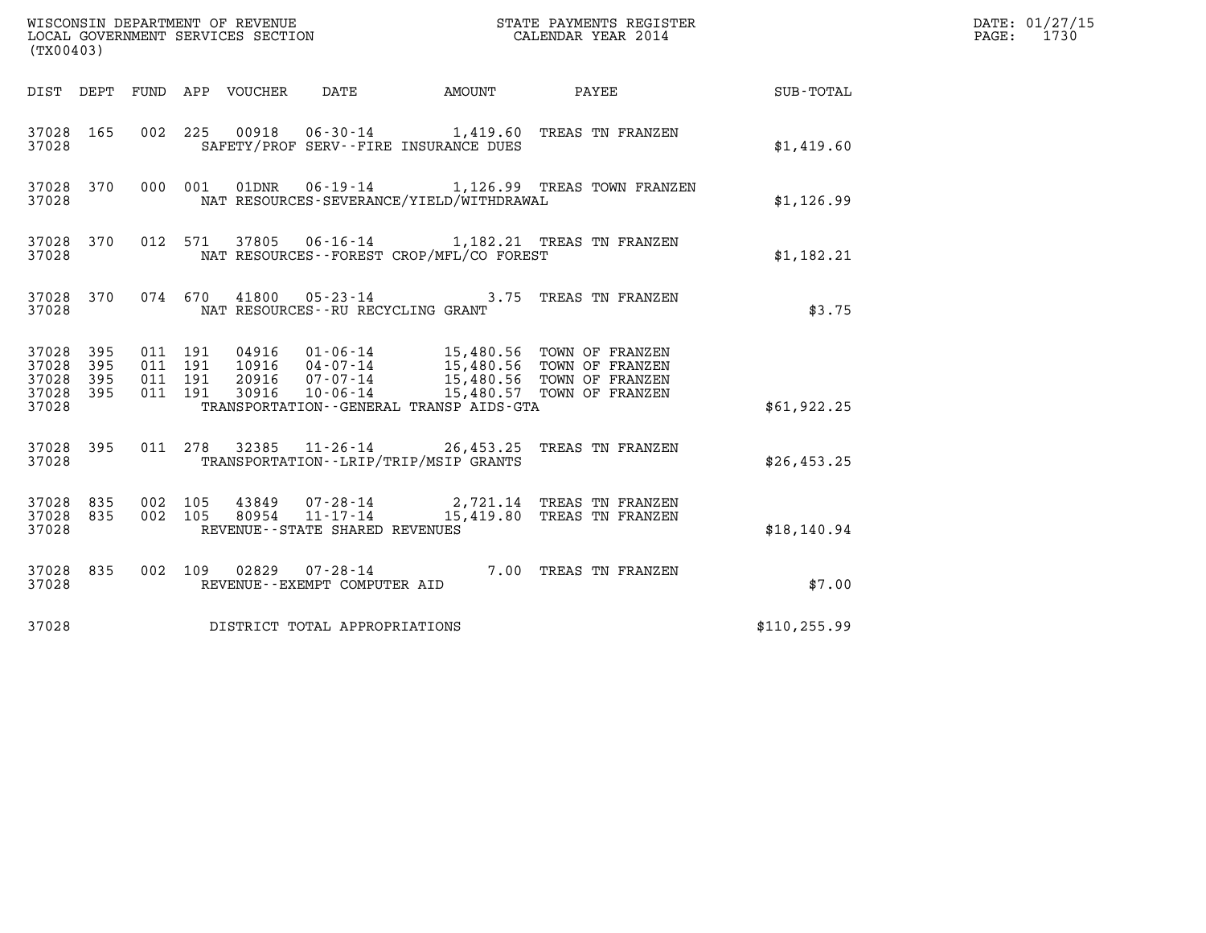WISCONSIN DEPARTMENT OF REVENUE
LOCAL GOVERNMENT SERVICES SECTION
(TX00403)

STATE PAYMENTS REGISTER
CALENDAR YEAR 2014

DATE: 01/27/15
PAGE: 1730

| DIST | DEPT | FUND | APP | VOUCHER | DATE | AMOUNT | PAYEE | SUB-TOTAL |
|---|---|---|---|---|---|---|---|---|
| 37028 | 165 | 002 | 225 | 00918 | 06-30-14 | 1,419.60 | TREAS TN FRANZEN | |
| 37028 | | | | SAFETY/PROF SERV--FIRE INSURANCE DUES | | | | $1,419.60 |
| 37028 | 370 | 000 | 001 | 01DNR | 06-19-14 | 1,126.99 | TREAS TOWN FRANZEN | |
| 37028 | | | | NAT RESOURCES-SEVERANCE/YIELD/WITHDRAWAL | | | | $1,126.99 |
| 37028 | 370 | 012 | 571 | 37805 | 06-16-14 | 1,182.21 | TREAS TN FRANZEN | |
| 37028 | | | | NAT RESOURCES--FOREST CROP/MFL/CO FOREST | | | | $1,182.21 |
| 37028 | 370 | 074 | 670 | 41800 | 05-23-14 | 3.75 | TREAS TN FRANZEN | |
| 37028 | | | | NAT RESOURCES--RU RECYCLING GRANT | | | | $3.75 |
| 37028 | 395 | 011 | 191 | 04916 | 01-06-14 | 15,480.56 | TOWN OF FRANZEN | |
| 37028 | 395 | 011 | 191 | 10916 | 04-07-14 | 15,480.56 | TOWN OF FRANZEN | |
| 37028 | 395 | 011 | 191 | 20916 | 07-07-14 | 15,480.56 | TOWN OF FRANZEN | |
| 37028 | 395 | 011 | 191 | 30916 | 10-06-14 | 15,480.57 | TOWN OF FRANZEN | |
| 37028 | | | | TRANSPORTATION--GENERAL TRANSP AIDS-GTA | | | | $61,922.25 |
| 37028 | 395 | 011 | 278 | 32385 | 11-26-14 | 26,453.25 | TREAS TN FRANZEN | |
| 37028 | | | | TRANSPORTATION--LRIP/TRIP/MSIP GRANTS | | | | $26,453.25 |
| 37028 | 835 | 002 | 105 | 43849 | 07-28-14 | 2,721.14 | TREAS TN FRANZEN | |
| 37028 | 835 | 002 | 105 | 80954 | 11-17-14 | 15,419.80 | TREAS TN FRANZEN | |
| 37028 | | | | REVENUE--STATE SHARED REVENUES | | | | $18,140.94 |
| 37028 | 835 | 002 | 109 | 02829 | 07-28-14 | 7.00 | TREAS TN FRANZEN | |
| 37028 | | | | REVENUE--EXEMPT COMPUTER AID | | | | $7.00 |
| 37028 | | | | DISTRICT TOTAL APPROPRIATIONS | | | | $110,255.99 |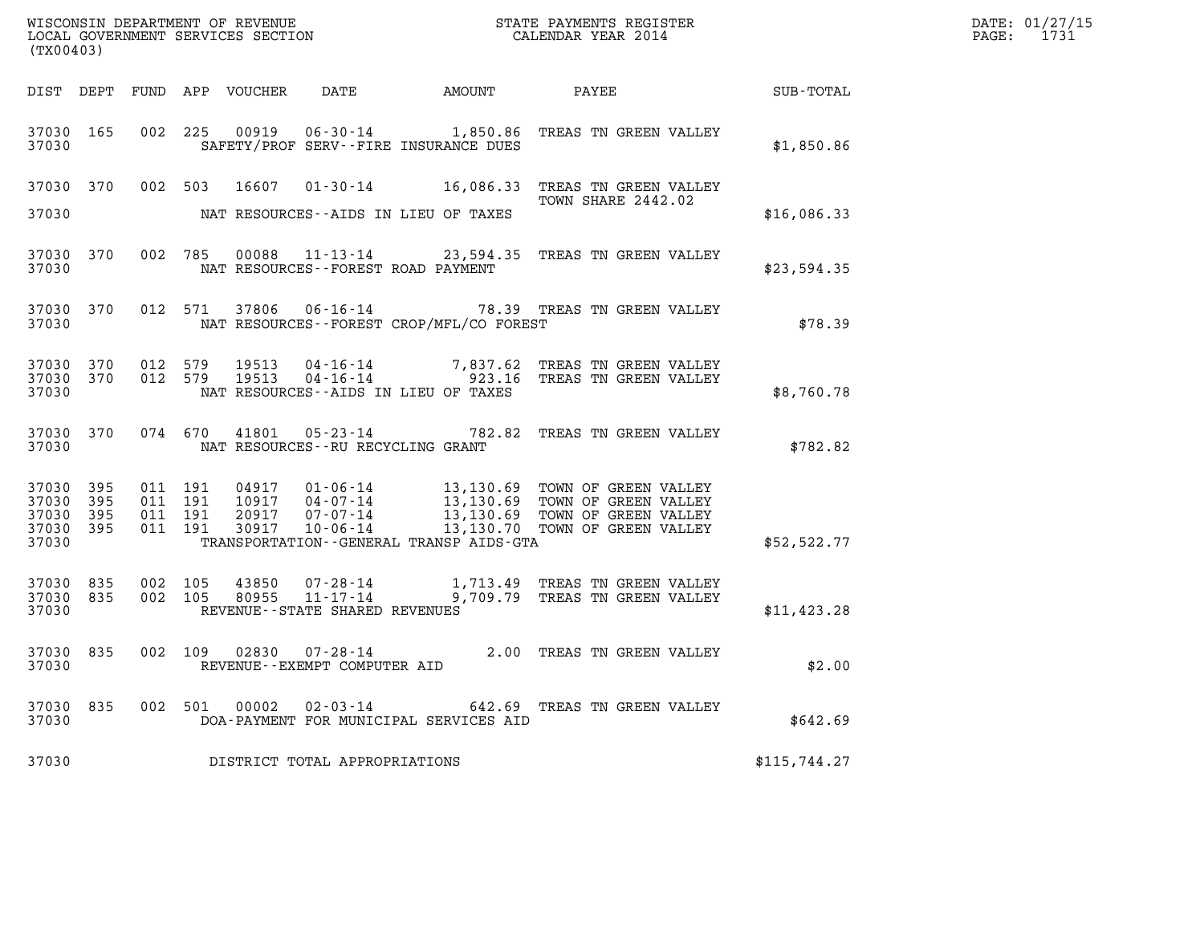WISCONSIN DEPARTMENT OF REVENUE
LOCAL GOVERNMENT SERVICES SECTION
(TX00403)

STATE PAYMENTS REGISTER
CALENDAR YEAR 2014

DATE: 01/27/15

| DIST | DEPT | FUND | APP | VOUCHER | DATE | AMOUNT | PAYEE | SUB-TOTAL |
|---|---|---|---|---|---|---|---|---|
| 37030 | 165 | 002 | 225 | 00919 | 06-30-14 | 1,850.86 | TREAS TN GREEN VALLEY | |
| 37030 | | | | | SAFETY/PROF SERV--FIRE INSURANCE DUES | | | $1,850.86 |
| 37030 | 370 | 002 | 503 | 16607 | 01-30-14 | 16,086.33 | TREAS TN GREEN VALLEY TOWN SHARE 2442.02 | |
| 37030 | | | | | NAT RESOURCES--AIDS IN LIEU OF TAXES | | | $16,086.33 |
| 37030 | 370 | 002 | 785 | 00088 | 11-13-14 | 23,594.35 | TREAS TN GREEN VALLEY | |
| 37030 | | | | | NAT RESOURCES--FOREST ROAD PAYMENT | | | $23,594.35 |
| 37030 | 370 | 012 | 571 | 37806 | 06-16-14 | 78.39 | TREAS TN GREEN VALLEY | |
| 37030 | | | | | NAT RESOURCES--FOREST CROP/MFL/CO FOREST | | | $78.39 |
| 37030 | 370 | 012 | 579 | 19513 | 04-16-14 | 7,837.62 | TREAS TN GREEN VALLEY | |
| 37030 | 370 | 012 | 579 | 19513 | 04-16-14 | 923.16 | TREAS TN GREEN VALLEY | |
| 37030 | | | | | NAT RESOURCES--AIDS IN LIEU OF TAXES | | | $8,760.78 |
| 37030 | 370 | 074 | 670 | 41801 | 05-23-14 | 782.82 | TREAS TN GREEN VALLEY | |
| 37030 | | | | | NAT RESOURCES--RU RECYCLING GRANT | | | $782.82 |
| 37030 | 395 | 011 | 191 | 04917 | 01-06-14 | 13,130.69 | TOWN OF GREEN VALLEY | |
| 37030 | 395 | 011 | 191 | 10917 | 04-07-14 | 13,130.69 | TOWN OF GREEN VALLEY | |
| 37030 | 395 | 011 | 191 | 20917 | 07-07-14 | 13,130.69 | TOWN OF GREEN VALLEY | |
| 37030 | 395 | 011 | 191 | 30917 | 10-06-14 | 13,130.70 | TOWN OF GREEN VALLEY | |
| 37030 | | | | | TRANSPORTATION--GENERAL TRANSP AIDS-GTA | | | $52,522.77 |
| 37030 | 835 | 002 | 105 | 43850 | 07-28-14 | 1,713.49 | TREAS TN GREEN VALLEY | |
| 37030 | 835 | 002 | 105 | 80955 | 11-17-14 | 9,709.79 | TREAS TN GREEN VALLEY | |
| 37030 | | | | | REVENUE--STATE SHARED REVENUES | | | $11,423.28 |
| 37030 | 835 | 002 | 109 | 02830 | 07-28-14 | 2.00 | TREAS TN GREEN VALLEY | |
| 37030 | | | | | REVENUE--EXEMPT COMPUTER AID | | | $2.00 |
| 37030 | 835 | 002 | 501 | 00002 | 02-03-14 | 642.69 | TREAS TN GREEN VALLEY | |
| 37030 | | | | | DOA-PAYMENT FOR MUNICIPAL SERVICES AID | | | $642.69 |
| 37030 | | | | | DISTRICT TOTAL APPROPRIATIONS | | | $115,744.27 |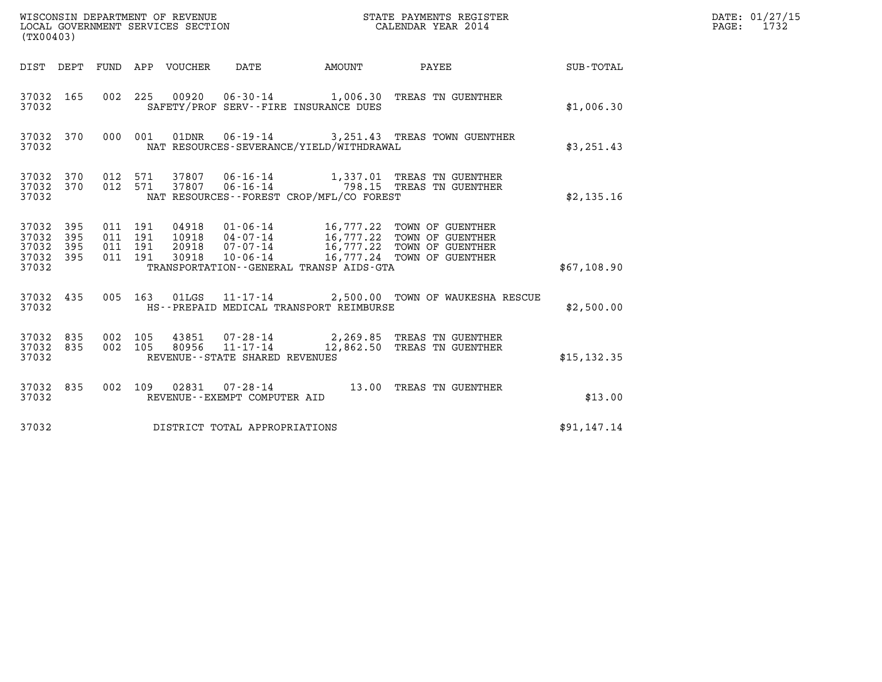WISCONSIN DEPARTMENT OF REVENUE
LOCAL GOVERNMENT SERVICES SECTION
(TX00403)

STATE PAYMENTS REGISTER
CALENDAR YEAR 2014

DATE: 01/27/15

| DIST | DEPT | FUND | APP | VOUCHER | DATE | AMOUNT | PAYEE | SUB-TOTAL |
|---|---|---|---|---|---|---|---|---|
| 37032 | 165 | 002 | 225 | 00920 | 06-30-14 | 1,006.30 | TREAS TN GUENTHER | |
| 37032 | | | | | SAFETY/PROF SERV--FIRE INSURANCE DUES | | | $1,006.30 |
| 37032 | 370 | 000 | 001 | 01DNR | 06-19-14 | 3,251.43 | TREAS TOWN GUENTHER | |
| 37032 | | | | | NAT RESOURCES-SEVERANCE/YIELD/WITHDRAWAL | | | $3,251.43 |
| 37032 | 370 | 012 | 571 | 37807 | 06-16-14 | 1,337.01 | TREAS TN GUENTHER | |
| 37032 | 370 | 012 | 571 | 37807 | 06-16-14 | 798.15 | TREAS TN GUENTHER | |
| 37032 | | | | | NAT RESOURCES--FOREST CROP/MFL/CO FOREST | | | $2,135.16 |
| 37032 | 395 | 011 | 191 | 04918 | 01-06-14 | 16,777.22 | TOWN OF GUENTHER | |
| 37032 | 395 | 011 | 191 | 10918 | 04-07-14 | 16,777.22 | TOWN OF GUENTHER | |
| 37032 | 395 | 011 | 191 | 20918 | 07-07-14 | 16,777.22 | TOWN OF GUENTHER | |
| 37032 | 395 | 011 | 191 | 30918 | 10-06-14 | 16,777.24 | TOWN OF GUENTHER | |
| 37032 | | | | | TRANSPORTATION--GENERAL TRANSP AIDS-GTA | | | $67,108.90 |
| 37032 | 435 | 005 | 163 | 01LGS | 11-17-14 | 2,500.00 | TOWN OF WAUKESHA RESCUE | |
| 37032 | | | | | HS--PREPAID MEDICAL TRANSPORT REIMBURSE | | | $2,500.00 |
| 37032 | 835 | 002 | 105 | 43851 | 07-28-14 | 2,269.85 | TREAS TN GUENTHER | |
| 37032 | 835 | 002 | 105 | 80956 | 11-17-14 | 12,862.50 | TREAS TN GUENTHER | |
| 37032 | | | | | REVENUE--STATE SHARED REVENUES | | | $15,132.35 |
| 37032 | 835 | 002 | 109 | 02831 | 07-28-14 | 13.00 | TREAS TN GUENTHER | |
| 37032 | | | | | REVENUE--EXEMPT COMPUTER AID | | | $13.00 |
| 37032 | | | | | DISTRICT TOTAL APPROPRIATIONS | | | $91,147.14 |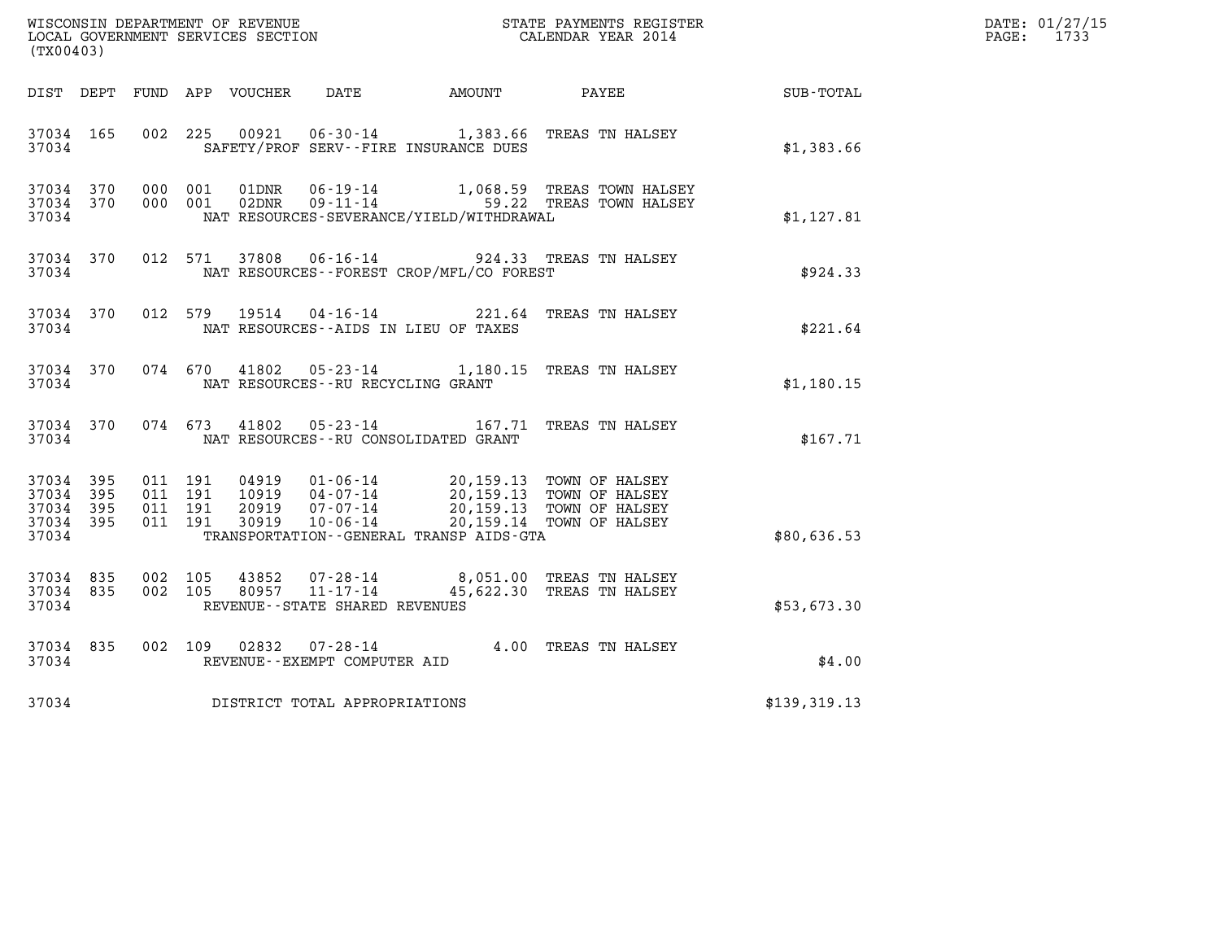WISCONSIN DEPARTMENT OF REVENUE
LOCAL GOVERNMENT SERVICES SECTION
(TX00403)

STATE PAYMENTS REGISTER
CALENDAR YEAR 2014

DATE: 01/27/15
PAGE: 1733

| DIST | DEPT | FUND | APP | VOUCHER | DATE | AMOUNT | PAYEE | SUB-TOTAL |
|---|---|---|---|---|---|---|---|---|
| 37034 | 165 | 002 | 225 | 00921 | 06-30-14 | 1,383.66 | TREAS TN HALSEY | |
| 37034 | | | | SAFETY/PROF SERV--FIRE INSURANCE DUES | | | | $1,383.66 |
| 37034 | 370 | 000 | 001 | 01DNR | 06-19-14 | 1,068.59 | TREAS TOWN HALSEY | |
| 37034 | 370 | 000 | 001 | 02DNR | 09-11-14 | 59.22 | TREAS TOWN HALSEY | |
| 37034 | | | | NAT RESOURCES-SEVERANCE/YIELD/WITHDRAWAL | | | | $1,127.81 |
| 37034 | 370 | 012 | 571 | 37808 | 06-16-14 | 924.33 | TREAS TN HALSEY | |
| 37034 | | | | NAT RESOURCES--FOREST CROP/MFL/CO FOREST | | | | $924.33 |
| 37034 | 370 | 012 | 579 | 19514 | 04-16-14 | 221.64 | TREAS TN HALSEY | |
| 37034 | | | | NAT RESOURCES--AIDS IN LIEU OF TAXES | | | | $221.64 |
| 37034 | 370 | 074 | 670 | 41802 | 05-23-14 | 1,180.15 | TREAS TN HALSEY | |
| 37034 | | | | NAT RESOURCES--RU RECYCLING GRANT | | | | $1,180.15 |
| 37034 | 370 | 074 | 673 | 41802 | 05-23-14 | 167.71 | TREAS TN HALSEY | |
| 37034 | | | | NAT RESOURCES--RU CONSOLIDATED GRANT | | | | $167.71 |
| 37034 | 395 | 011 | 191 | 04919 | 01-06-14 | 20,159.13 | TOWN OF HALSEY | |
| 37034 | 395 | 011 | 191 | 10919 | 04-07-14 | 20,159.13 | TOWN OF HALSEY | |
| 37034 | 395 | 011 | 191 | 20919 | 07-07-14 | 20,159.13 | TOWN OF HALSEY | |
| 37034 | 395 | 011 | 191 | 30919 | 10-06-14 | 20,159.14 | TOWN OF HALSEY | |
| 37034 | | | | TRANSPORTATION--GENERAL TRANSP AIDS-GTA | | | | $80,636.53 |
| 37034 | 835 | 002 | 105 | 43852 | 07-28-14 | 8,051.00 | TREAS TN HALSEY | |
| 37034 | 835 | 002 | 105 | 80957 | 11-17-14 | 45,622.30 | TREAS TN HALSEY | |
| 37034 | | | | REVENUE--STATE SHARED REVENUES | | | | $53,673.30 |
| 37034 | 835 | 002 | 109 | 02832 | 07-28-14 | 4.00 | TREAS TN HALSEY | |
| 37034 | | | | REVENUE--EXEMPT COMPUTER AID | | | | $4.00 |
| 37034 | | | | DISTRICT TOTAL APPROPRIATIONS | | | | $139,319.13 |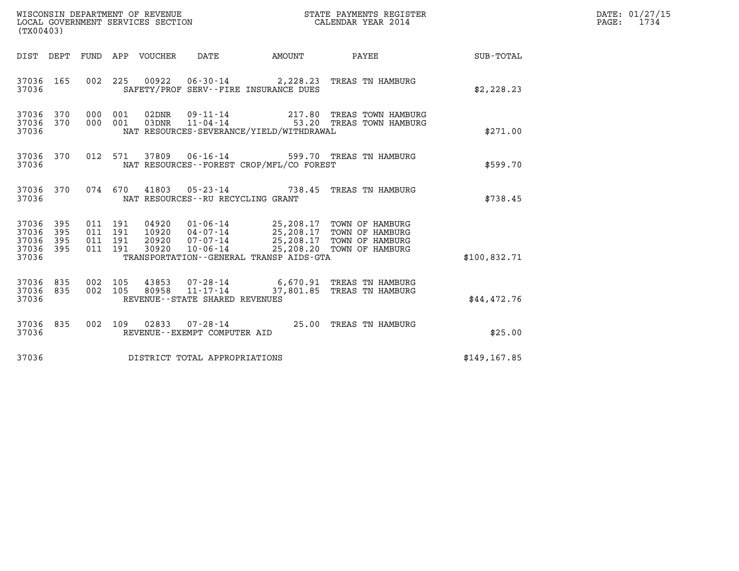WISCONSIN DEPARTMENT OF REVENUE
LOCAL GOVERNMENT SERVICES SECTION
(TX00403)

STATE PAYMENTS REGISTER
CALENDAR YEAR 2014

DATE: 01/27/15
PAGE: 1734

| DIST | DEPT | FUND | APP | VOUCHER | DATE | AMOUNT | PAYEE | SUB-TOTAL |
|---|---|---|---|---|---|---|---|---|
| 37036 | 165 | 002 | 225 | 00922 | 06-30-14 | 2,228.23 | TREAS TN HAMBURG | |
| 37036 | | | | | SAFETY/PROF SERV--FIRE INSURANCE DUES | | | $2,228.23 |
| 37036 | 370 | 000 | 001 | 02DNR | 09-11-14 | 217.80 | TREAS TOWN HAMBURG | |
| 37036 | 370 | 000 | 001 | 03DNR | 11-04-14 | 53.20 | TREAS TOWN HAMBURG | |
| 37036 | | | | | NAT RESOURCES-SEVERANCE/YIELD/WITHDRAWAL | | | $271.00 |
| 37036 | 370 | 012 | 571 | 37809 | 06-16-14 | 599.70 | TREAS TN HAMBURG | |
| 37036 | | | | | NAT RESOURCES--FOREST CROP/MFL/CO FOREST | | | $599.70 |
| 37036 | 370 | 074 | 670 | 41803 | 05-23-14 | 738.45 | TREAS TN HAMBURG | |
| 37036 | | | | | NAT RESOURCES--RU RECYCLING GRANT | | | $738.45 |
| 37036 | 395 | 011 | 191 | 04920 | 01-06-14 | 25,208.17 | TOWN OF HAMBURG | |
| 37036 | 395 | 011 | 191 | 10920 | 04-07-14 | 25,208.17 | TOWN OF HAMBURG | |
| 37036 | 395 | 011 | 191 | 20920 | 07-07-14 | 25,208.17 | TOWN OF HAMBURG | |
| 37036 | 395 | 011 | 191 | 30920 | 10-06-14 | 25,208.20 | TOWN OF HAMBURG | |
| 37036 | | | | | TRANSPORTATION--GENERAL TRANSP AIDS-GTA | | | $100,832.71 |
| 37036 | 835 | 002 | 105 | 43853 | 07-28-14 | 6,670.91 | TREAS TN HAMBURG | |
| 37036 | 835 | 002 | 105 | 80958 | 11-17-14 | 37,801.85 | TREAS TN HAMBURG | |
| 37036 | | | | | REVENUE--STATE SHARED REVENUES | | | $44,472.76 |
| 37036 | 835 | 002 | 109 | 02833 | 07-28-14 | 25.00 | TREAS TN HAMBURG | |
| 37036 | | | | | REVENUE--EXEMPT COMPUTER AID | | | $25.00 |
| 37036 | | | | | DISTRICT TOTAL APPROPRIATIONS | | | $149,167.85 |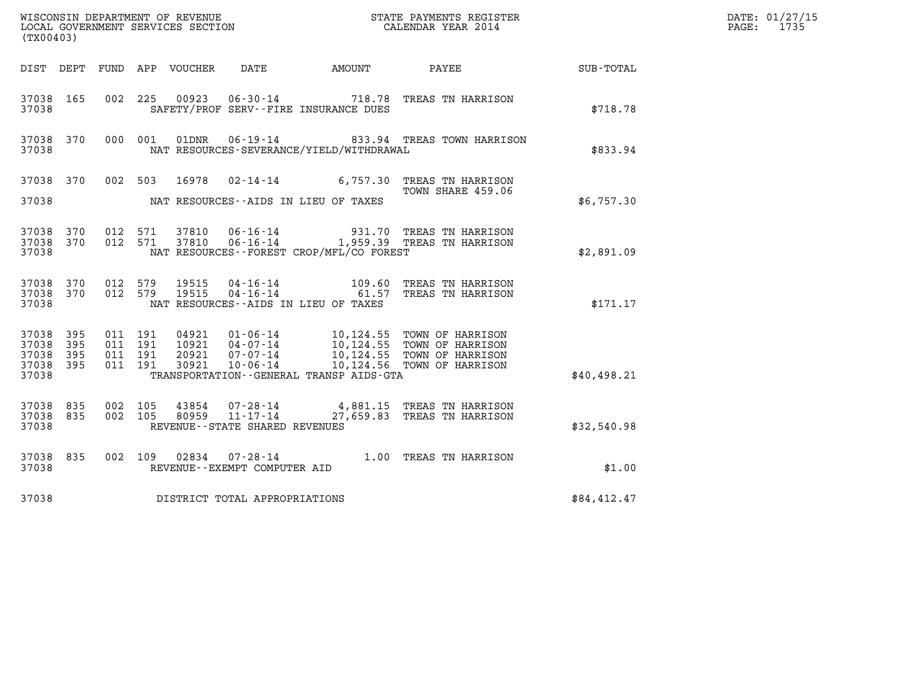WISCONSIN DEPARTMENT OF REVENUE
LOCAL GOVERNMENT SERVICES SECTION
(TX00403)

STATE PAYMENTS REGISTER
CALENDAR YEAR 2014

DATE: 01/27/15

| DIST | DEPT | FUND | APP | VOUCHER | DATE | AMOUNT | PAYEE | SUB-TOTAL |
|---|---|---|---|---|---|---|---|---|
| 37038 | 165 | 002 | 225 | 00923 | 06-30-14 | 718.78 | TREAS TN HARRISON | |
| 37038 | | | | | SAFETY/PROF SERV--FIRE INSURANCE DUES | | | $718.78 |
| 37038 | 370 | 000 | 001 | 01DNR | 06-19-14 | 833.94 | TREAS TOWN HARRISON | |
| 37038 | | | | | NAT RESOURCES-SEVERANCE/YIELD/WITHDRAWAL | | | $833.94 |
| 37038 | 370 | 002 | 503 | 16978 | 02-14-14 | 6,757.30 | TREAS TN HARRISON TOWN SHARE 459.06 | |
| 37038 | | | | | NAT RESOURCES--AIDS IN LIEU OF TAXES | | | $6,757.30 |
| 37038 | 370 | 012 | 571 | 37810 | 06-16-14 | 931.70 | TREAS TN HARRISON | |
| 37038 | 370 | 012 | 571 | 37810 | 06-16-14 | 1,959.39 | TREAS TN HARRISON | |
| 37038 | | | | | NAT RESOURCES--FOREST CROP/MFL/CO FOREST | | | $2,891.09 |
| 37038 | 370 | 012 | 579 | 19515 | 04-16-14 | 109.60 | TREAS TN HARRISON | |
| 37038 | 370 | 012 | 579 | 19515 | 04-16-14 | 61.57 | TREAS TN HARRISON | |
| 37038 | | | | | NAT RESOURCES--AIDS IN LIEU OF TAXES | | | $171.17 |
| 37038 | 395 | 011 | 191 | 04921 | 01-06-14 | 10,124.55 | TOWN OF HARRISON | |
| 37038 | 395 | 011 | 191 | 10921 | 04-07-14 | 10,124.55 | TOWN OF HARRISON | |
| 37038 | 395 | 011 | 191 | 20921 | 07-07-14 | 10,124.55 | TOWN OF HARRISON | |
| 37038 | 395 | 011 | 191 | 30921 | 10-06-14 | 10,124.56 | TOWN OF HARRISON | |
| 37038 | | | | | TRANSPORTATION--GENERAL TRANSP AIDS-GTA | | | $40,498.21 |
| 37038 | 835 | 002 | 105 | 43854 | 07-28-14 | 4,881.15 | TREAS TN HARRISON | |
| 37038 | 835 | 002 | 105 | 80959 | 11-17-14 | 27,659.83 | TREAS TN HARRISON | |
| 37038 | | | | | REVENUE--STATE SHARED REVENUES | | | $32,540.98 |
| 37038 | 835 | 002 | 109 | 02834 | 07-28-14 | 1.00 | TREAS TN HARRISON | |
| 37038 | | | | | REVENUE--EXEMPT COMPUTER AID | | | $1.00 |
| 37038 | | | | | DISTRICT TOTAL APPROPRIATIONS | | | $84,412.47 |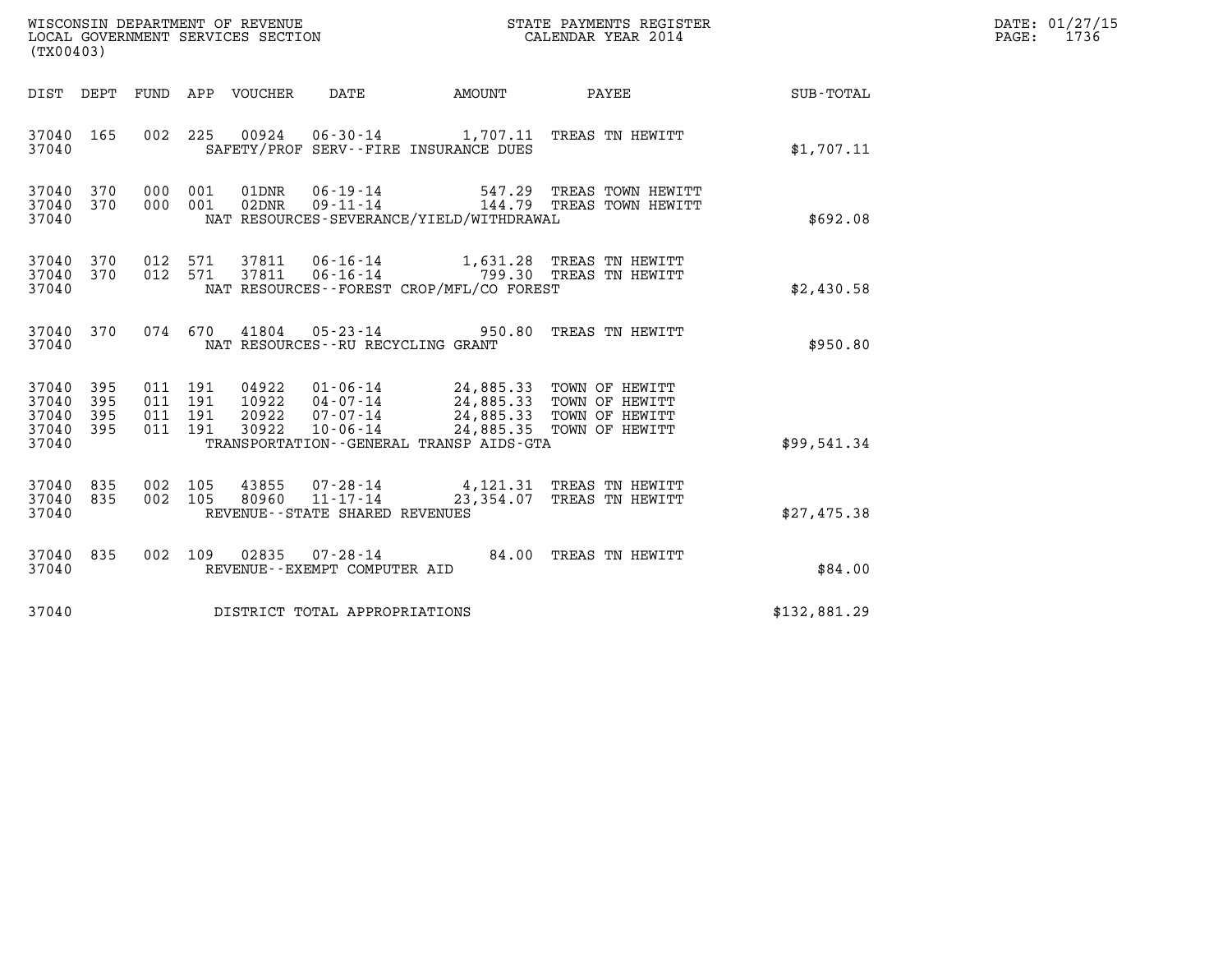WISCONSIN DEPARTMENT OF REVENUE
LOCAL GOVERNMENT SERVICES SECTION
(TX00403)

STATE PAYMENTS REGISTER
CALENDAR YEAR 2014

DATE: 01/27/15
PAGE: 1736

| DIST | DEPT | FUND | APP | VOUCHER | DATE | AMOUNT | PAYEE | SUB-TOTAL |
|---|---|---|---|---|---|---|---|---|
| 37040 | 165 | 002 | 225 | 00924 | 06-30-14 | 1,707.11 | TREAS TN HEWITT | |
| 37040 | | | | | SAFETY/PROF SERV--FIRE INSURANCE DUES | | | $1,707.11 |
| 37040 | 370 | 000 | 001 | 01DNR | 06-19-14 | 547.29 | TREAS TOWN HEWITT | |
| 37040 | 370 | 000 | 001 | 02DNR | 09-11-14 | 144.79 | TREAS TOWN HEWITT | |
| 37040 | | | | | NAT RESOURCES-SEVERANCE/YIELD/WITHDRAWAL | | | $692.08 |
| 37040 | 370 | 012 | 571 | 37811 | 06-16-14 | 1,631.28 | TREAS TN HEWITT | |
| 37040 | 370 | 012 | 571 | 37811 | 06-16-14 | 799.30 | TREAS TN HEWITT | |
| 37040 | | | | | NAT RESOURCES--FOREST CROP/MFL/CO FOREST | | | $2,430.58 |
| 37040 | 370 | 074 | 670 | 41804 | 05-23-14 | 950.80 | TREAS TN HEWITT | |
| 37040 | | | | | NAT RESOURCES--RU RECYCLING GRANT | | | $950.80 |
| 37040 | 395 | 011 | 191 | 04922 | 01-06-14 | 24,885.33 | TOWN OF HEWITT | |
| 37040 | 395 | 011 | 191 | 10922 | 04-07-14 | 24,885.33 | TOWN OF HEWITT | |
| 37040 | 395 | 011 | 191 | 20922 | 07-07-14 | 24,885.33 | TOWN OF HEWITT | |
| 37040 | 395 | 011 | 191 | 30922 | 10-06-14 | 24,885.35 | TOWN OF HEWITT | |
| 37040 | | | | | TRANSPORTATION--GENERAL TRANSP AIDS-GTA | | | $99,541.34 |
| 37040 | 835 | 002 | 105 | 43855 | 07-28-14 | 4,121.31 | TREAS TN HEWITT | |
| 37040 | 835 | 002 | 105 | 80960 | 11-17-14 | 23,354.07 | TREAS TN HEWITT | |
| 37040 | | | | | REVENUE--STATE SHARED REVENUES | | | $27,475.38 |
| 37040 | 835 | 002 | 109 | 02835 | 07-28-14 | 84.00 | TREAS TN HEWITT | |
| 37040 | | | | | REVENUE--EXEMPT COMPUTER AID | | | $84.00 |
| 37040 | | | | | DISTRICT TOTAL APPROPRIATIONS | | | $132,881.29 |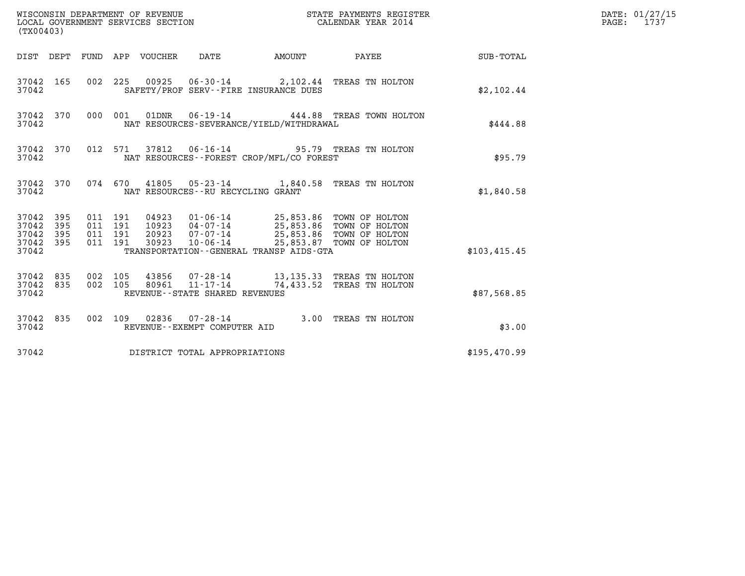WISCONSIN DEPARTMENT OF REVENUE
LOCAL GOVERNMENT SERVICES SECTION
(TX00403)

STATE PAYMENTS REGISTER
CALENDAR YEAR 2014

DATE: 01/27/15
PAGE: 1737

| DIST | DEPT | FUND | APP | VOUCHER | DATE | AMOUNT | PAYEE | SUB-TOTAL |
|---|---|---|---|---|---|---|---|---|
| 37042 | 165 | 002 | 225 | 00925 | 06-30-14 | 2,102.44 | TREAS TN HOLTON | |
| 37042 | | | | | SAFETY/PROF SERV--FIRE INSURANCE DUES | | | $2,102.44 |
| 37042 | 370 | 000 | 001 | 01DNR | 06-19-14 | 444.88 | TREAS TOWN HOLTON | |
| 37042 | | | | | NAT RESOURCES-SEVERANCE/YIELD/WITHDRAWAL | | | $444.88 |
| 37042 | 370 | 012 | 571 | 37812 | 06-16-14 | 95.79 | TREAS TN HOLTON | |
| 37042 | | | | | NAT RESOURCES--FOREST CROP/MFL/CO FOREST | | | $95.79 |
| 37042 | 370 | 074 | 670 | 41805 | 05-23-14 | 1,840.58 | TREAS TN HOLTON | |
| 37042 | | | | | NAT RESOURCES--RU RECYCLING GRANT | | | $1,840.58 |
| 37042 | 395 | 011 | 191 | 04923 | 01-06-14 | 25,853.86 | TOWN OF HOLTON | |
| 37042 | 395 | 011 | 191 | 10923 | 04-07-14 | 25,853.86 | TOWN OF HOLTON | |
| 37042 | 395 | 011 | 191 | 20923 | 07-07-14 | 25,853.86 | TOWN OF HOLTON | |
| 37042 | 395 | 011 | 191 | 30923 | 10-06-14 | 25,853.87 | TOWN OF HOLTON | |
| 37042 | | | | | TRANSPORTATION--GENERAL TRANSP AIDS-GTA | | | $103,415.45 |
| 37042 | 835 | 002 | 105 | 43856 | 07-28-14 | 13,135.33 | TREAS TN HOLTON | |
| 37042 | 835 | 002 | 105 | 80961 | 11-17-14 | 74,433.52 | TREAS TN HOLTON | |
| 37042 | | | | | REVENUE--STATE SHARED REVENUES | | | $87,568.85 |
| 37042 | 835 | 002 | 109 | 02836 | 07-28-14 | 3.00 | TREAS TN HOLTON | |
| 37042 | | | | | REVENUE--EXEMPT COMPUTER AID | | | $3.00 |
| 37042 | | | | | DISTRICT TOTAL APPROPRIATIONS | | | $195,470.99 |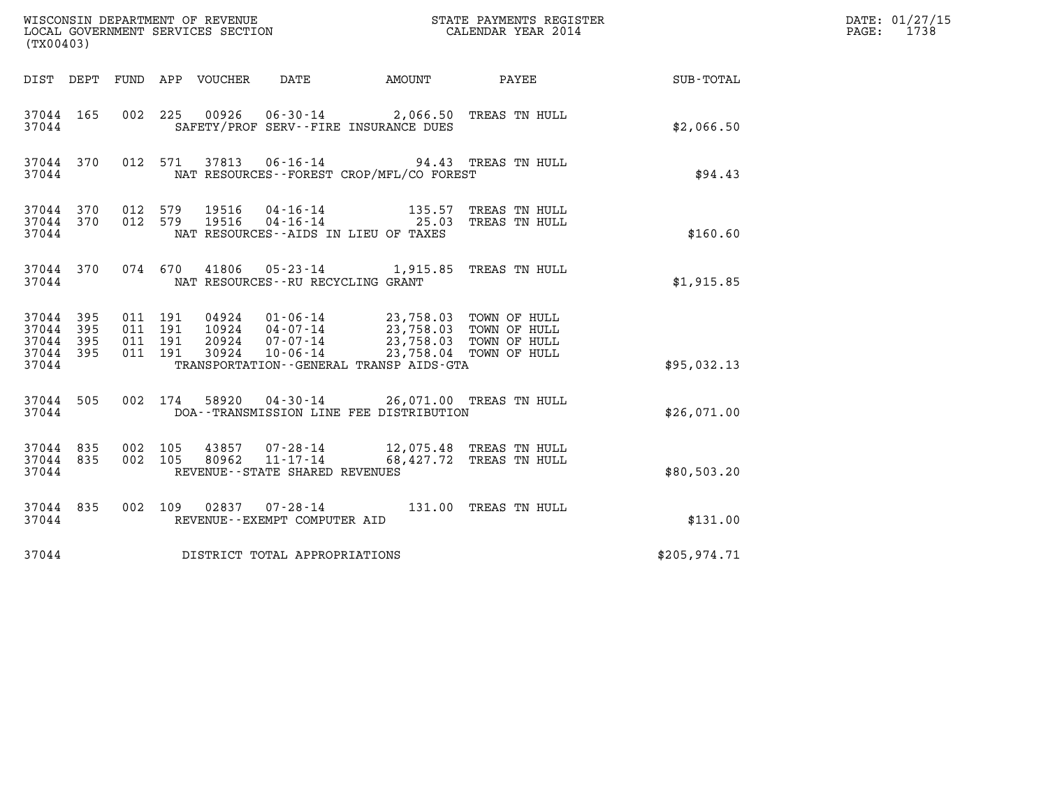WISCONSIN DEPARTMENT OF REVENUE
LOCAL GOVERNMENT SERVICES SECTION
(TX00403)

STATE PAYMENTS REGISTER
CALENDAR YEAR 2014

DATE: 01/27/15
PAGE: 1738

| DIST | DEPT | FUND | APP | VOUCHER | DATE | AMOUNT | PAYEE | SUB-TOTAL |
|---|---|---|---|---|---|---|---|---|
| 37044 | 165 | 002 | 225 | 00926 | 06-30-14 | 2,066.50 | TREAS TN HULL | |
| 37044 | | | | | SAFETY/PROF SERV--FIRE INSURANCE DUES | | | $2,066.50 |
| 37044 | 370 | 012 | 571 | 37813 | 06-16-14 | 94.43 | TREAS TN HULL | |
| 37044 | | | | | NAT RESOURCES--FOREST CROP/MFL/CO FOREST | | | $94.43 |
| 37044 | 370 | 012 | 579 | 19516 | 04-16-14 | 135.57 | TREAS TN HULL | |
| 37044 | 370 | 012 | 579 | 19516 | 04-16-14 | 25.03 | TREAS TN HULL | |
| 37044 | | | | | NAT RESOURCES--AIDS IN LIEU OF TAXES | | | $160.60 |
| 37044 | 370 | 074 | 670 | 41806 | 05-23-14 | 1,915.85 | TREAS TN HULL | |
| 37044 | | | | | NAT RESOURCES--RU RECYCLING GRANT | | | $1,915.85 |
| 37044 | 395 | 011 | 191 | 04924 | 01-06-14 | 23,758.03 | TOWN OF HULL | |
| 37044 | 395 | 011 | 191 | 10924 | 04-07-14 | 23,758.03 | TOWN OF HULL | |
| 37044 | 395 | 011 | 191 | 20924 | 07-07-14 | 23,758.03 | TOWN OF HULL | |
| 37044 | 395 | 011 | 191 | 30924 | 10-06-14 | 23,758.04 | TOWN OF HULL | |
| 37044 | | | | | TRANSPORTATION--GENERAL TRANSP AIDS-GTA | | | $95,032.13 |
| 37044 | 505 | 002 | 174 | 58920 | 04-30-14 | 26,071.00 | TREAS TN HULL | |
| 37044 | | | | | DOA--TRANSMISSION LINE FEE DISTRIBUTION | | | $26,071.00 |
| 37044 | 835 | 002 | 105 | 43857 | 07-28-14 | 12,075.48 | TREAS TN HULL | |
| 37044 | 835 | 002 | 105 | 80962 | 11-17-14 | 68,427.72 | TREAS TN HULL | |
| 37044 | | | | | REVENUE--STATE SHARED REVENUES | | | $80,503.20 |
| 37044 | 835 | 002 | 109 | 02837 | 07-28-14 | 131.00 | TREAS TN HULL | |
| 37044 | | | | | REVENUE--EXEMPT COMPUTER AID | | | $131.00 |
| 37044 | | | | | DISTRICT TOTAL APPROPRIATIONS | | | $205,974.71 |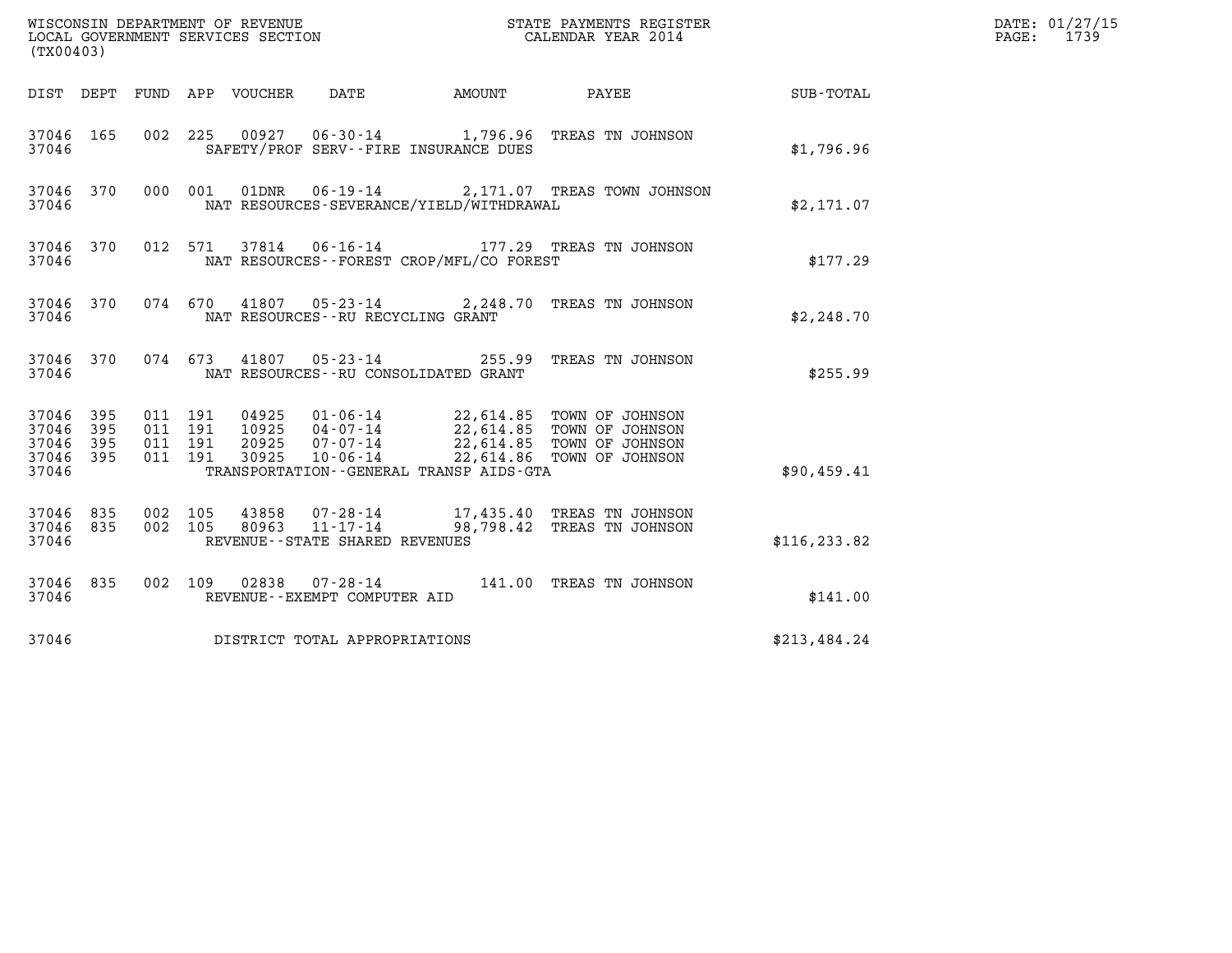WISCONSIN DEPARTMENT OF REVENUE
LOCAL GOVERNMENT SERVICES SECTION
(TX00403)

STATE PAYMENTS REGISTER
CALENDAR YEAR 2014

DATE: 01/27/15
PAGE: 1739

| DIST | DEPT | FUND | APP | VOUCHER | DATE | AMOUNT | PAYEE | SUB-TOTAL |
|---|---|---|---|---|---|---|---|---|
| 37046 | 165 | 002 | 225 | 00927 | 06-30-14 | 1,796.96 | TREAS TN JOHNSON | |
| 37046 | | | | SAFETY/PROF SERV--FIRE INSURANCE DUES | | | | $1,796.96 |
| 37046 | 370 | 000 | 001 | 01DNR | 06-19-14 | 2,171.07 | TREAS TOWN JOHNSON | |
| 37046 | | | | NAT RESOURCES-SEVERANCE/YIELD/WITHDRAWAL | | | | $2,171.07 |
| 37046 | 370 | 012 | 571 | 37814 | 06-16-14 | 177.29 | TREAS TN JOHNSON | |
| 37046 | | | | NAT RESOURCES--FOREST CROP/MFL/CO FOREST | | | | $177.29 |
| 37046 | 370 | 074 | 670 | 41807 | 05-23-14 | 2,248.70 | TREAS TN JOHNSON | |
| 37046 | | | | NAT RESOURCES--RU RECYCLING GRANT | | | | $2,248.70 |
| 37046 | 370 | 074 | 673 | 41807 | 05-23-14 | 255.99 | TREAS TN JOHNSON | |
| 37046 | | | | NAT RESOURCES--RU CONSOLIDATED GRANT | | | | $255.99 |
| 37046 | 395 | 011 | 191 | 04925 | 01-06-14 | 22,614.85 | TOWN OF JOHNSON | |
| 37046 | 395 | 011 | 191 | 10925 | 04-07-14 | 22,614.85 | TOWN OF JOHNSON | |
| 37046 | 395 | 011 | 191 | 20925 | 07-07-14 | 22,614.85 | TOWN OF JOHNSON | |
| 37046 | 395 | 011 | 191 | 30925 | 10-06-14 | 22,614.86 | TOWN OF JOHNSON | |
| 37046 | | | | TRANSPORTATION--GENERAL TRANSP AIDS-GTA | | | | $90,459.41 |
| 37046 | 835 | 002 | 105 | 43858 | 07-28-14 | 17,435.40 | TREAS TN JOHNSON | |
| 37046 | 835 | 002 | 105 | 80963 | 11-17-14 | 98,798.42 | TREAS TN JOHNSON | |
| 37046 | | | | REVENUE--STATE SHARED REVENUES | | | | $116,233.82 |
| 37046 | 835 | 002 | 109 | 02838 | 07-28-14 | 141.00 | TREAS TN JOHNSON | |
| 37046 | | | | REVENUE--EXEMPT COMPUTER AID | | | | $141.00 |
| 37046 | | | | DISTRICT TOTAL APPROPRIATIONS | | | | $213,484.24 |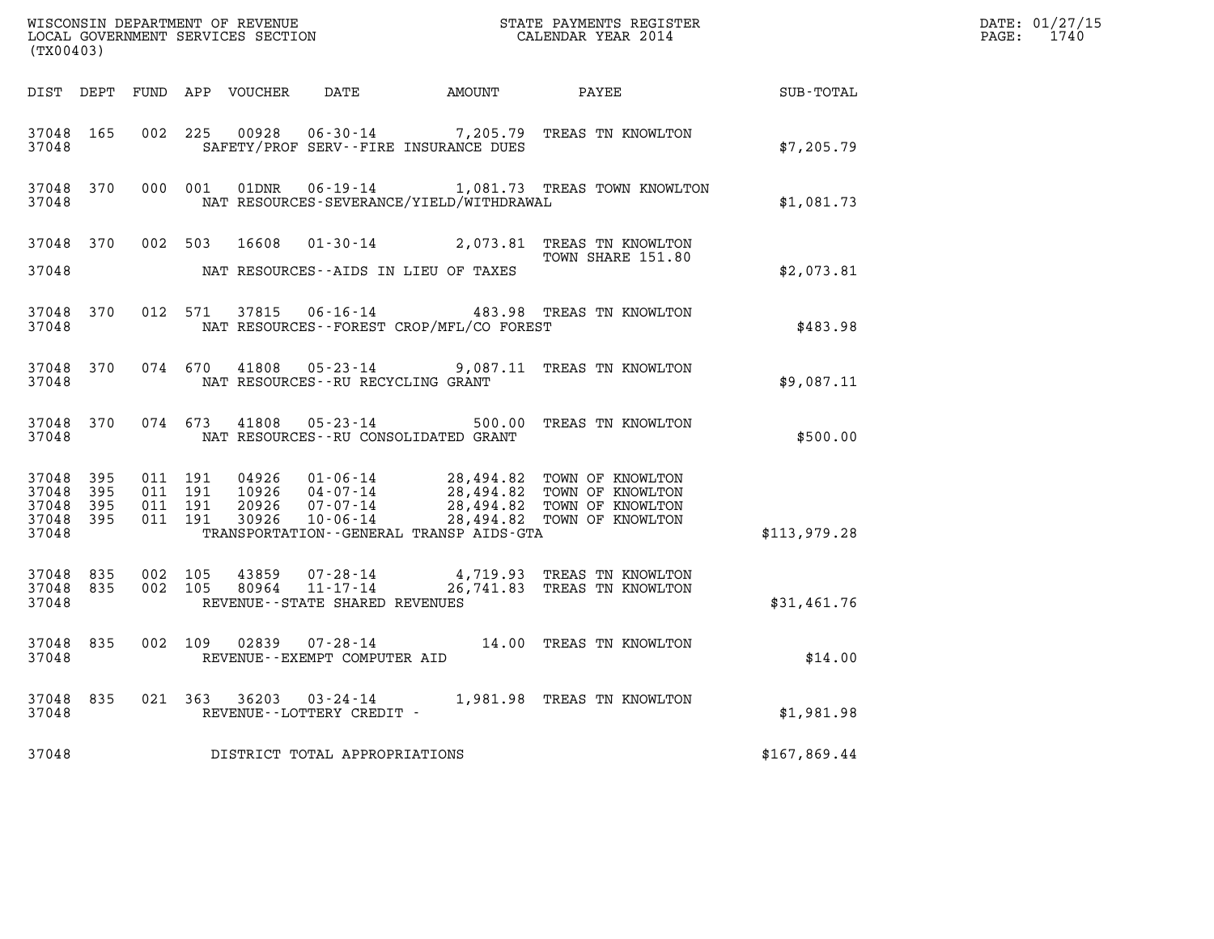WISCONSIN DEPARTMENT OF REVENUE
LOCAL GOVERNMENT SERVICES SECTION
(TX00403)

STATE PAYMENTS REGISTER
CALENDAR YEAR 2014

DATE: 01/27/15
PAGE: 1740

| DIST | DEPT | FUND | APP | VOUCHER | DATE | AMOUNT | PAYEE | SUB-TOTAL |
|---|---|---|---|---|---|---|---|---|
| 37048 | 165 | 002 | 225 | 00928 | 06-30-14 | 7,205.79 | TREAS TN KNOWLTON | |
| 37048 | | | | | SAFETY/PROF SERV--FIRE INSURANCE DUES | | | $7,205.79 |
| 37048 | 370 | 000 | 001 | 01DNR | 06-19-14 | 1,081.73 | TREAS TOWN KNOWLTON | |
| 37048 | | | | | NAT RESOURCES-SEVERANCE/YIELD/WITHDRAWAL | | | $1,081.73 |
| 37048 | 370 | 002 | 503 | 16608 | 01-30-14 | 2,073.81 | TREAS TN KNOWLTON TOWN SHARE 151.80 | |
| 37048 | | | | | NAT RESOURCES--AIDS IN LIEU OF TAXES | | | $2,073.81 |
| 37048 | 370 | 012 | 571 | 37815 | 06-16-14 | 483.98 | TREAS TN KNOWLTON | |
| 37048 | | | | | NAT RESOURCES--FOREST CROP/MFL/CO FOREST | | | $483.98 |
| 37048 | 370 | 074 | 670 | 41808 | 05-23-14 | 9,087.11 | TREAS TN KNOWLTON | |
| 37048 | | | | | NAT RESOURCES--RU RECYCLING GRANT | | | $9,087.11 |
| 37048 | 370 | 074 | 673 | 41808 | 05-23-14 | 500.00 | TREAS TN KNOWLTON | |
| 37048 | | | | | NAT RESOURCES--RU CONSOLIDATED GRANT | | | $500.00 |
| 37048 | 395 | 011 | 191 | 04926 | 01-06-14 | 28,494.82 | TOWN OF KNOWLTON | |
| 37048 | 395 | 011 | 191 | 10926 | 04-07-14 | 28,494.82 | TOWN OF KNOWLTON | |
| 37048 | 395 | 011 | 191 | 20926 | 07-07-14 | 28,494.82 | TOWN OF KNOWLTON | |
| 37048 | 395 | 011 | 191 | 30926 | 10-06-14 | 28,494.82 | TOWN OF KNOWLTON | |
| 37048 | | | | | TRANSPORTATION--GENERAL TRANSP AIDS-GTA | | | $113,979.28 |
| 37048 | 835 | 002 | 105 | 43859 | 07-28-14 | 4,719.93 | TREAS TN KNOWLTON | |
| 37048 | 835 | 002 | 105 | 80964 | 11-17-14 | 26,741.83 | TREAS TN KNOWLTON | |
| 37048 | | | | | REVENUE--STATE SHARED REVENUES | | | $31,461.76 |
| 37048 | 835 | 002 | 109 | 02839 | 07-28-14 | 14.00 | TREAS TN KNOWLTON | |
| 37048 | | | | | REVENUE--EXEMPT COMPUTER AID | | | $14.00 |
| 37048 | 835 | 021 | 363 | 36203 | 03-24-14 | 1,981.98 | TREAS TN KNOWLTON | |
| 37048 | | | | | REVENUE--LOTTERY CREDIT - | | | $1,981.98 |
| 37048 | | | | | DISTRICT TOTAL APPROPRIATIONS | | | $167,869.44 |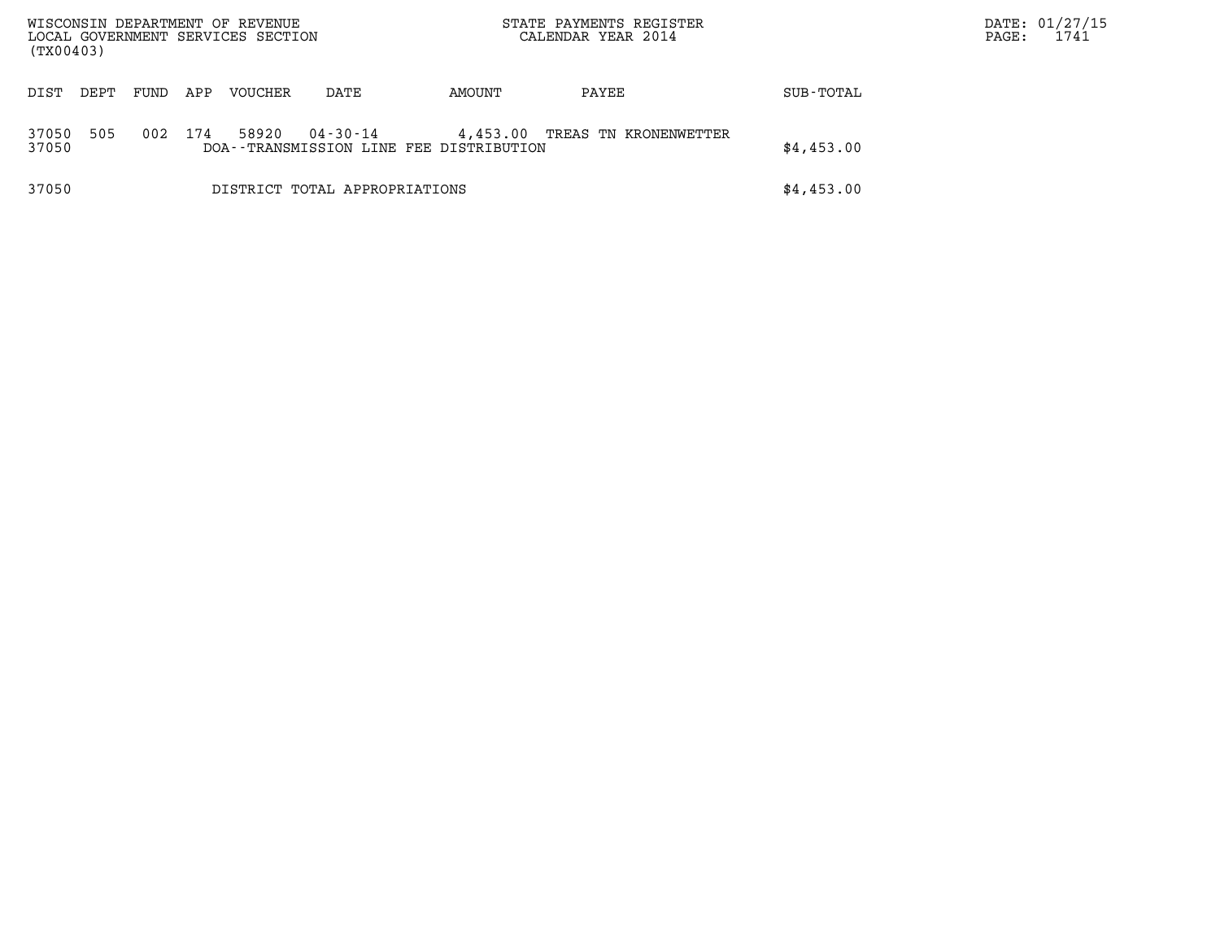WISCONSIN DEPARTMENT OF REVENUE
LOCAL GOVERNMENT SERVICES SECTION
(TX00403)

STATE PAYMENTS REGISTER
CALENDAR YEAR 2014

DATE: 01/27/15
PAGE: 1741

| DIST | DEPT | FUND | APP | VOUCHER | DATE | AMOUNT | PAYEE | SUB-TOTAL |
|---|---|---|---|---|---|---|---|---|
| 37050 | 505 | 002 | 174 | 58920 | 04-30-14 | 4,453.00 | TREAS TN KRONENWETTER | |
| 37050 | | | | DOA--TRANSMISSION LINE FEE DISTRIBUTION | | | | $4,453.00 |
| 37050 | | | | DISTRICT TOTAL APPROPRIATIONS | | | | $4,453.00 |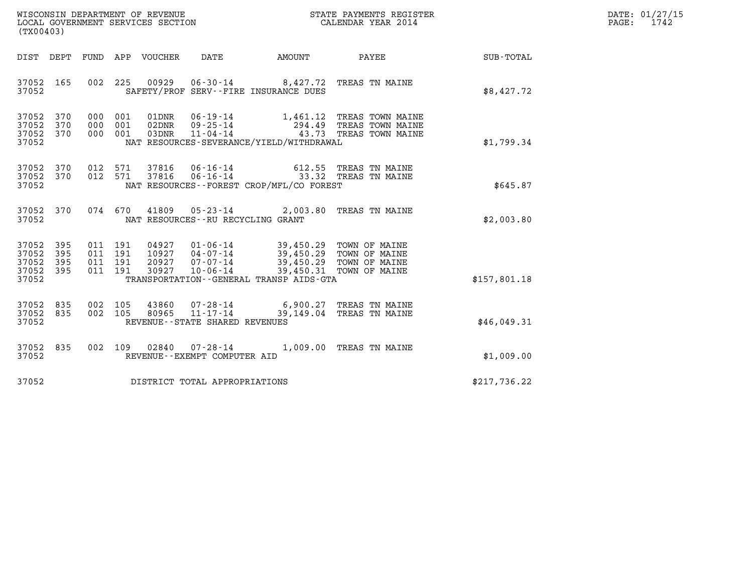WISCONSIN DEPARTMENT OF REVENUE
LOCAL GOVERNMENT SERVICES SECTION
(TX00403)

STATE PAYMENTS REGISTER
CALENDAR YEAR 2014

DATE: 01/27/15
PAGE: 1742

| DIST | DEPT | FUND | APP | VOUCHER | DATE | AMOUNT | PAYEE | SUB-TOTAL |
|---|---|---|---|---|---|---|---|---|
| 37052 | 165 | 002 | 225 | 00929 | 06-30-14 | 8,427.72 | TREAS TN MAINE | |
| 37052 | | | | SAFETY/PROF SERV--FIRE INSURANCE DUES | | | | $8,427.72 |
| 37052 | 370 | 000 | 001 | 01DNR | 06-19-14 | 1,461.12 | TREAS TOWN MAINE | |
| 37052 | 370 | 000 | 001 | 02DNR | 09-25-14 | 294.49 | TREAS TOWN MAINE | |
| 37052 | 370 | 000 | 001 | 03DNR | 11-04-14 | 43.73 | TREAS TOWN MAINE | |
| 37052 | | | | NAT RESOURCES-SEVERANCE/YIELD/WITHDRAWAL | | | | $1,799.34 |
| 37052 | 370 | 012 | 571 | 37816 | 06-16-14 | 612.55 | TREAS TN MAINE | |
| 37052 | 370 | 012 | 571 | 37816 | 06-16-14 | 33.32 | TREAS TN MAINE | |
| 37052 | | | | NAT RESOURCES--FOREST CROP/MFL/CO FOREST | | | | $645.87 |
| 37052 | 370 | 074 | 670 | 41809 | 05-23-14 | 2,003.80 | TREAS TN MAINE | |
| 37052 | | | | NAT RESOURCES--RU RECYCLING GRANT | | | | $2,003.80 |
| 37052 | 395 | 011 | 191 | 04927 | 01-06-14 | 39,450.29 | TOWN OF MAINE | |
| 37052 | 395 | 011 | 191 | 10927 | 04-07-14 | 39,450.29 | TOWN OF MAINE | |
| 37052 | 395 | 011 | 191 | 20927 | 07-07-14 | 39,450.29 | TOWN OF MAINE | |
| 37052 | 395 | 011 | 191 | 30927 | 10-06-14 | 39,450.31 | TOWN OF MAINE | |
| 37052 | | | | TRANSPORTATION--GENERAL TRANSP AIDS-GTA | | | | $157,801.18 |
| 37052 | 835 | 002 | 105 | 43860 | 07-28-14 | 6,900.27 | TREAS TN MAINE | |
| 37052 | 835 | 002 | 105 | 80965 | 11-17-14 | 39,149.04 | TREAS TN MAINE | |
| 37052 | | | | REVENUE--STATE SHARED REVENUES | | | | $46,049.31 |
| 37052 | 835 | 002 | 109 | 02840 | 07-28-14 | 1,009.00 | TREAS TN MAINE | |
| 37052 | | | | REVENUE--EXEMPT COMPUTER AID | | | | $1,009.00 |
| 37052 | | | | DISTRICT TOTAL APPROPRIATIONS | | | | $217,736.22 |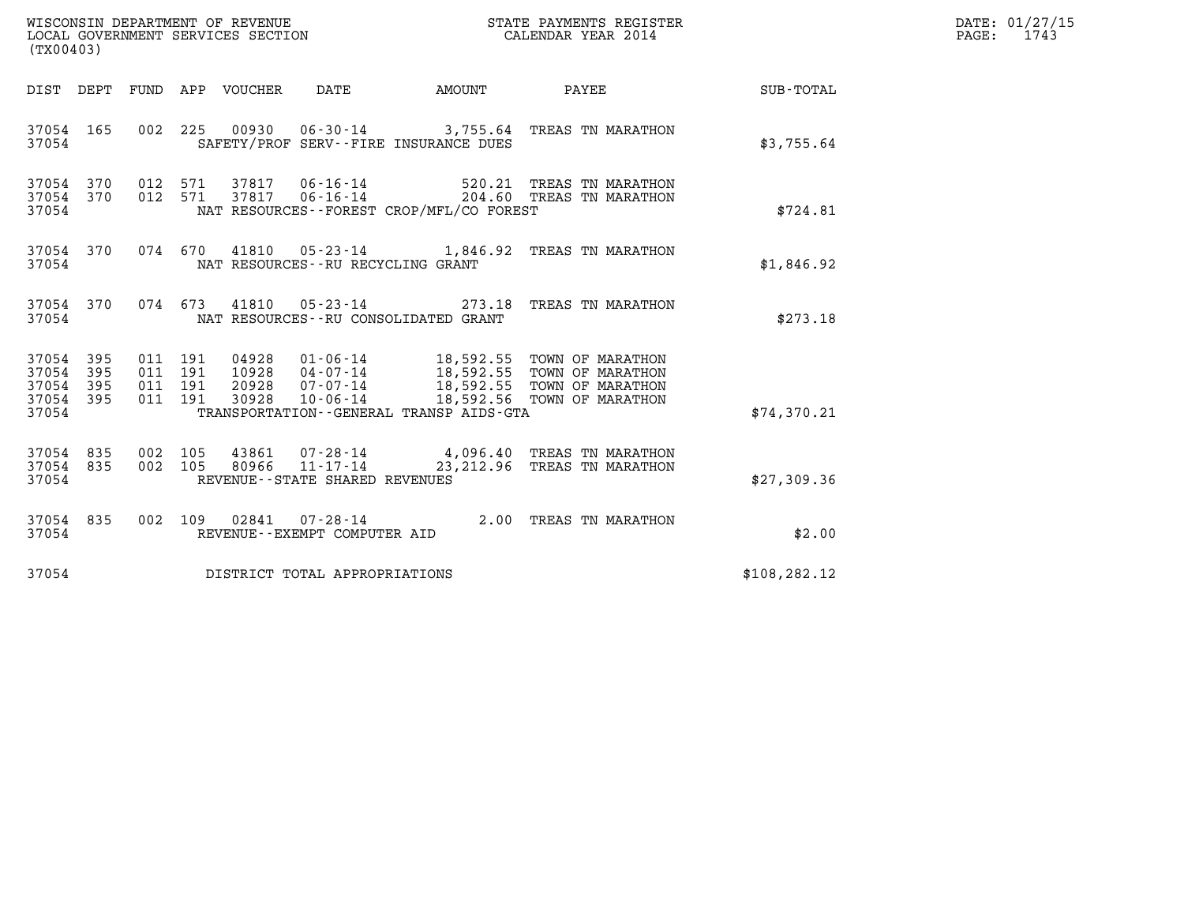WISCONSIN DEPARTMENT OF REVENUE
LOCAL GOVERNMENT SERVICES SECTION
(TX00403)

STATE PAYMENTS REGISTER
CALENDAR YEAR 2014

DATE: 01/27/15
PAGE: 1743

| DIST | DEPT | FUND | APP | VOUCHER | DATE | AMOUNT | PAYEE | SUB-TOTAL |
|---|---|---|---|---|---|---|---|---|
| 37054 | 165 | 002 | 225 | 00930 | 06-30-14 | 3,755.64 | TREAS TN MARATHON | |
| 37054 | | | | | SAFETY/PROF SERV--FIRE INSURANCE DUES | | | $3,755.64 |
| 37054 | 370 | 012 | 571 | 37817 | 06-16-14 | 520.21 | TREAS TN MARATHON | |
| 37054 | 370 | 012 | 571 | 37817 | 06-16-14 | 204.60 | TREAS TN MARATHON | |
| 37054 | | | | | NAT RESOURCES--FOREST CROP/MFL/CO FOREST | | | $724.81 |
| 37054 | 370 | 074 | 670 | 41810 | 05-23-14 | 1,846.92 | TREAS TN MARATHON | |
| 37054 | | | | | NAT RESOURCES--RU RECYCLING GRANT | | | $1,846.92 |
| 37054 | 370 | 074 | 673 | 41810 | 05-23-14 | 273.18 | TREAS TN MARATHON | |
| 37054 | | | | | NAT RESOURCES--RU CONSOLIDATED GRANT | | | $273.18 |
| 37054 | 395 | 011 | 191 | 04928 | 01-06-14 | 18,592.55 | TOWN OF MARATHON | |
| 37054 | 395 | 011 | 191 | 10928 | 04-07-14 | 18,592.55 | TOWN OF MARATHON | |
| 37054 | 395 | 011 | 191 | 20928 | 07-07-14 | 18,592.55 | TOWN OF MARATHON | |
| 37054 | 395 | 011 | 191 | 30928 | 10-06-14 | 18,592.56 | TOWN OF MARATHON | |
| 37054 | | | | | TRANSPORTATION--GENERAL TRANSP AIDS-GTA | | | $74,370.21 |
| 37054 | 835 | 002 | 105 | 43861 | 07-28-14 | 4,096.40 | TREAS TN MARATHON | |
| 37054 | 835 | 002 | 105 | 80966 | 11-17-14 | 23,212.96 | TREAS TN MARATHON | |
| 37054 | | | | | REVENUE--STATE SHARED REVENUES | | | $27,309.36 |
| 37054 | 835 | 002 | 109 | 02841 | 07-28-14 | 2.00 | TREAS TN MARATHON | |
| 37054 | | | | | REVENUE--EXEMPT COMPUTER AID | | | $2.00 |
| 37054 | | | | | DISTRICT TOTAL APPROPRIATIONS | | | $108,282.12 |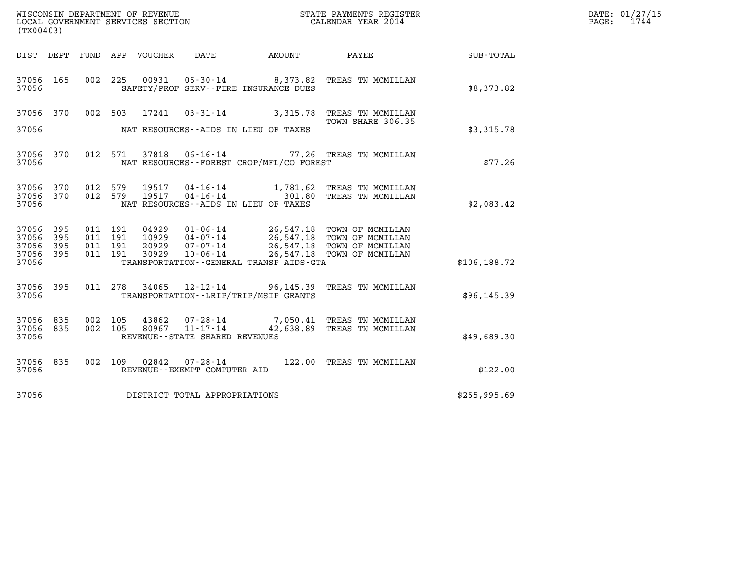WISCONSIN DEPARTMENT OF REVENUE
LOCAL GOVERNMENT SERVICES SECTION
(TX00403)

STATE PAYMENTS REGISTER
CALENDAR YEAR 2014

DATE: 01/27/15
PAGE: 1744

| DIST | DEPT | FUND | APP | VOUCHER | DATE | AMOUNT | PAYEE | SUB-TOTAL |
|---|---|---|---|---|---|---|---|---|
| 37056 | 165 | 002 | 225 | 00931 | 06-30-14 | 8,373.82 | TREAS TN MCMILLAN | |
| 37056 | | | | | SAFETY/PROF SERV--FIRE INSURANCE DUES | | | $8,373.82 |
| 37056 | 370 | 002 | 503 | 17241 | 03-31-14 | 3,315.78 | TREAS TN MCMILLAN TOWN SHARE 306.35 | |
| 37056 | | | | | NAT RESOURCES--AIDS IN LIEU OF TAXES | | | $3,315.78 |
| 37056 | 370 | 012 | 571 | 37818 | 06-16-14 | 77.26 | TREAS TN MCMILLAN | |
| 37056 | | | | | NAT RESOURCES--FOREST CROP/MFL/CO FOREST | | | $77.26 |
| 37056 | 370 | 012 | 579 | 19517 | 04-16-14 | 1,781.62 | TREAS TN MCMILLAN | |
| 37056 | 370 | 012 | 579 | 19517 | 04-16-14 | 301.80 | TREAS TN MCMILLAN | |
| 37056 | | | | | NAT RESOURCES--AIDS IN LIEU OF TAXES | | | $2,083.42 |
| 37056 | 395 | 011 | 191 | 04929 | 01-06-14 | 26,547.18 | TOWN OF MCMILLAN | |
| 37056 | 395 | 011 | 191 | 10929 | 04-07-14 | 26,547.18 | TOWN OF MCMILLAN | |
| 37056 | 395 | 011 | 191 | 20929 | 07-07-14 | 26,547.18 | TOWN OF MCMILLAN | |
| 37056 | 395 | 011 | 191 | 30929 | 10-06-14 | 26,547.18 | TOWN OF MCMILLAN | |
| 37056 | | | | | TRANSPORTATION--GENERAL TRANSP AIDS-GTA | | | $106,188.72 |
| 37056 | 395 | 011 | 278 | 34065 | 12-12-14 | 96,145.39 | TREAS TN MCMILLAN | |
| 37056 | | | | | TRANSPORTATION--LRIP/TRIP/MSIP GRANTS | | | $96,145.39 |
| 37056 | 835 | 002 | 105 | 43862 | 07-28-14 | 7,050.41 | TREAS TN MCMILLAN | |
| 37056 | 835 | 002 | 105 | 80967 | 11-17-14 | 42,638.89 | TREAS TN MCMILLAN | |
| 37056 | | | | | REVENUE--STATE SHARED REVENUES | | | $49,689.30 |
| 37056 | 835 | 002 | 109 | 02842 | 07-28-14 | 122.00 | TREAS TN MCMILLAN | |
| 37056 | | | | | REVENUE--EXEMPT COMPUTER AID | | | $122.00 |
| 37056 | | | | | DISTRICT TOTAL APPROPRIATIONS | | | $265,995.69 |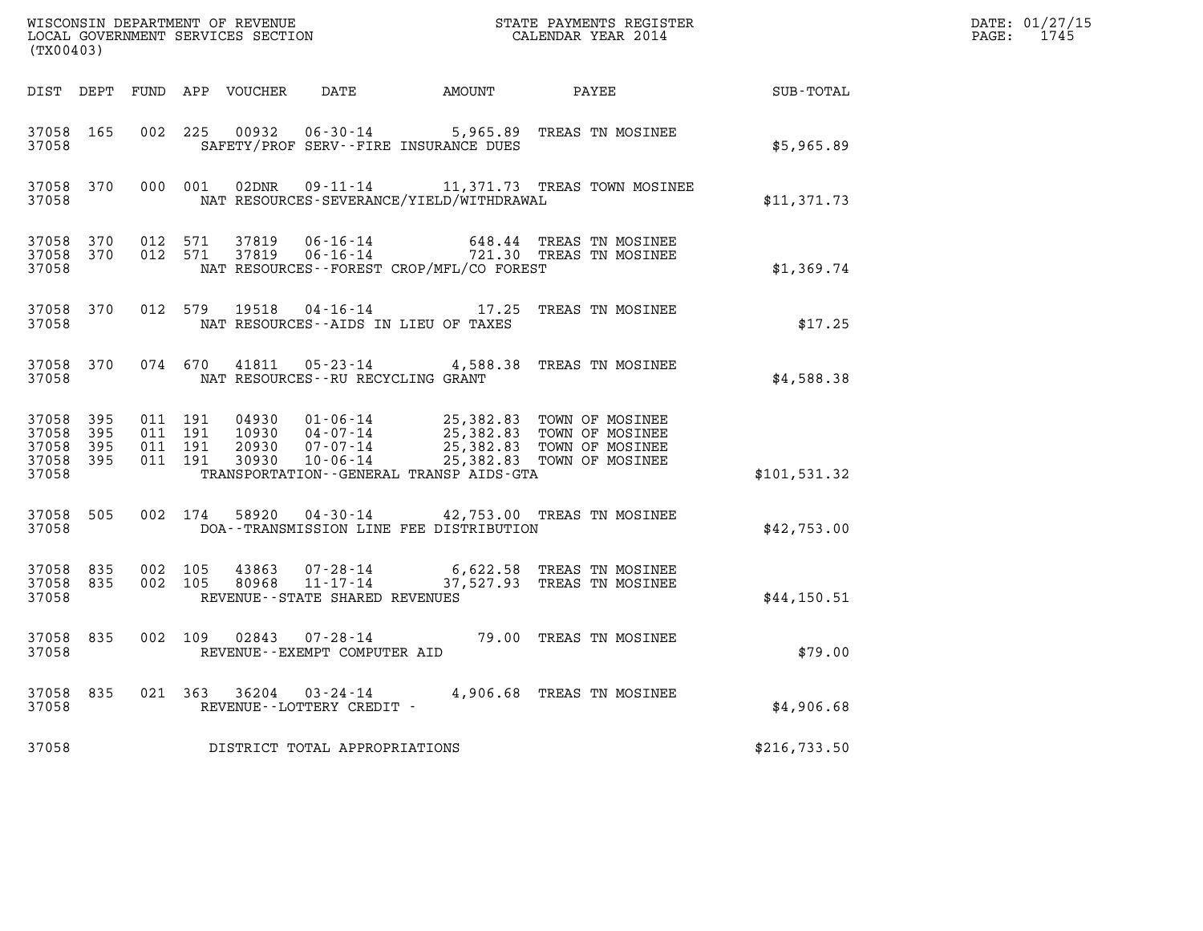WISCONSIN DEPARTMENT OF REVENUE
LOCAL GOVERNMENT SERVICES SECTION
(TX00403)

STATE PAYMENTS REGISTER
CALENDAR YEAR 2014

DATE: 01/27/15

| DIST | DEPT | FUND | APP | VOUCHER | DATE | AMOUNT | PAYEE | SUB-TOTAL |
|---|---|---|---|---|---|---|---|---|
| 37058 | 165 | 002 | 225 | 00932 | 06-30-14 | 5,965.89 | TREAS TN MOSINEE | |
| 37058 | | | | SAFETY/PROF SERV--FIRE INSURANCE DUES | | | | $5,965.89 |
| 37058 | 370 | 000 | 001 | 02DNR | 09-11-14 | 11,371.73 | TREAS TOWN MOSINEE | |
| 37058 | | | | NAT RESOURCES-SEVERANCE/YIELD/WITHDRAWAL | | | | $11,371.73 |
| 37058 | 370 | 012 | 571 | 37819 | 06-16-14 | 648.44 | TREAS TN MOSINEE | |
| 37058 | 370 | 012 | 571 | 37819 | 06-16-14 | 721.30 | TREAS TN MOSINEE | |
| 37058 | | | | NAT RESOURCES--FOREST CROP/MFL/CO FOREST | | | | $1,369.74 |
| 37058 | 370 | 012 | 579 | 19518 | 04-16-14 | 17.25 | TREAS TN MOSINEE | |
| 37058 | | | | NAT RESOURCES--AIDS IN LIEU OF TAXES | | | | $17.25 |
| 37058 | 370 | 074 | 670 | 41811 | 05-23-14 | 4,588.38 | TREAS TN MOSINEE | |
| 37058 | | | | NAT RESOURCES--RU RECYCLING GRANT | | | | $4,588.38 |
| 37058 | 395 | 011 | 191 | 04930 | 01-06-14 | 25,382.83 | TOWN OF MOSINEE | |
| 37058 | 395 | 011 | 191 | 10930 | 04-07-14 | 25,382.83 | TOWN OF MOSINEE | |
| 37058 | 395 | 011 | 191 | 20930 | 07-07-14 | 25,382.83 | TOWN OF MOSINEE | |
| 37058 | 395 | 011 | 191 | 30930 | 10-06-14 | 25,382.83 | TOWN OF MOSINEE | |
| 37058 | | | | TRANSPORTATION--GENERAL TRANSP AIDS-GTA | | | | $101,531.32 |
| 37058 | 505 | 002 | 174 | 58920 | 04-30-14 | 42,753.00 | TREAS TN MOSINEE | |
| 37058 | | | | DOA--TRANSMISSION LINE FEE DISTRIBUTION | | | | $42,753.00 |
| 37058 | 835 | 002 | 105 | 43863 | 07-28-14 | 6,622.58 | TREAS TN MOSINEE | |
| 37058 | 835 | 002 | 105 | 80968 | 11-17-14 | 37,527.93 | TREAS TN MOSINEE | |
| 37058 | | | | REVENUE--STATE SHARED REVENUES | | | | $44,150.51 |
| 37058 | 835 | 002 | 109 | 02843 | 07-28-14 | 79.00 | TREAS TN MOSINEE | |
| 37058 | | | | REVENUE--EXEMPT COMPUTER AID | | | | $79.00 |
| 37058 | 835 | 021 | 363 | 36204 | 03-24-14 | 4,906.68 | TREAS TN MOSINEE | |
| 37058 | | | | REVENUE--LOTTERY CREDIT - | | | | $4,906.68 |
| 37058 | | | | DISTRICT TOTAL APPROPRIATIONS | | | | $216,733.50 |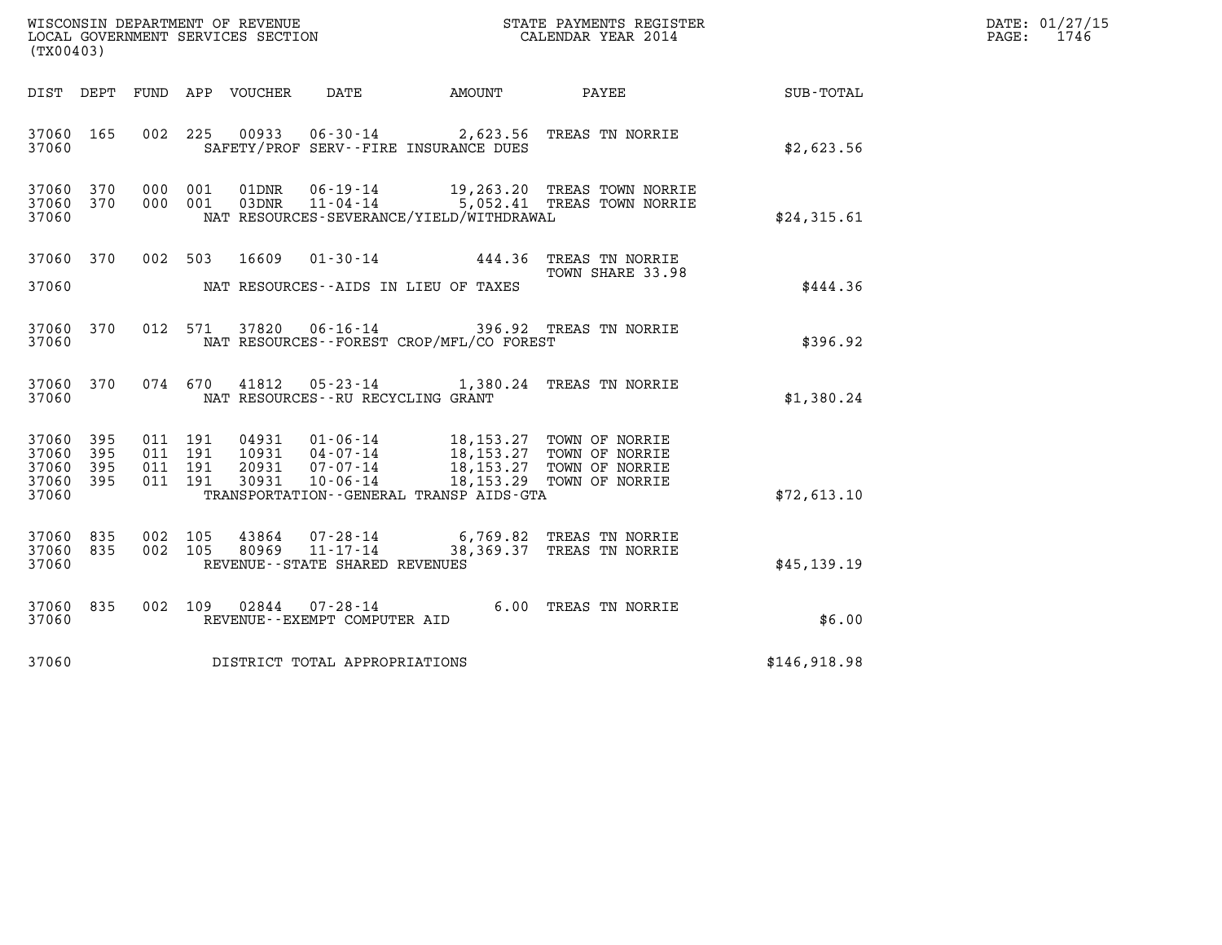WISCONSIN DEPARTMENT OF REVENUE
LOCAL GOVERNMENT SERVICES SECTION
(TX00403)

STATE PAYMENTS REGISTER
CALENDAR YEAR 2014

DATE: 01/27/15
PAGE: 1746

| DIST | DEPT | FUND | APP | VOUCHER | DATE | AMOUNT | PAYEE | SUB-TOTAL |
|---|---|---|---|---|---|---|---|---|
| 37060 | 165 | 002 | 225 | 00933 | 06-30-14 | 2,623.56 | TREAS TN NORRIE | |
| 37060 | | | | | SAFETY/PROF SERV--FIRE INSURANCE DUES | | | $2,623.56 |
| 37060 | 370 | 000 | 001 | 01DNR | 06-19-14 | 19,263.20 | TREAS TOWN NORRIE | |
| 37060 | 370 | 000 | 001 | 03DNR | 11-04-14 | 5,052.41 | TREAS TOWN NORRIE | |
| 37060 | | | | | NAT RESOURCES-SEVERANCE/YIELD/WITHDRAWAL | | | $24,315.61 |
| 37060 | 370 | 002 | 503 | 16609 | 01-30-14 | 444.36 | TREAS TN NORRIE TOWN SHARE 33.98 | |
| 37060 | | | | | NAT RESOURCES--AIDS IN LIEU OF TAXES | | | $444.36 |
| 37060 | 370 | 012 | 571 | 37820 | 06-16-14 | 396.92 | TREAS TN NORRIE | |
| 37060 | | | | | NAT RESOURCES--FOREST CROP/MFL/CO FOREST | | | $396.92 |
| 37060 | 370 | 074 | 670 | 41812 | 05-23-14 | 1,380.24 | TREAS TN NORRIE | |
| 37060 | | | | | NAT RESOURCES--RU RECYCLING GRANT | | | $1,380.24 |
| 37060 | 395 | 011 | 191 | 04931 | 01-06-14 | 18,153.27 | TOWN OF NORRIE | |
| 37060 | 395 | 011 | 191 | 10931 | 04-07-14 | 18,153.27 | TOWN OF NORRIE | |
| 37060 | 395 | 011 | 191 | 20931 | 07-07-14 | 18,153.27 | TOWN OF NORRIE | |
| 37060 | 395 | 011 | 191 | 30931 | 10-06-14 | 18,153.29 | TOWN OF NORRIE | |
| 37060 | | | | | TRANSPORTATION--GENERAL TRANSP AIDS-GTA | | | $72,613.10 |
| 37060 | 835 | 002 | 105 | 43864 | 07-28-14 | 6,769.82 | TREAS TN NORRIE | |
| 37060 | 835 | 002 | 105 | 80969 | 11-17-14 | 38,369.37 | TREAS TN NORRIE | |
| 37060 | | | | | REVENUE--STATE SHARED REVENUES | | | $45,139.19 |
| 37060 | 835 | 002 | 109 | 02844 | 07-28-14 | 6.00 | TREAS TN NORRIE | |
| 37060 | | | | | REVENUE--EXEMPT COMPUTER AID | | | $6.00 |
| 37060 | | | | | DISTRICT TOTAL APPROPRIATIONS | | | $146,918.98 |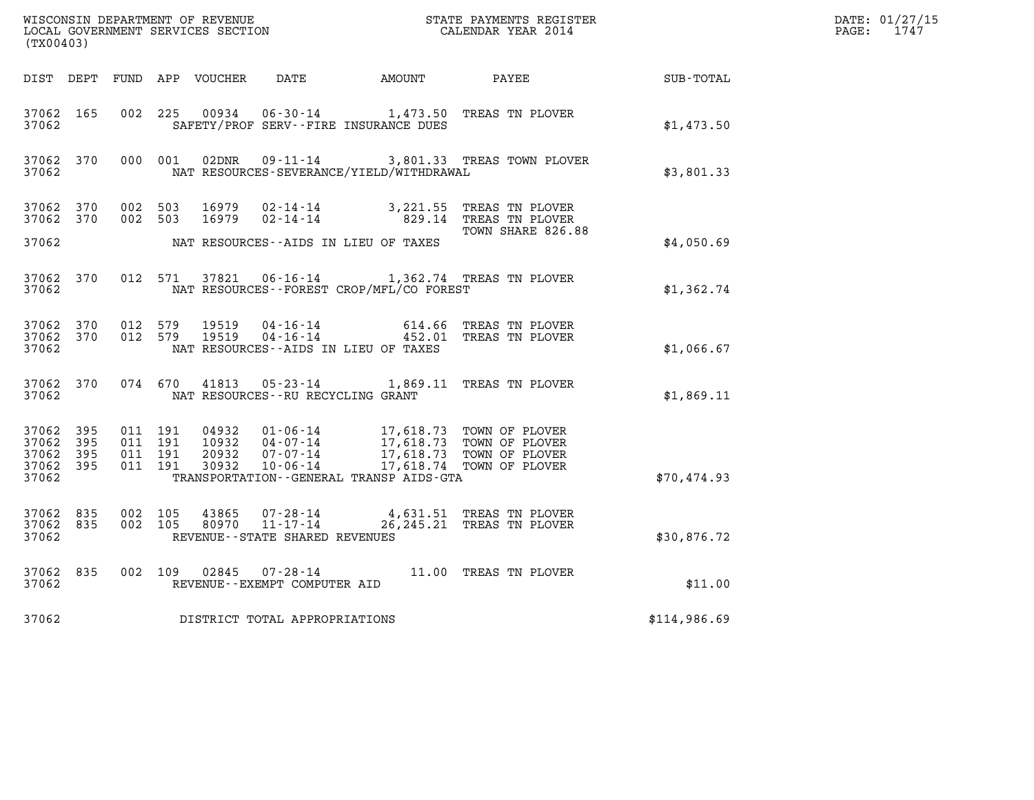WISCONSIN DEPARTMENT OF REVENUE
LOCAL GOVERNMENT SERVICES SECTION
(TX00403)

STATE PAYMENTS REGISTER
CALENDAR YEAR 2014

DATE: 01/27/15
PAGE: 1747

| DIST | DEPT | FUND | APP | VOUCHER | DATE | AMOUNT | PAYEE | SUB-TOTAL |
|---|---|---|---|---|---|---|---|---|
| 37062 | 165 | 002 | 225 | 00934 | 06-30-14 | 1,473.50 | TREAS TN PLOVER | |
| 37062 | | | | | SAFETY/PROF SERV--FIRE INSURANCE DUES | | | $1,473.50 |
| 37062 | 370 | 000 | 001 | 02DNR | 09-11-14 | 3,801.33 | TREAS TOWN PLOVER | |
| 37062 | | | | | NAT RESOURCES-SEVERANCE/YIELD/WITHDRAWAL | | | $3,801.33 |
| 37062 | 370 | 002 | 503 | 16979 | 02-14-14 | 3,221.55 | TREAS TN PLOVER | |
| 37062 | 370 | 002 | 503 | 16979 | 02-14-14 | 829.14 | TREAS TN PLOVER TOWN SHARE 826.88 | |
| 37062 | | | | | NAT RESOURCES--AIDS IN LIEU OF TAXES | | | $4,050.69 |
| 37062 | 370 | 012 | 571 | 37821 | 06-16-14 | 1,362.74 | TREAS TN PLOVER | |
| 37062 | | | | | NAT RESOURCES--FOREST CROP/MFL/CO FOREST | | | $1,362.74 |
| 37062 | 370 | 012 | 579 | 19519 | 04-16-14 | 614.66 | TREAS TN PLOVER | |
| 37062 | 370 | 012 | 579 | 19519 | 04-16-14 | 452.01 | TREAS TN PLOVER | |
| 37062 | | | | | NAT RESOURCES--AIDS IN LIEU OF TAXES | | | $1,066.67 |
| 37062 | 370 | 074 | 670 | 41813 | 05-23-14 | 1,869.11 | TREAS TN PLOVER | |
| 37062 | | | | | NAT RESOURCES--RU RECYCLING GRANT | | | $1,869.11 |
| 37062 | 395 | 011 | 191 | 04932 | 01-06-14 | 17,618.73 | TOWN OF PLOVER | |
| 37062 | 395 | 011 | 191 | 10932 | 04-07-14 | 17,618.73 | TOWN OF PLOVER | |
| 37062 | 395 | 011 | 191 | 20932 | 07-07-14 | 17,618.73 | TOWN OF PLOVER | |
| 37062 | 395 | 011 | 191 | 30932 | 10-06-14 | 17,618.74 | TOWN OF PLOVER | |
| 37062 | | | | | TRANSPORTATION--GENERAL TRANSP AIDS-GTA | | | $70,474.93 |
| 37062 | 835 | 002 | 105 | 43865 | 07-28-14 | 4,631.51 | TREAS TN PLOVER | |
| 37062 | 835 | 002 | 105 | 80970 | 11-17-14 | 26,245.21 | TREAS TN PLOVER | |
| 37062 | | | | | REVENUE--STATE SHARED REVENUES | | | $30,876.72 |
| 37062 | 835 | 002 | 109 | 02845 | 07-28-14 | 11.00 | TREAS TN PLOVER | |
| 37062 | | | | | REVENUE--EXEMPT COMPUTER AID | | | $11.00 |
| 37062 | | | | | DISTRICT TOTAL APPROPRIATIONS | | | $114,986.69 |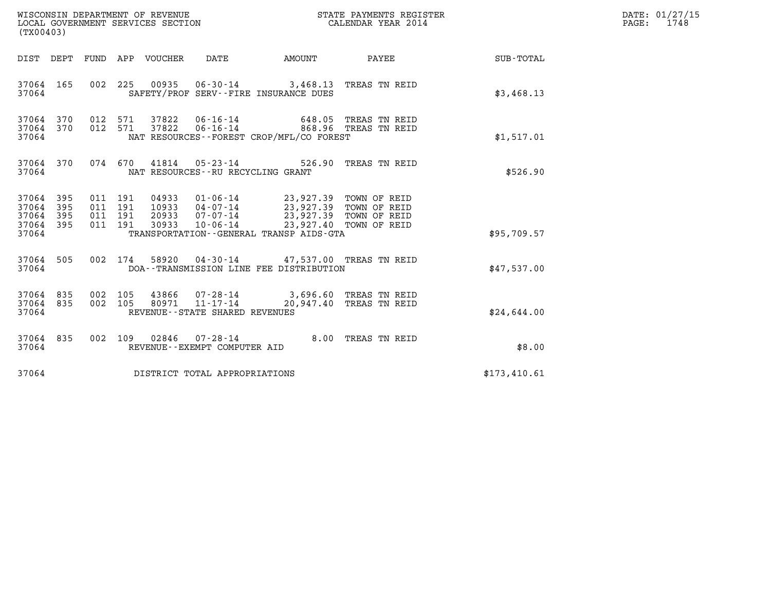WISCONSIN DEPARTMENT OF REVENUE
LOCAL GOVERNMENT SERVICES SECTION
(TX00403)

STATE PAYMENTS REGISTER
CALENDAR YEAR 2014

DATE: 01/27/15
PAGE: 1748

| DIST | DEPT | FUND | APP | VOUCHER | DATE | AMOUNT | PAYEE | SUB-TOTAL |
|---|---|---|---|---|---|---|---|---|
| 37064 | 165 | 002 | 225 | 00935 | 06-30-14 | 3,468.13 | TREAS TN REID | |
| 37064 | | | | | SAFETY/PROF SERV--FIRE INSURANCE DUES | | | $3,468.13 |
| 37064 | 370 | 012 | 571 | 37822 | 06-16-14 | 648.05 | TREAS TN REID | |
| 37064 | 370 | 012 | 571 | 37822 | 06-16-14 | 868.96 | TREAS TN REID | |
| 37064 | | | | | NAT RESOURCES--FOREST CROP/MFL/CO FOREST | | | $1,517.01 |
| 37064 | 370 | 074 | 670 | 41814 | 05-23-14 | 526.90 | TREAS TN REID | |
| 37064 | | | | | NAT RESOURCES--RU RECYCLING GRANT | | | $526.90 |
| 37064 | 395 | 011 | 191 | 04933 | 01-06-14 | 23,927.39 | TOWN OF REID | |
| 37064 | 395 | 011 | 191 | 10933 | 04-07-14 | 23,927.39 | TOWN OF REID | |
| 37064 | 395 | 011 | 191 | 20933 | 07-07-14 | 23,927.39 | TOWN OF REID | |
| 37064 | 395 | 011 | 191 | 30933 | 10-06-14 | 23,927.40 | TOWN OF REID | |
| 37064 | | | | | TRANSPORTATION--GENERAL TRANSP AIDS-GTA | | | $95,709.57 |
| 37064 | 505 | 002 | 174 | 58920 | 04-30-14 | 47,537.00 | TREAS TN REID | |
| 37064 | | | | | DOA--TRANSMISSION LINE FEE DISTRIBUTION | | | $47,537.00 |
| 37064 | 835 | 002 | 105 | 43866 | 07-28-14 | 3,696.60 | TREAS TN REID | |
| 37064 | 835 | 002 | 105 | 80971 | 11-17-14 | 20,947.40 | TREAS TN REID | |
| 37064 | | | | | REVENUE--STATE SHARED REVENUES | | | $24,644.00 |
| 37064 | 835 | 002 | 109 | 02846 | 07-28-14 | 8.00 | TREAS TN REID | |
| 37064 | | | | | REVENUE--EXEMPT COMPUTER AID | | | $8.00 |
| 37064 | | | | | DISTRICT TOTAL APPROPRIATIONS | | | $173,410.61 |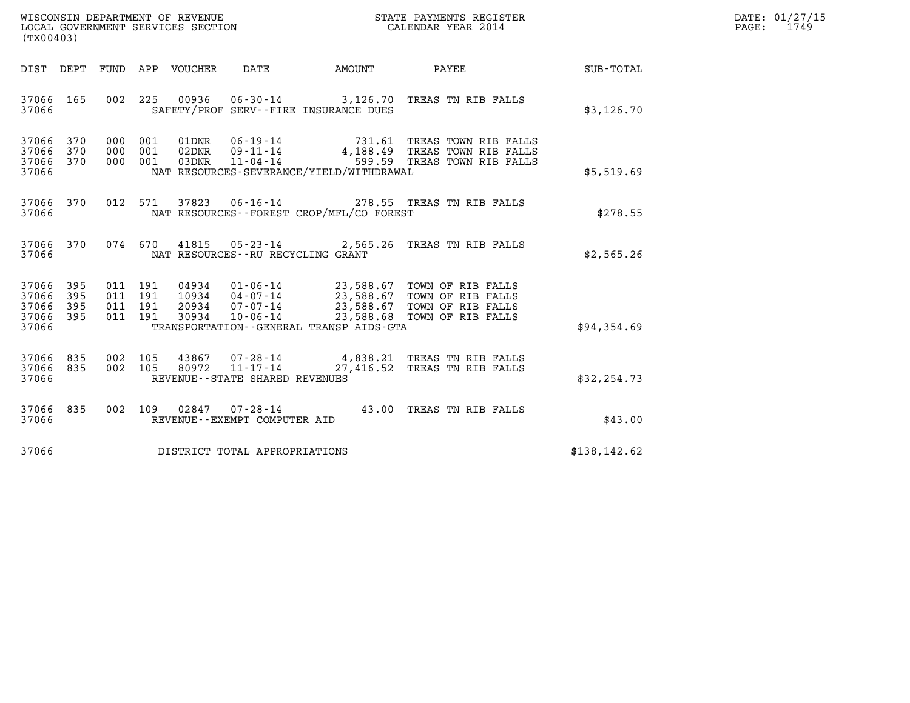WISCONSIN DEPARTMENT OF REVENUE
LOCAL GOVERNMENT SERVICES SECTION
(TX00403)

STATE PAYMENTS REGISTER
CALENDAR YEAR 2014

DATE: 01/27/15
PAGE: 1749

| DIST | DEPT | FUND | APP | VOUCHER | DATE | AMOUNT | PAYEE | SUB-TOTAL |
|---|---|---|---|---|---|---|---|---|
| 37066 | 165 | 002 | 225 | 00936 | 06-30-14 | 3,126.70 | TREAS TN RIB FALLS | |
| 37066 | | | | | SAFETY/PROF SERV--FIRE INSURANCE DUES | | | $3,126.70 |
| 37066 | 370 | 000 | 001 | 01DNR | 06-19-14 | 731.61 | TREAS TOWN RIB FALLS | |
| 37066 | 370 | 000 | 001 | 02DNR | 09-11-14 | 4,188.49 | TREAS TOWN RIB FALLS | |
| 37066 | 370 | 000 | 001 | 03DNR | 11-04-14 | 599.59 | TREAS TOWN RIB FALLS | |
| 37066 | | | | | NAT RESOURCES-SEVERANCE/YIELD/WITHDRAWAL | | | $5,519.69 |
| 37066 | 370 | 012 | 571 | 37823 | 06-16-14 | 278.55 | TREAS TN RIB FALLS | |
| 37066 | | | | | NAT RESOURCES--FOREST CROP/MFL/CO FOREST | | | $278.55 |
| 37066 | 370 | 074 | 670 | 41815 | 05-23-14 | 2,565.26 | TREAS TN RIB FALLS | |
| 37066 | | | | | NAT RESOURCES--RU RECYCLING GRANT | | | $2,565.26 |
| 37066 | 395 | 011 | 191 | 04934 | 01-06-14 | 23,588.67 | TOWN OF RIB FALLS | |
| 37066 | 395 | 011 | 191 | 10934 | 04-07-14 | 23,588.67 | TOWN OF RIB FALLS | |
| 37066 | 395 | 011 | 191 | 20934 | 07-07-14 | 23,588.67 | TOWN OF RIB FALLS | |
| 37066 | 395 | 011 | 191 | 30934 | 10-06-14 | 23,588.68 | TOWN OF RIB FALLS | |
| 37066 | | | | | TRANSPORTATION--GENERAL TRANSP AIDS-GTA | | | $94,354.69 |
| 37066 | 835 | 002 | 105 | 43867 | 07-28-14 | 4,838.21 | TREAS TN RIB FALLS | |
| 37066 | 835 | 002 | 105 | 80972 | 11-17-14 | 27,416.52 | TREAS TN RIB FALLS | |
| 37066 | | | | | REVENUE--STATE SHARED REVENUES | | | $32,254.73 |
| 37066 | 835 | 002 | 109 | 02847 | 07-28-14 | 43.00 | TREAS TN RIB FALLS | |
| 37066 | | | | | REVENUE--EXEMPT COMPUTER AID | | | $43.00 |
| 37066 | | | | | DISTRICT TOTAL APPROPRIATIONS | | | $138,142.62 |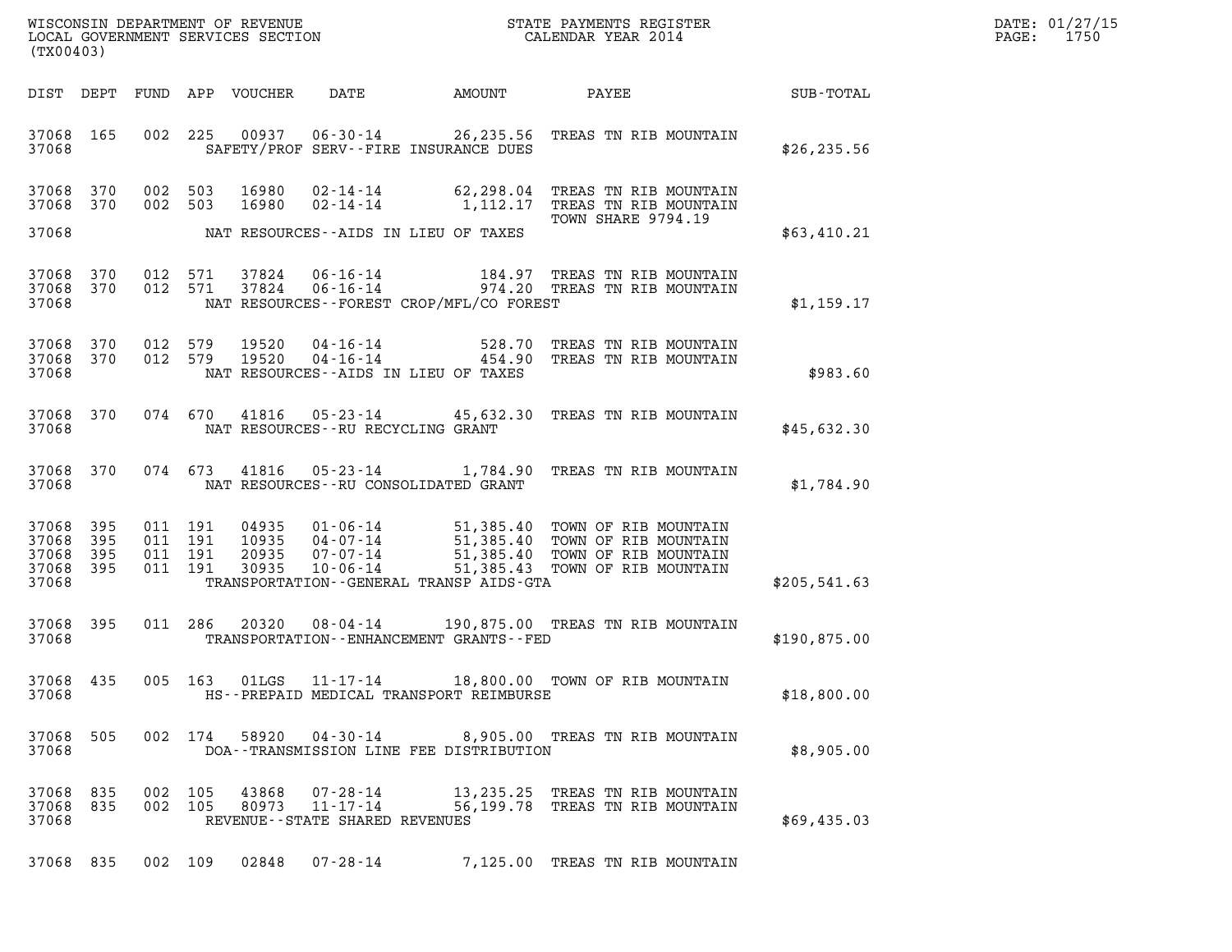WISCONSIN DEPARTMENT OF REVENUE
LOCAL GOVERNMENT SERVICES SECTION
(TX00403)

STATE PAYMENTS REGISTER
CALENDAR YEAR 2014

DATE: 01/27/15
PAGE: 1750

| DIST | DEPT | FUND | APP | VOUCHER | DATE | AMOUNT | PAYEE | SUB-TOTAL |
|---|---|---|---|---|---|---|---|---|
| 37068 | 165 | 002 | 225 | 00937 | 06-30-14 | 26,235.56 | TREAS TN RIB MOUNTAIN | |
| 37068 | | | | | SAFETY/PROF SERV--FIRE INSURANCE DUES | | | $26,235.56 |
| 37068 | 370 | 002 | 503 | 16980 | 02-14-14 | 62,298.04 | TREAS TN RIB MOUNTAIN | |
| 37068 | 370 | 002 | 503 | 16980 | 02-14-14 | 1,112.17 | TREAS TN RIB MOUNTAIN TOWN SHARE 9794.19 | |
| 37068 | | | | | NAT RESOURCES--AIDS IN LIEU OF TAXES | | | $63,410.21 |
| 37068 | 370 | 012 | 571 | 37824 | 06-16-14 | 184.97 | TREAS TN RIB MOUNTAIN | |
| 37068 | 370 | 012 | 571 | 37824 | 06-16-14 | 974.20 | TREAS TN RIB MOUNTAIN | |
| 37068 | | | | | NAT RESOURCES--FOREST CROP/MFL/CO FOREST | | | $1,159.17 |
| 37068 | 370 | 012 | 579 | 19520 | 04-16-14 | 528.70 | TREAS TN RIB MOUNTAIN | |
| 37068 | 370 | 012 | 579 | 19520 | 04-16-14 | 454.90 | TREAS TN RIB MOUNTAIN | |
| 37068 | | | | | NAT RESOURCES--AIDS IN LIEU OF TAXES | | | $983.60 |
| 37068 | 370 | 074 | 670 | 41816 | 05-23-14 | 45,632.30 | TREAS TN RIB MOUNTAIN | |
| 37068 | | | | | NAT RESOURCES--RU RECYCLING GRANT | | | $45,632.30 |
| 37068 | 370 | 074 | 673 | 41816 | 05-23-14 | 1,784.90 | TREAS TN RIB MOUNTAIN | |
| 37068 | | | | | NAT RESOURCES--RU CONSOLIDATED GRANT | | | $1,784.90 |
| 37068 | 395 | 011 | 191 | 04935 | 01-06-14 | 51,385.40 | TOWN OF RIB MOUNTAIN | |
| 37068 | 395 | 011 | 191 | 10935 | 04-07-14 | 51,385.40 | TOWN OF RIB MOUNTAIN | |
| 37068 | 395 | 011 | 191 | 20935 | 07-07-14 | 51,385.40 | TOWN OF RIB MOUNTAIN | |
| 37068 | 395 | 011 | 191 | 30935 | 10-06-14 | 51,385.43 | TOWN OF RIB MOUNTAIN | |
| 37068 | | | | | TRANSPORTATION--GENERAL TRANSP AIDS-GTA | | | $205,541.63 |
| 37068 | 395 | 011 | 286 | 20320 | 08-04-14 | 190,875.00 | TREAS TN RIB MOUNTAIN | |
| 37068 | | | | | TRANSPORTATION--ENHANCEMENT GRANTS--FED | | | $190,875.00 |
| 37068 | 435 | 005 | 163 | 01LGS | 11-17-14 | 18,800.00 | TOWN OF RIB MOUNTAIN | |
| 37068 | | | | | HS--PREPAID MEDICAL TRANSPORT REIMBURSE | | | $18,800.00 |
| 37068 | 505 | 002 | 174 | 58920 | 04-30-14 | 8,905.00 | TREAS TN RIB MOUNTAIN | |
| 37068 | | | | | DOA--TRANSMISSION LINE FEE DISTRIBUTION | | | $8,905.00 |
| 37068 | 835 | 002 | 105 | 43868 | 07-28-14 | 13,235.25 | TREAS TN RIB MOUNTAIN | |
| 37068 | 835 | 002 | 105 | 80973 | 11-17-14 | 56,199.78 | TREAS TN RIB MOUNTAIN | |
| 37068 | | | | | REVENUE--STATE SHARED REVENUES | | | $69,435.03 |
| 37068 | 835 | 002 | 109 | 02848 | 07-28-14 | 7,125.00 | TREAS TN RIB MOUNTAIN | |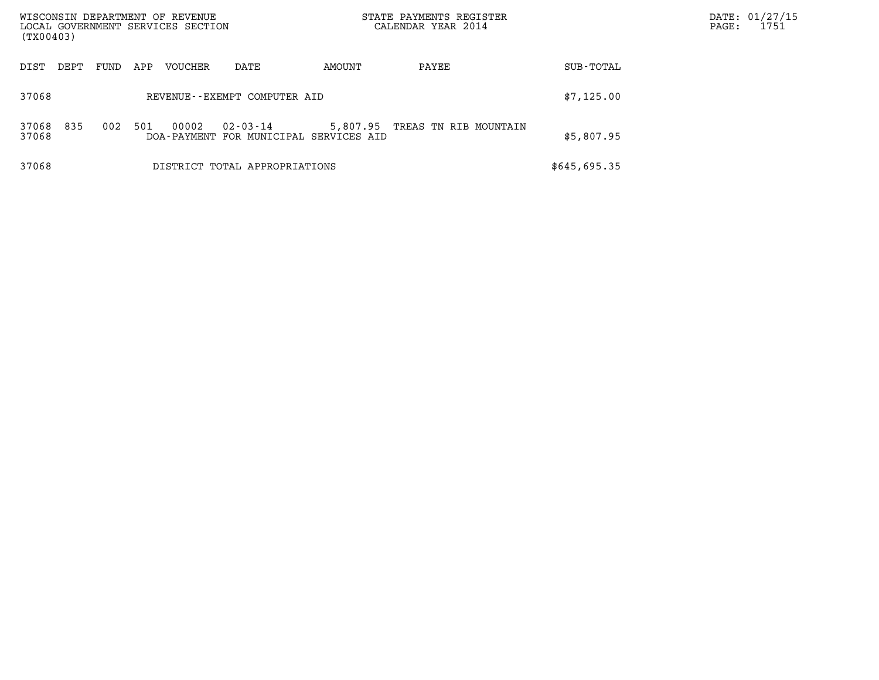| DIST | DEPT | FUND | APP | VOUCHER | DATE | AMOUNT | PAYEE | SUB-TOTAL |
|---|---|---|---|---|---|---|---|---|
| 37068 | | | | REVENUE--EXEMPT COMPUTER AID | | | | $7,125.00 |
| 37068 | 835 | 002 | 501 | 00002 | 02-03-14 | 5,807.95 | TREAS TN RIB MOUNTAIN | |
| 37068 | | | | DOA-PAYMENT FOR MUNICIPAL SERVICES AID | | | | $5,807.95 |
| 37068 | | | | DISTRICT TOTAL APPROPRIATIONS | | | | $645,695.35 |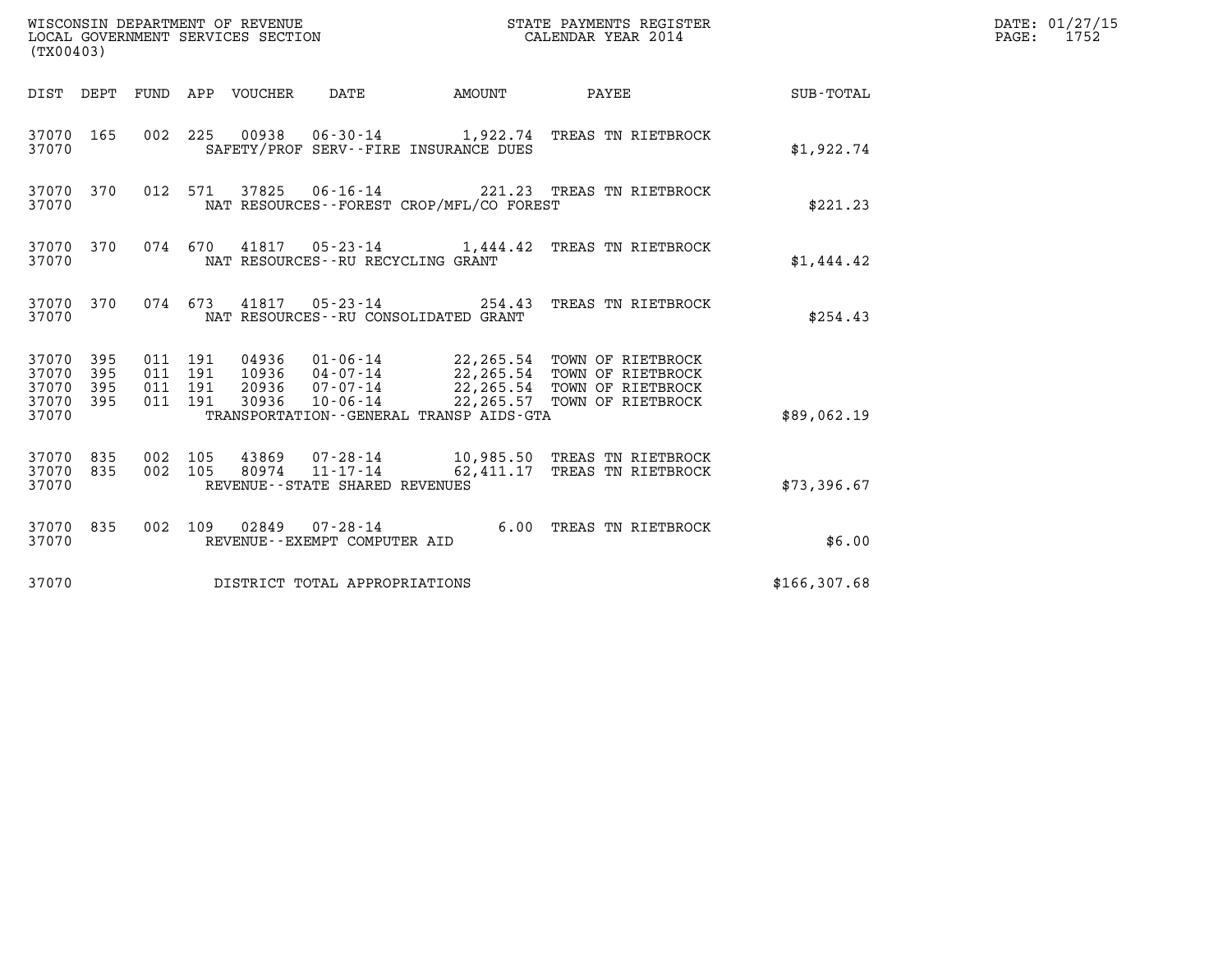WISCONSIN DEPARTMENT OF REVENUE
LOCAL GOVERNMENT SERVICES SECTION
(TX00403)

STATE PAYMENTS REGISTER
CALENDAR YEAR 2014

DATE: 01/27/15
PAGE: 1752

| DIST | DEPT | FUND | APP | VOUCHER | DATE | AMOUNT | PAYEE | SUB-TOTAL |
|---|---|---|---|---|---|---|---|---|
| 37070 | 165 | 002 | 225 | 00938 | 06-30-14 | 1,922.74 | TREAS TN RIETBROCK | |
| 37070 | | | | | SAFETY/PROF SERV--FIRE INSURANCE DUES | | | $1,922.74 |
| 37070 | 370 | 012 | 571 | 37825 | 06-16-14 | 221.23 | TREAS TN RIETBROCK | |
| 37070 | | | | | NAT RESOURCES--FOREST CROP/MFL/CO FOREST | | | $221.23 |
| 37070 | 370 | 074 | 670 | 41817 | 05-23-14 | 1,444.42 | TREAS TN RIETBROCK | |
| 37070 | | | | | NAT RESOURCES--RU RECYCLING GRANT | | | $1,444.42 |
| 37070 | 370 | 074 | 673 | 41817 | 05-23-14 | 254.43 | TREAS TN RIETBROCK | |
| 37070 | | | | | NAT RESOURCES--RU CONSOLIDATED GRANT | | | $254.43 |
| 37070 | 395 | 011 | 191 | 04936 | 01-06-14 | 22,265.54 | TOWN OF RIETBROCK | |
| 37070 | 395 | 011 | 191 | 10936 | 04-07-14 | 22,265.54 | TOWN OF RIETBROCK | |
| 37070 | 395 | 011 | 191 | 20936 | 07-07-14 | 22,265.54 | TOWN OF RIETBROCK | |
| 37070 | 395 | 011 | 191 | 30936 | 10-06-14 | 22,265.57 | TOWN OF RIETBROCK | |
| 37070 | | | | | TRANSPORTATION--GENERAL TRANSP AIDS-GTA | | | $89,062.19 |
| 37070 | 835 | 002 | 105 | 43869 | 07-28-14 | 10,985.50 | TREAS TN RIETBROCK | |
| 37070 | 835 | 002 | 105 | 80974 | 11-17-14 | 62,411.17 | TREAS TN RIETBROCK | |
| 37070 | | | | | REVENUE--STATE SHARED REVENUES | | | $73,396.67 |
| 37070 | 835 | 002 | 109 | 02849 | 07-28-14 | 6.00 | TREAS TN RIETBROCK | |
| 37070 | | | | | REVENUE--EXEMPT COMPUTER AID | | | $6.00 |
| 37070 | | | | | DISTRICT TOTAL APPROPRIATIONS | | | $166,307.68 |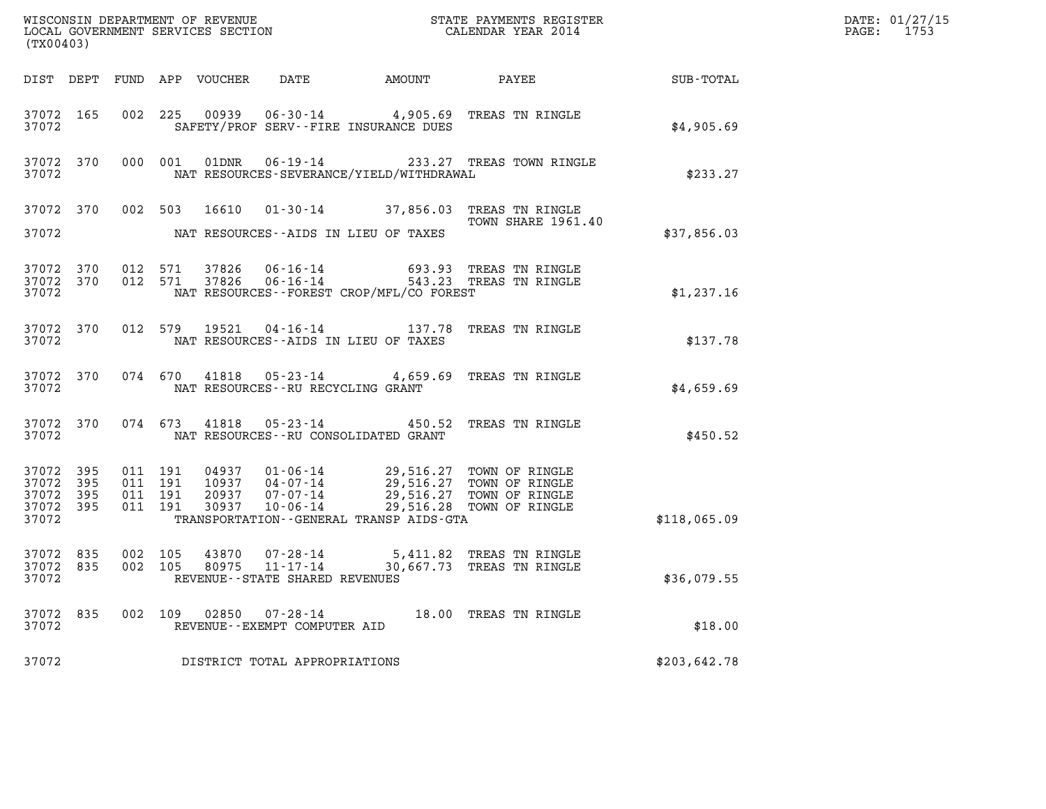WISCONSIN DEPARTMENT OF REVENUE
LOCAL GOVERNMENT SERVICES SECTION
(TX00403)

STATE PAYMENTS REGISTER
CALENDAR YEAR 2014

DATE: 01/27/15
PAGE: 1753

| DIST | DEPT | FUND | APP | VOUCHER | DATE | AMOUNT | PAYEE | SUB-TOTAL |
|---|---|---|---|---|---|---|---|---|
| 37072 | 165 | 002 | 225 | 00939 | 06-30-14 | 4,905.69 | TREAS TN RINGLE | |
| 37072 | | | | SAFETY/PROF SERV--FIRE INSURANCE DUES | | | | $4,905.69 |
| 37072 | 370 | 000 | 001 | 01DNR | 06-19-14 | 233.27 | TREAS TOWN RINGLE | |
| 37072 | | | | NAT RESOURCES-SEVERANCE/YIELD/WITHDRAWAL | | | | $233.27 |
| 37072 | 370 | 002 | 503 | 16610 | 01-30-14 | 37,856.03 | TREAS TN RINGLE TOWN SHARE 1961.40 | |
| 37072 | | | | NAT RESOURCES--AIDS IN LIEU OF TAXES | | | | $37,856.03 |
| 37072 | 370 | 012 | 571 | 37826 | 06-16-14 | 693.93 | TREAS TN RINGLE | |
| 37072 | 370 | 012 | 571 | 37826 | 06-16-14 | 543.23 | TREAS TN RINGLE | |
| 37072 | | | | NAT RESOURCES--FOREST CROP/MFL/CO FOREST | | | | $1,237.16 |
| 37072 | 370 | 012 | 579 | 19521 | 04-16-14 | 137.78 | TREAS TN RINGLE | |
| 37072 | | | | NAT RESOURCES--AIDS IN LIEU OF TAXES | | | | $137.78 |
| 37072 | 370 | 074 | 670 | 41818 | 05-23-14 | 4,659.69 | TREAS TN RINGLE | |
| 37072 | | | | NAT RESOURCES--RU RECYCLING GRANT | | | | $4,659.69 |
| 37072 | 370 | 074 | 673 | 41818 | 05-23-14 | 450.52 | TREAS TN RINGLE | |
| 37072 | | | | NAT RESOURCES--RU CONSOLIDATED GRANT | | | | $450.52 |
| 37072 | 395 | 011 | 191 | 04937 | 01-06-14 | 29,516.27 | TOWN OF RINGLE | |
| 37072 | 395 | 011 | 191 | 10937 | 04-07-14 | 29,516.27 | TOWN OF RINGLE | |
| 37072 | 395 | 011 | 191 | 20937 | 07-07-14 | 29,516.27 | TOWN OF RINGLE | |
| 37072 | 395 | 011 | 191 | 30937 | 10-06-14 | 29,516.28 | TOWN OF RINGLE | |
| 37072 | | | | TRANSPORTATION--GENERAL TRANSP AIDS-GTA | | | | $118,065.09 |
| 37072 | 835 | 002 | 105 | 43870 | 07-28-14 | 5,411.82 | TREAS TN RINGLE | |
| 37072 | 835 | 002 | 105 | 80975 | 11-17-14 | 30,667.73 | TREAS TN RINGLE | |
| 37072 | | | | REVENUE--STATE SHARED REVENUES | | | | $36,079.55 |
| 37072 | 835 | 002 | 109 | 02850 | 07-28-14 | 18.00 | TREAS TN RINGLE | |
| 37072 | | | | REVENUE--EXEMPT COMPUTER AID | | | | $18.00 |
| 37072 | | | | DISTRICT TOTAL APPROPRIATIONS | | | | $203,642.78 |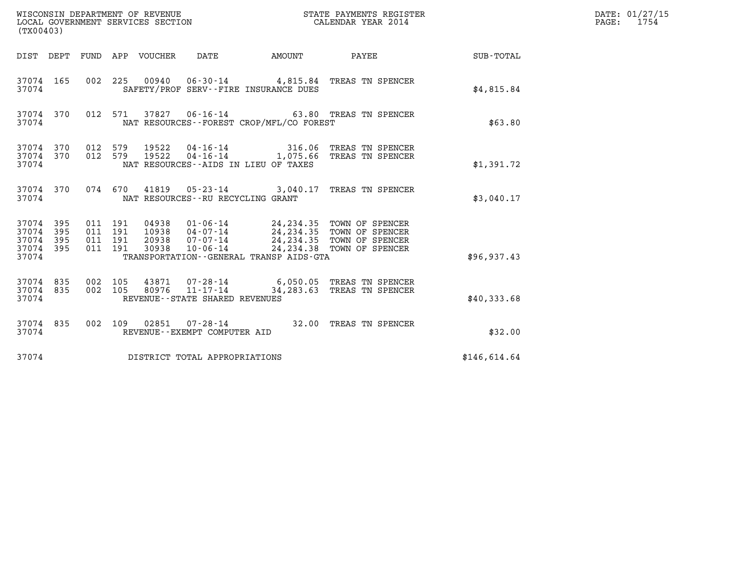WISCONSIN DEPARTMENT OF REVENUE
LOCAL GOVERNMENT SERVICES SECTION
(TX00403)

STATE PAYMENTS REGISTER
CALENDAR YEAR 2014

DATE: 01/27/15
PAGE: 1754

| DIST | DEPT | FUND | APP | VOUCHER | DATE | AMOUNT | PAYEE | SUB-TOTAL |
|---|---|---|---|---|---|---|---|---|
| 37074 | 165 | 002 | 225 | 00940 | 06-30-14 | 4,815.84 | TREAS TN SPENCER | |
| 37074 | | | | | SAFETY/PROF SERV--FIRE INSURANCE DUES | | | $4,815.84 |
| 37074 | 370 | 012 | 571 | 37827 | 06-16-14 | 63.80 | TREAS TN SPENCER | |
| 37074 | | | | | NAT RESOURCES--FOREST CROP/MFL/CO FOREST | | | $63.80 |
| 37074 | 370 | 012 | 579 | 19522 | 04-16-14 | 316.06 | TREAS TN SPENCER | |
| 37074 | 370 | 012 | 579 | 19522 | 04-16-14 | 1,075.66 | TREAS TN SPENCER | |
| 37074 | | | | | NAT RESOURCES--AIDS IN LIEU OF TAXES | | | $1,391.72 |
| 37074 | 370 | 074 | 670 | 41819 | 05-23-14 | 3,040.17 | TREAS TN SPENCER | |
| 37074 | | | | | NAT RESOURCES--RU RECYCLING GRANT | | | $3,040.17 |
| 37074 | 395 | 011 | 191 | 04938 | 01-06-14 | 24,234.35 | TOWN OF SPENCER | |
| 37074 | 395 | 011 | 191 | 10938 | 04-07-14 | 24,234.35 | TOWN OF SPENCER | |
| 37074 | 395 | 011 | 191 | 20938 | 07-07-14 | 24,234.35 | TOWN OF SPENCER | |
| 37074 | 395 | 011 | 191 | 30938 | 10-06-14 | 24,234.38 | TOWN OF SPENCER | |
| 37074 | | | | | TRANSPORTATION--GENERAL TRANSP AIDS-GTA | | | $96,937.43 |
| 37074 | 835 | 002 | 105 | 43871 | 07-28-14 | 6,050.05 | TREAS TN SPENCER | |
| 37074 | 835 | 002 | 105 | 80976 | 11-17-14 | 34,283.63 | TREAS TN SPENCER | |
| 37074 | | | | | REVENUE--STATE SHARED REVENUES | | | $40,333.68 |
| 37074 | 835 | 002 | 109 | 02851 | 07-28-14 | 32.00 | TREAS TN SPENCER | |
| 37074 | | | | | REVENUE--EXEMPT COMPUTER AID | | | $32.00 |
| 37074 | | | | | DISTRICT TOTAL APPROPRIATIONS | | | $146,614.64 |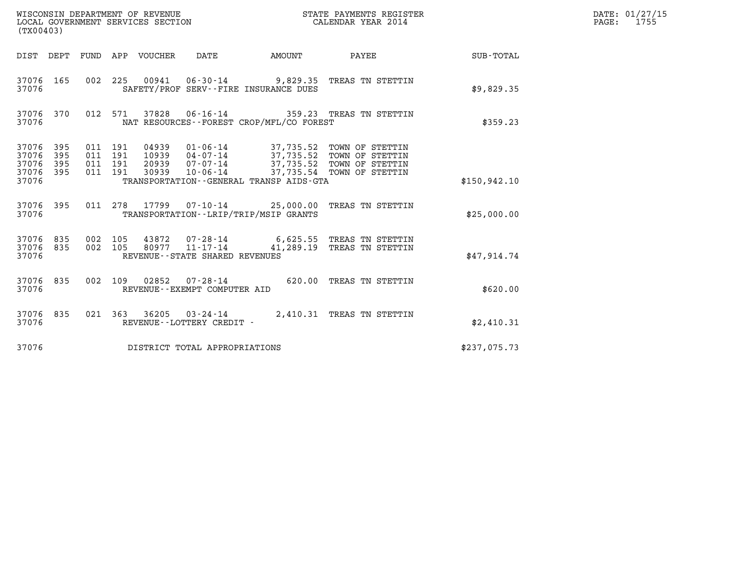WISCONSIN DEPARTMENT OF REVENUE
LOCAL GOVERNMENT SERVICES SECTION
(TX00403)

STATE PAYMENTS REGISTER
CALENDAR YEAR 2014

DATE: 01/27/15
PAGE: 1755

| DIST | DEPT | FUND | APP | VOUCHER | DATE | AMOUNT | PAYEE | SUB-TOTAL |
|---|---|---|---|---|---|---|---|---|
| 37076 | 165 | 002 | 225 | 00941 | 06-30-14 | 9,829.35 | TREAS TN STETTIN | |
| 37076 | | | | | SAFETY/PROF SERV--FIRE INSURANCE DUES | | | $9,829.35 |
| 37076 | 370 | 012 | 571 | 37828 | 06-16-14 | 359.23 | TREAS TN STETTIN | |
| 37076 | | | | | NAT RESOURCES--FOREST CROP/MFL/CO FOREST | | | $359.23 |
| 37076 | 395 | 011 | 191 | 04939 | 01-06-14 | 37,735.52 | TOWN OF STETTIN | |
| 37076 | 395 | 011 | 191 | 10939 | 04-07-14 | 37,735.52 | TOWN OF STETTIN | |
| 37076 | 395 | 011 | 191 | 20939 | 07-07-14 | 37,735.52 | TOWN OF STETTIN | |
| 37076 | 395 | 011 | 191 | 30939 | 10-06-14 | 37,735.54 | TOWN OF STETTIN | |
| 37076 | | | | | TRANSPORTATION--GENERAL TRANSP AIDS-GTA | | | $150,942.10 |
| 37076 | 395 | 011 | 278 | 17799 | 07-10-14 | 25,000.00 | TREAS TN STETTIN | |
| 37076 | | | | | TRANSPORTATION--LRIP/TRIP/MSIP GRANTS | | | $25,000.00 |
| 37076 | 835 | 002 | 105 | 43872 | 07-28-14 | 6,625.55 | TREAS TN STETTIN | |
| 37076 | 835 | 002 | 105 | 80977 | 11-17-14 | 41,289.19 | TREAS TN STETTIN | |
| 37076 | | | | | REVENUE--STATE SHARED REVENUES | | | $47,914.74 |
| 37076 | 835 | 002 | 109 | 02852 | 07-28-14 | 620.00 | TREAS TN STETTIN | |
| 37076 | | | | | REVENUE--EXEMPT COMPUTER AID | | | $620.00 |
| 37076 | 835 | 021 | 363 | 36205 | 03-24-14 | 2,410.31 | TREAS TN STETTIN | |
| 37076 | | | | | REVENUE--LOTTERY CREDIT - | | | $2,410.31 |
| 37076 | | | | | DISTRICT TOTAL APPROPRIATIONS | | | $237,075.73 |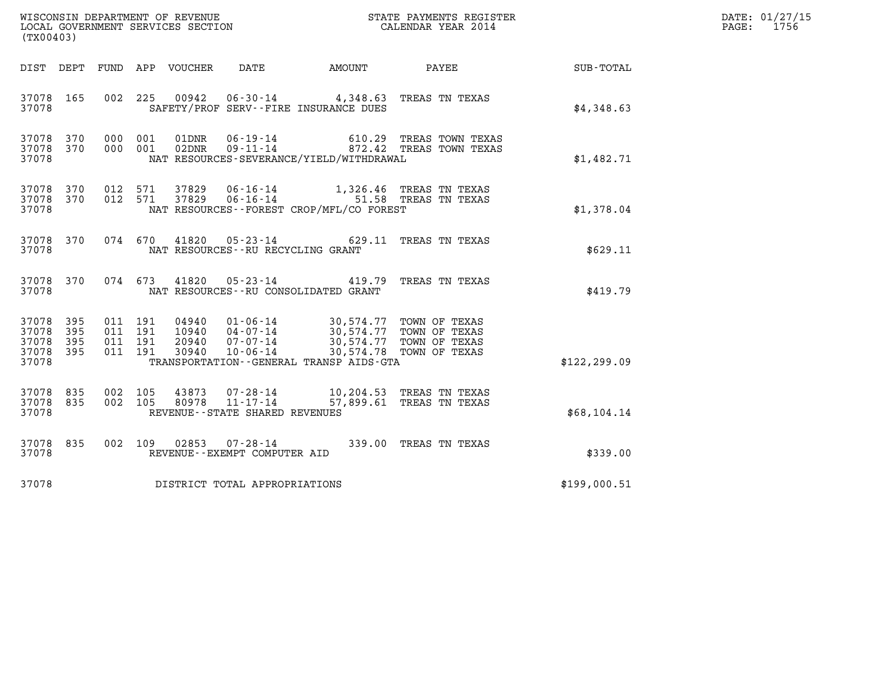WISCONSIN DEPARTMENT OF REVENUE
LOCAL GOVERNMENT SERVICES SECTION
(TX00403)

STATE PAYMENTS REGISTER
CALENDAR YEAR 2014

DATE: 01/27/15
PAGE: 1756

| DIST | DEPT | FUND | APP | VOUCHER | DATE | AMOUNT | PAYEE | SUB-TOTAL |
|---|---|---|---|---|---|---|---|---|
| 37078 | 165 | 002 | 225 | 00942 | 06-30-14 | 4,348.63 | TREAS TN TEXAS | |
| 37078 | | | | SAFETY/PROF SERV--FIRE INSURANCE DUES | | | | $4,348.63 |
| 37078 | 370 | 000 | 001 | 01DNR | 06-19-14 | 610.29 | TREAS TOWN TEXAS | |
| 37078 | 370 | 000 | 001 | 02DNR | 09-11-14 | 872.42 | TREAS TOWN TEXAS | |
| 37078 | | | | NAT RESOURCES-SEVERANCE/YIELD/WITHDRAWAL | | | | $1,482.71 |
| 37078 | 370 | 012 | 571 | 37829 | 06-16-14 | 1,326.46 | TREAS TN TEXAS | |
| 37078 | 370 | 012 | 571 | 37829 | 06-16-14 | 51.58 | TREAS TN TEXAS | |
| 37078 | | | | NAT RESOURCES--FOREST CROP/MFL/CO FOREST | | | | $1,378.04 |
| 37078 | 370 | 074 | 670 | 41820 | 05-23-14 | 629.11 | TREAS TN TEXAS | |
| 37078 | | | | NAT RESOURCES--RU RECYCLING GRANT | | | | $629.11 |
| 37078 | 370 | 074 | 673 | 41820 | 05-23-14 | 419.79 | TREAS TN TEXAS | |
| 37078 | | | | NAT RESOURCES--RU CONSOLIDATED GRANT | | | | $419.79 |
| 37078 | 395 | 011 | 191 | 04940 | 01-06-14 | 30,574.77 | TOWN OF TEXAS | |
| 37078 | 395 | 011 | 191 | 10940 | 04-07-14 | 30,574.77 | TOWN OF TEXAS | |
| 37078 | 395 | 011 | 191 | 20940 | 07-07-14 | 30,574.77 | TOWN OF TEXAS | |
| 37078 | 395 | 011 | 191 | 30940 | 10-06-14 | 30,574.78 | TOWN OF TEXAS | |
| 37078 | | | | TRANSPORTATION--GENERAL TRANSP AIDS-GTA | | | | $122,299.09 |
| 37078 | 835 | 002 | 105 | 43873 | 07-28-14 | 10,204.53 | TREAS TN TEXAS | |
| 37078 | 835 | 002 | 105 | 80978 | 11-17-14 | 57,899.61 | TREAS TN TEXAS | |
| 37078 | | | | REVENUE--STATE SHARED REVENUES | | | | $68,104.14 |
| 37078 | 835 | 002 | 109 | 02853 | 07-28-14 | 339.00 | TREAS TN TEXAS | |
| 37078 | | | | REVENUE--EXEMPT COMPUTER AID | | | | $339.00 |
| 37078 | | | | DISTRICT TOTAL APPROPRIATIONS | | | | $199,000.51 |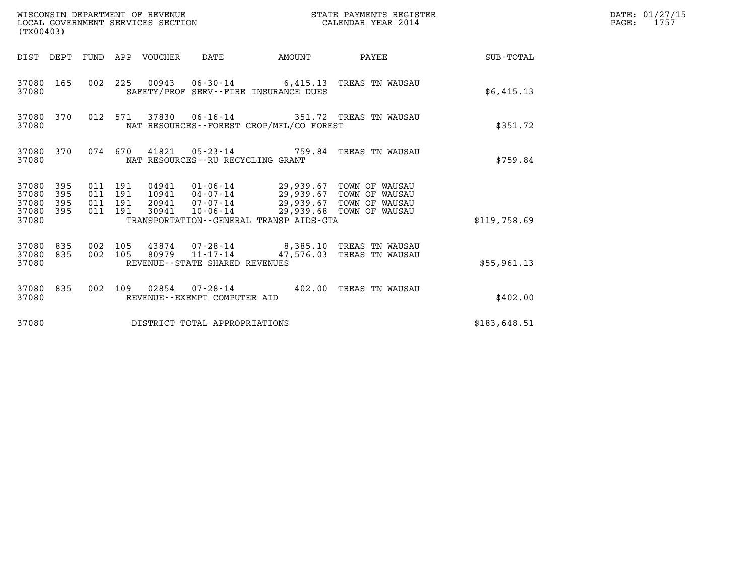WISCONSIN DEPARTMENT OF REVENUE
LOCAL GOVERNMENT SERVICES SECTION
(TX00403)

STATE PAYMENTS REGISTER
CALENDAR YEAR 2014

DATE: 01/27/15
PAGE: 1757

| DIST | DEPT | FUND | APP | VOUCHER | DATE | AMOUNT | PAYEE | SUB-TOTAL |
|---|---|---|---|---|---|---|---|---|
| 37080 | 165 | 002 | 225 | 00943 | 06-30-14 | 6,415.13 | TREAS TN WAUSAU | |
| 37080 | | | | | SAFETY/PROF SERV--FIRE INSURANCE DUES | | | $6,415.13 |
| 37080 | 370 | 012 | 571 | 37830 | 06-16-14 | 351.72 | TREAS TN WAUSAU | |
| 37080 | | | | | NAT RESOURCES--FOREST CROP/MFL/CO FOREST | | | $351.72 |
| 37080 | 370 | 074 | 670 | 41821 | 05-23-14 | 759.84 | TREAS TN WAUSAU | |
| 37080 | | | | | NAT RESOURCES--RU RECYCLING GRANT | | | $759.84 |
| 37080 | 395 | 011 | 191 | 04941 | 01-06-14 | 29,939.67 | TOWN OF WAUSAU | |
| 37080 | 395 | 011 | 191 | 10941 | 04-07-14 | 29,939.67 | TOWN OF WAUSAU | |
| 37080 | 395 | 011 | 191 | 20941 | 07-07-14 | 29,939.67 | TOWN OF WAUSAU | |
| 37080 | 395 | 011 | 191 | 30941 | 10-06-14 | 29,939.68 | TOWN OF WAUSAU | |
| 37080 | | | | | TRANSPORTATION--GENERAL TRANSP AIDS-GTA | | | $119,758.69 |
| 37080 | 835 | 002 | 105 | 43874 | 07-28-14 | 8,385.10 | TREAS TN WAUSAU | |
| 37080 | 835 | 002 | 105 | 80979 | 11-17-14 | 47,576.03 | TREAS TN WAUSAU | |
| 37080 | | | | | REVENUE--STATE SHARED REVENUES | | | $55,961.13 |
| 37080 | 835 | 002 | 109 | 02854 | 07-28-14 | 402.00 | TREAS TN WAUSAU | |
| 37080 | | | | | REVENUE--EXEMPT COMPUTER AID | | | $402.00 |
| 37080 | | | | | DISTRICT TOTAL APPROPRIATIONS | | | $183,648.51 |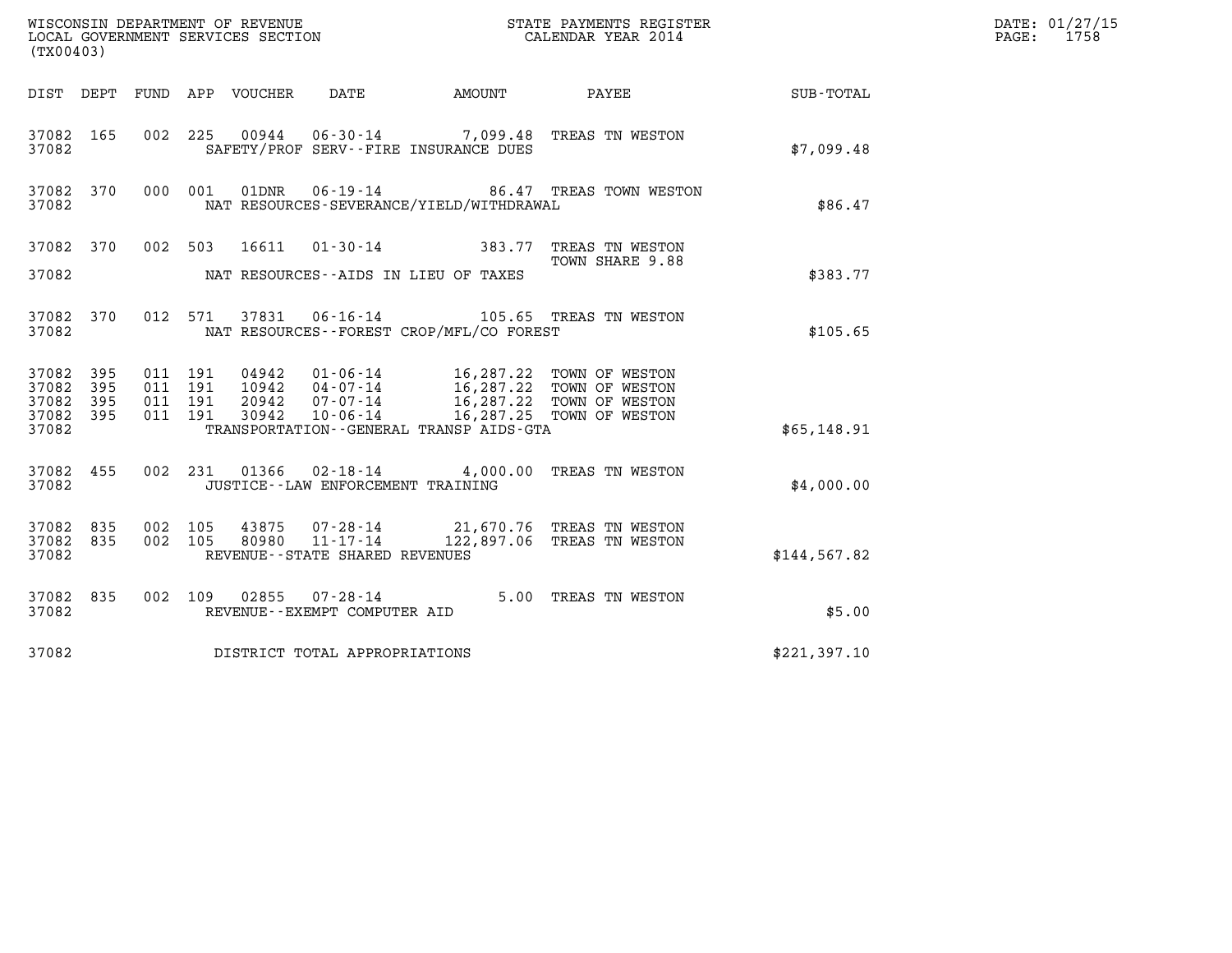WISCONSIN DEPARTMENT OF REVENUE
LOCAL GOVERNMENT SERVICES SECTION
(TX00403)

STATE PAYMENTS REGISTER
CALENDAR YEAR 2014

DATE: 01/27/15
PAGE: 1758

| DIST | DEPT | FUND | APP | VOUCHER | DATE | AMOUNT | PAYEE | SUB-TOTAL |
|---|---|---|---|---|---|---|---|---|
| 37082 | 165 | 002 | 225 | 00944 | 06-30-14 | 7,099.48 | TREAS TN WESTON | |
| 37082 | | | | | SAFETY/PROF SERV--FIRE INSURANCE DUES | | | $7,099.48 |
| 37082 | 370 | 000 | 001 | 01DNR | 06-19-14 | 86.47 | TREAS TOWN WESTON | |
| 37082 | | | | | NAT RESOURCES-SEVERANCE/YIELD/WITHDRAWAL | | | $86.47 |
| 37082 | 370 | 002 | 503 | 16611 | 01-30-14 | 383.77 | TREAS TN WESTON TOWN SHARE 9.88 | |
| 37082 | | | | | NAT RESOURCES--AIDS IN LIEU OF TAXES | | | $383.77 |
| 37082 | 370 | 012 | 571 | 37831 | 06-16-14 | 105.65 | TREAS TN WESTON | |
| 37082 | | | | | NAT RESOURCES--FOREST CROP/MFL/CO FOREST | | | $105.65 |
| 37082 | 395 | 011 | 191 | 04942 | 01-06-14 | 16,287.22 | TOWN OF WESTON | |
| 37082 | 395 | 011 | 191 | 10942 | 04-07-14 | 16,287.22 | TOWN OF WESTON | |
| 37082 | 395 | 011 | 191 | 20942 | 07-07-14 | 16,287.22 | TOWN OF WESTON | |
| 37082 | 395 | 011 | 191 | 30942 | 10-06-14 | 16,287.25 | TOWN OF WESTON | |
| 37082 | | | | | TRANSPORTATION--GENERAL TRANSP AIDS-GTA | | | $65,148.91 |
| 37082 | 455 | 002 | 231 | 01366 | 02-18-14 | 4,000.00 | TREAS TN WESTON | |
| 37082 | | | | | JUSTICE--LAW ENFORCEMENT TRAINING | | | $4,000.00 |
| 37082 | 835 | 002 | 105 | 43875 | 07-28-14 | 21,670.76 | TREAS TN WESTON | |
| 37082 | 835 | 002 | 105 | 80980 | 11-17-14 | 122,897.06 | TREAS TN WESTON | |
| 37082 | | | | | REVENUE--STATE SHARED REVENUES | | | $144,567.82 |
| 37082 | 835 | 002 | 109 | 02855 | 07-28-14 | 5.00 | TREAS TN WESTON | |
| 37082 | | | | | REVENUE--EXEMPT COMPUTER AID | | | $5.00 |
| 37082 | | | | | DISTRICT TOTAL APPROPRIATIONS | | | $221,397.10 |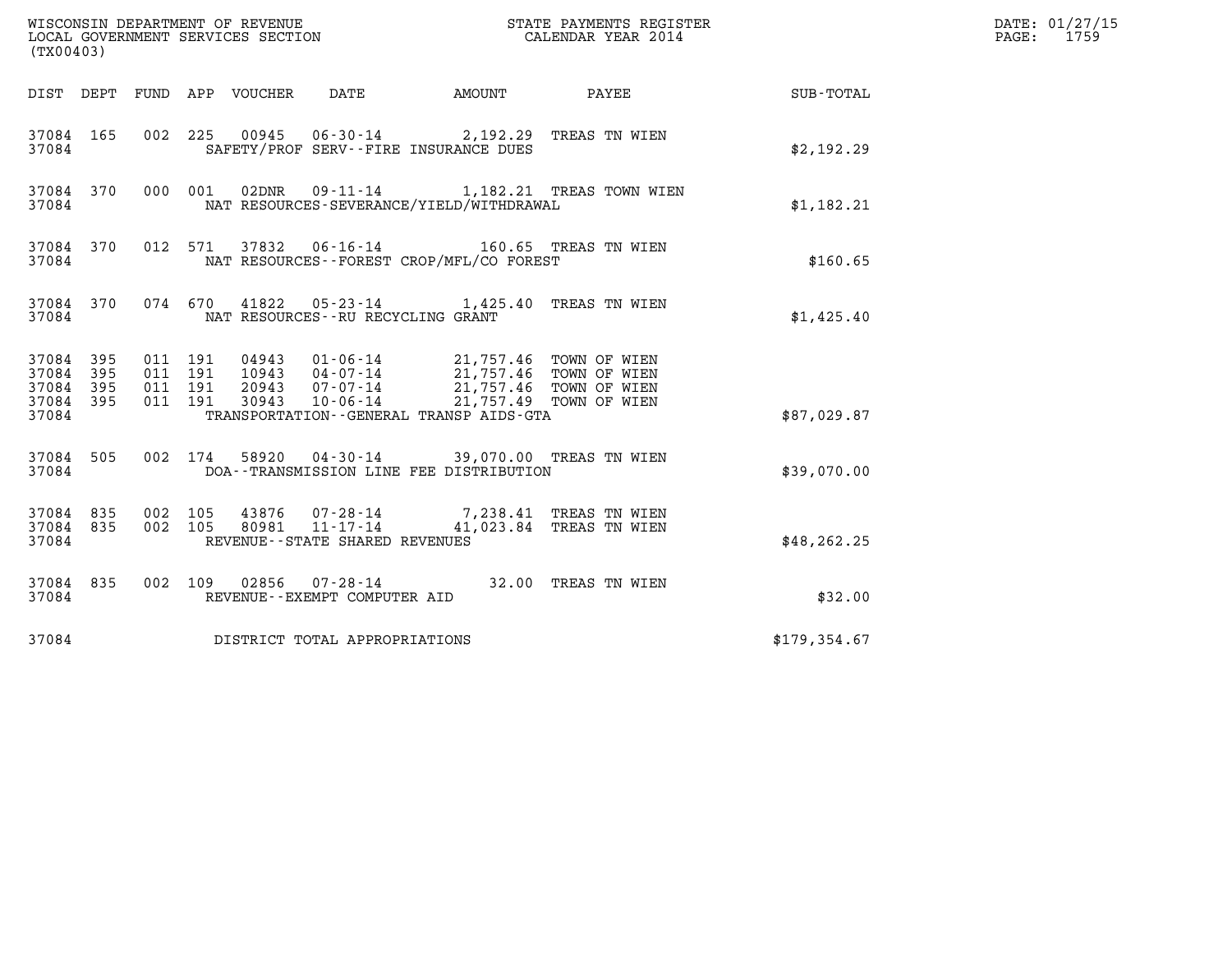WISCONSIN DEPARTMENT OF REVENUE
LOCAL GOVERNMENT SERVICES SECTION
(TX00403)

STATE PAYMENTS REGISTER
CALENDAR YEAR 2014

DATE: 01/27/15
PAGE: 1759

| DIST | DEPT | FUND | APP | VOUCHER | DATE | AMOUNT | PAYEE | SUB-TOTAL |
|---|---|---|---|---|---|---|---|---|
| 37084 | 165 | 002 | 225 | 00945 | 06-30-14 | 2,192.29 | TREAS TN WIEN | |
| 37084 | | | | SAFETY/PROF SERV--FIRE INSURANCE DUES | | | | $2,192.29 |
| 37084 | 370 | 000 | 001 | 02DNR | 09-11-14 | 1,182.21 | TREAS TOWN WIEN | |
| 37084 | | | | NAT RESOURCES-SEVERANCE/YIELD/WITHDRAWAL | | | | $1,182.21 |
| 37084 | 370 | 012 | 571 | 37832 | 06-16-14 | 160.65 | TREAS TN WIEN | |
| 37084 | | | | NAT RESOURCES--FOREST CROP/MFL/CO FOREST | | | | $160.65 |
| 37084 | 370 | 074 | 670 | 41822 | 05-23-14 | 1,425.40 | TREAS TN WIEN | |
| 37084 | | | | NAT RESOURCES--RU RECYCLING GRANT | | | | $1,425.40 |
| 37084 | 395 | 011 | 191 | 04943 | 01-06-14 | 21,757.46 | TOWN OF WIEN | |
| 37084 | 395 | 011 | 191 | 10943 | 04-07-14 | 21,757.46 | TOWN OF WIEN | |
| 37084 | 395 | 011 | 191 | 20943 | 07-07-14 | 21,757.46 | TOWN OF WIEN | |
| 37084 | 395 | 011 | 191 | 30943 | 10-06-14 | 21,757.49 | TOWN OF WIEN | |
| 37084 | | | | TRANSPORTATION--GENERAL TRANSP AIDS-GTA | | | | $87,029.87 |
| 37084 | 505 | 002 | 174 | 58920 | 04-30-14 | 39,070.00 | TREAS TN WIEN | |
| 37084 | | | | DOA--TRANSMISSION LINE FEE DISTRIBUTION | | | | $39,070.00 |
| 37084 | 835 | 002 | 105 | 43876 | 07-28-14 | 7,238.41 | TREAS TN WIEN | |
| 37084 | 835 | 002 | 105 | 80981 | 11-17-14 | 41,023.84 | TREAS TN WIEN | |
| 37084 | | | | REVENUE--STATE SHARED REVENUES | | | | $48,262.25 |
| 37084 | 835 | 002 | 109 | 02856 | 07-28-14 | 32.00 | TREAS TN WIEN | |
| 37084 | | | | REVENUE--EXEMPT COMPUTER AID | | | | $32.00 |
| 37084 | | | | DISTRICT TOTAL APPROPRIATIONS | | | | $179,354.67 |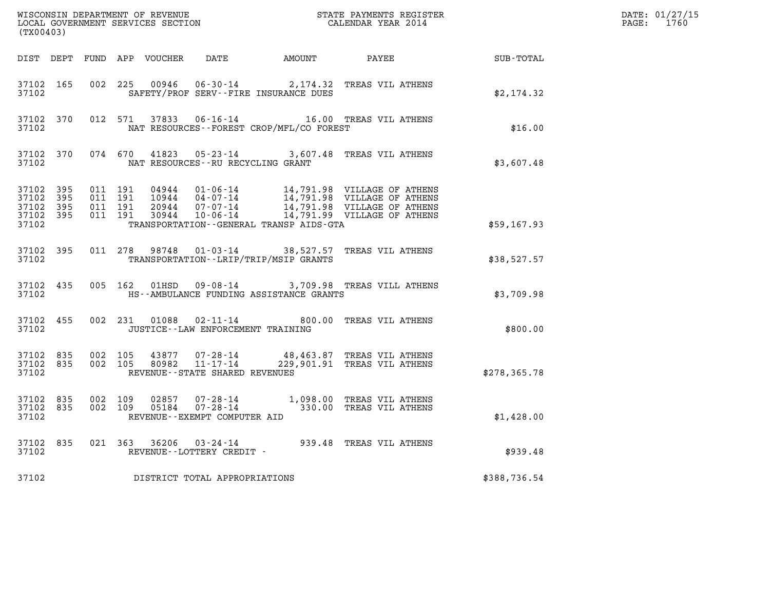WISCONSIN DEPARTMENT OF REVENUE
LOCAL GOVERNMENT SERVICES SECTION
(TX00403)

STATE PAYMENTS REGISTER
CALENDAR YEAR 2014

DATE: 01/27/15
PAGE: 1760

| DIST | DEPT | FUND | APP | VOUCHER | DATE | AMOUNT | PAYEE | SUB-TOTAL |
|---|---|---|---|---|---|---|---|---|
| 37102 | 165 | 002 | 225 | 00946 | 06-30-14 | 2,174.32 | TREAS VIL ATHENS | |
| 37102 | | | | | SAFETY/PROF SERV--FIRE INSURANCE DUES | | | $2,174.32 |
| 37102 | 370 | 012 | 571 | 37833 | 06-16-14 | 16.00 | TREAS VIL ATHENS | |
| 37102 | | | | | NAT RESOURCES--FOREST CROP/MFL/CO FOREST | | | $16.00 |
| 37102 | 370 | 074 | 670 | 41823 | 05-23-14 | 3,607.48 | TREAS VIL ATHENS | |
| 37102 | | | | | NAT RESOURCES--RU RECYCLING GRANT | | | $3,607.48 |
| 37102 | 395 | 011 | 191 | 04944 | 01-06-14 | 14,791.98 | VILLAGE OF ATHENS | |
| 37102 | 395 | 011 | 191 | 10944 | 04-07-14 | 14,791.98 | VILLAGE OF ATHENS | |
| 37102 | 395 | 011 | 191 | 20944 | 07-07-14 | 14,791.98 | VILLAGE OF ATHENS | |
| 37102 | 395 | 011 | 191 | 30944 | 10-06-14 | 14,791.99 | VILLAGE OF ATHENS | |
| 37102 | | | | | TRANSPORTATION--GENERAL TRANSP AIDS-GTA | | | $59,167.93 |
| 37102 | 395 | 011 | 278 | 98748 | 01-03-14 | 38,527.57 | TREAS VIL ATHENS | |
| 37102 | | | | | TRANSPORTATION--LRIP/TRIP/MSIP GRANTS | | | $38,527.57 |
| 37102 | 435 | 005 | 162 | 01HSD | 09-08-14 | 3,709.98 | TREAS VILL ATHENS | |
| 37102 | | | | | HS--AMBULANCE FUNDING ASSISTANCE GRANTS | | | $3,709.98 |
| 37102 | 455 | 002 | 231 | 01088 | 02-11-14 | 800.00 | TREAS VIL ATHENS | |
| 37102 | | | | | JUSTICE--LAW ENFORCEMENT TRAINING | | | $800.00 |
| 37102 | 835 | 002 | 105 | 43877 | 07-28-14 | 48,463.87 | TREAS VIL ATHENS | |
| 37102 | 835 | 002 | 105 | 80982 | 11-17-14 | 229,901.91 | TREAS VIL ATHENS | |
| 37102 | | | | | REVENUE--STATE SHARED REVENUES | | | $278,365.78 |
| 37102 | 835 | 002 | 109 | 02857 | 07-28-14 | 1,098.00 | TREAS VIL ATHENS | |
| 37102 | 835 | 002 | 109 | 05184 | 07-28-14 | 330.00 | TREAS VIL ATHENS | |
| 37102 | | | | | REVENUE--EXEMPT COMPUTER AID | | | $1,428.00 |
| 37102 | 835 | 021 | 363 | 36206 | 03-24-14 | 939.48 | TREAS VIL ATHENS | |
| 37102 | | | | | REVENUE--LOTTERY CREDIT - | | | $939.48 |
| 37102 | | | | | DISTRICT TOTAL APPROPRIATIONS | | | $388,736.54 |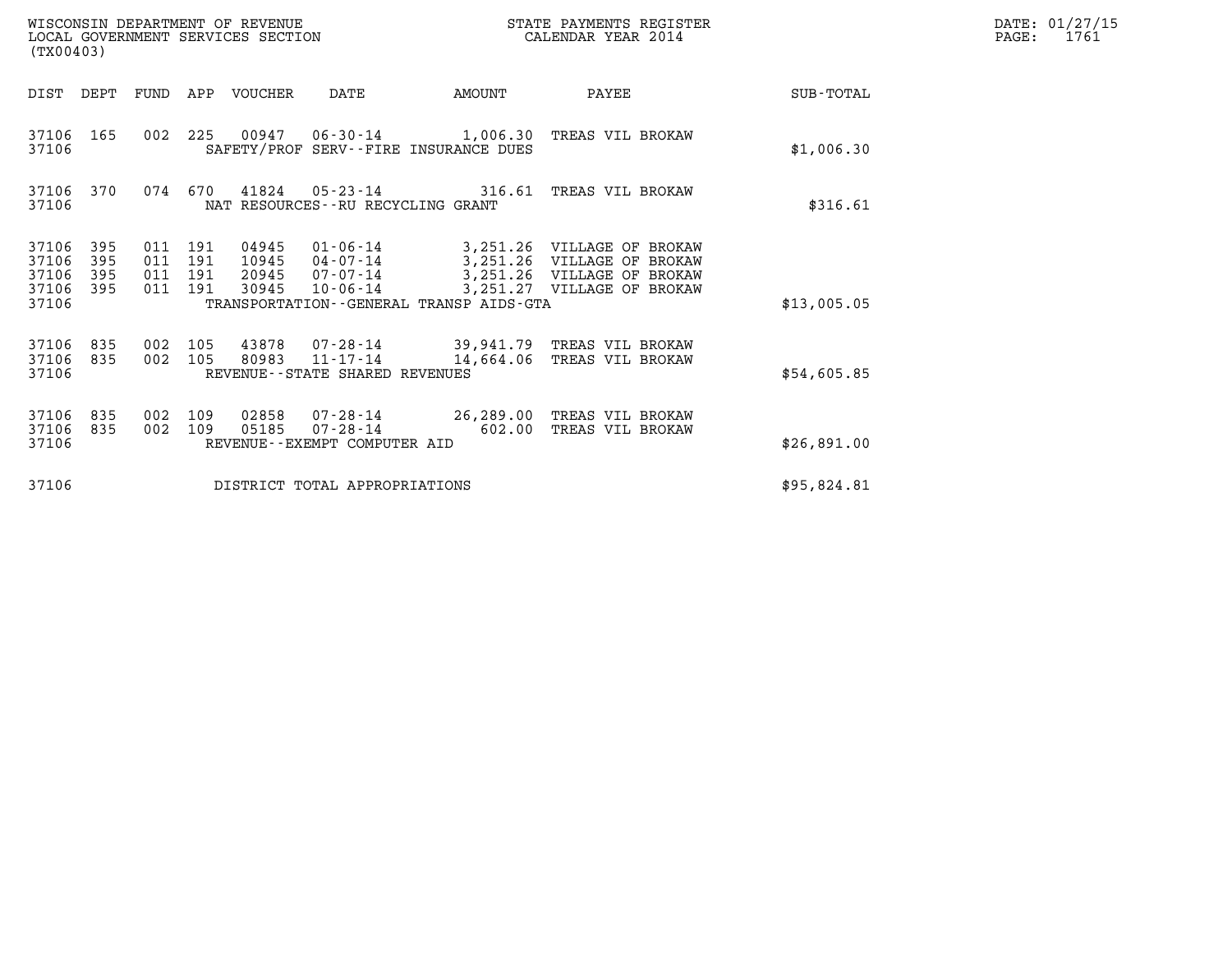WISCONSIN DEPARTMENT OF REVENUE
LOCAL GOVERNMENT SERVICES SECTION
(TX00403)

STATE PAYMENTS REGISTER
CALENDAR YEAR 2014

DATE: 01/27/15
PAGE: 1761

| DIST | DEPT | FUND | APP | VOUCHER | DATE | AMOUNT | PAYEE | SUB-TOTAL |
|---|---|---|---|---|---|---|---|---|
| 37106 | 165 | 002 | 225 | 00947 | 06-30-14 | 1,006.30 | TREAS VIL BROKAW | |
| 37106 | | | | SAFETY/PROF SERV--FIRE INSURANCE DUES | | | | $1,006.30 |
| 37106 | 370 | 074 | 670 | 41824 | 05-23-14 | 316.61 | TREAS VIL BROKAW | |
| 37106 | | | | NAT RESOURCES--RU RECYCLING GRANT | | | | $316.61 |
| 37106 | 395 | 011 | 191 | 04945 | 01-06-14 | 3,251.26 | VILLAGE OF BROKAW | |
| 37106 | 395 | 011 | 191 | 10945 | 04-07-14 | 3,251.26 | VILLAGE OF BROKAW | |
| 37106 | 395 | 011 | 191 | 20945 | 07-07-14 | 3,251.26 | VILLAGE OF BROKAW | |
| 37106 | 395 | 011 | 191 | 30945 | 10-06-14 | 3,251.27 | VILLAGE OF BROKAW | |
| 37106 | | | | TRANSPORTATION--GENERAL TRANSP AIDS-GTA | | | | $13,005.05 |
| 37106 | 835 | 002 | 105 | 43878 | 07-28-14 | 39,941.79 | TREAS VIL BROKAW | |
| 37106 | 835 | 002 | 105 | 80983 | 11-17-14 | 14,664.06 | TREAS VIL BROKAW | |
| 37106 | | | | REVENUE--STATE SHARED REVENUES | | | | $54,605.85 |
| 37106 | 835 | 002 | 109 | 02858 | 07-28-14 | 26,289.00 | TREAS VIL BROKAW | |
| 37106 | 835 | 002 | 109 | 05185 | 07-28-14 | 602.00 | TREAS VIL BROKAW | |
| 37106 | | | | REVENUE--EXEMPT COMPUTER AID | | | | $26,891.00 |
| 37106 | | | | DISTRICT TOTAL APPROPRIATIONS | | | | $95,824.81 |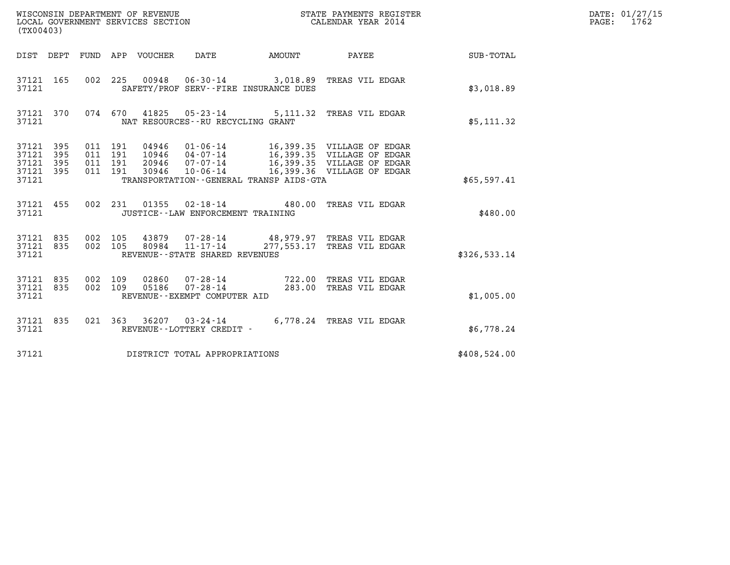WISCONSIN DEPARTMENT OF REVENUE
LOCAL GOVERNMENT SERVICES SECTION
(TX00403)

STATE PAYMENTS REGISTER
CALENDAR YEAR 2014

DATE: 01/27/15
PAGE: 1762

| DIST | DEPT | FUND | APP | VOUCHER | DATE | AMOUNT | PAYEE | SUB-TOTAL |
|---|---|---|---|---|---|---|---|---|
| 37121 | 165 | 002 | 225 | 00948 | 06-30-14 | 3,018.89 | TREAS VIL EDGAR | |
| 37121 | | | | SAFETY/PROF SERV--FIRE INSURANCE DUES | | | | $3,018.89 |
| 37121 | 370 | 074 | 670 | 41825 | 05-23-14 | 5,111.32 | TREAS VIL EDGAR | |
| 37121 | | | | NAT RESOURCES--RU RECYCLING GRANT | | | | $5,111.32 |
| 37121 | 395 | 011 | 191 | 04946 | 01-06-14 | 16,399.35 | VILLAGE OF EDGAR | |
| 37121 | 395 | 011 | 191 | 10946 | 04-07-14 | 16,399.35 | VILLAGE OF EDGAR | |
| 37121 | 395 | 011 | 191 | 20946 | 07-07-14 | 16,399.35 | VILLAGE OF EDGAR | |
| 37121 | 395 | 011 | 191 | 30946 | 10-06-14 | 16,399.36 | VILLAGE OF EDGAR | |
| 37121 | | | | TRANSPORTATION--GENERAL TRANSP AIDS-GTA | | | | $65,597.41 |
| 37121 | 455 | 002 | 231 | 01355 | 02-18-14 | 480.00 | TREAS VIL EDGAR | |
| 37121 | | | | JUSTICE--LAW ENFORCEMENT TRAINING | | | | $480.00 |
| 37121 | 835 | 002 | 105 | 43879 | 07-28-14 | 48,979.97 | TREAS VIL EDGAR | |
| 37121 | 835 | 002 | 105 | 80984 | 11-17-14 | 277,553.17 | TREAS VIL EDGAR | |
| 37121 | | | | REVENUE--STATE SHARED REVENUES | | | | $326,533.14 |
| 37121 | 835 | 002 | 109 | 02860 | 07-28-14 | 722.00 | TREAS VIL EDGAR | |
| 37121 | 835 | 002 | 109 | 05186 | 07-28-14 | 283.00 | TREAS VIL EDGAR | |
| 37121 | | | | REVENUE--EXEMPT COMPUTER AID | | | | $1,005.00 |
| 37121 | 835 | 021 | 363 | 36207 | 03-24-14 | 6,778.24 | TREAS VIL EDGAR | |
| 37121 | | | | REVENUE--LOTTERY CREDIT - | | | | $6,778.24 |
| 37121 | | | | DISTRICT TOTAL APPROPRIATIONS | | | | $408,524.00 |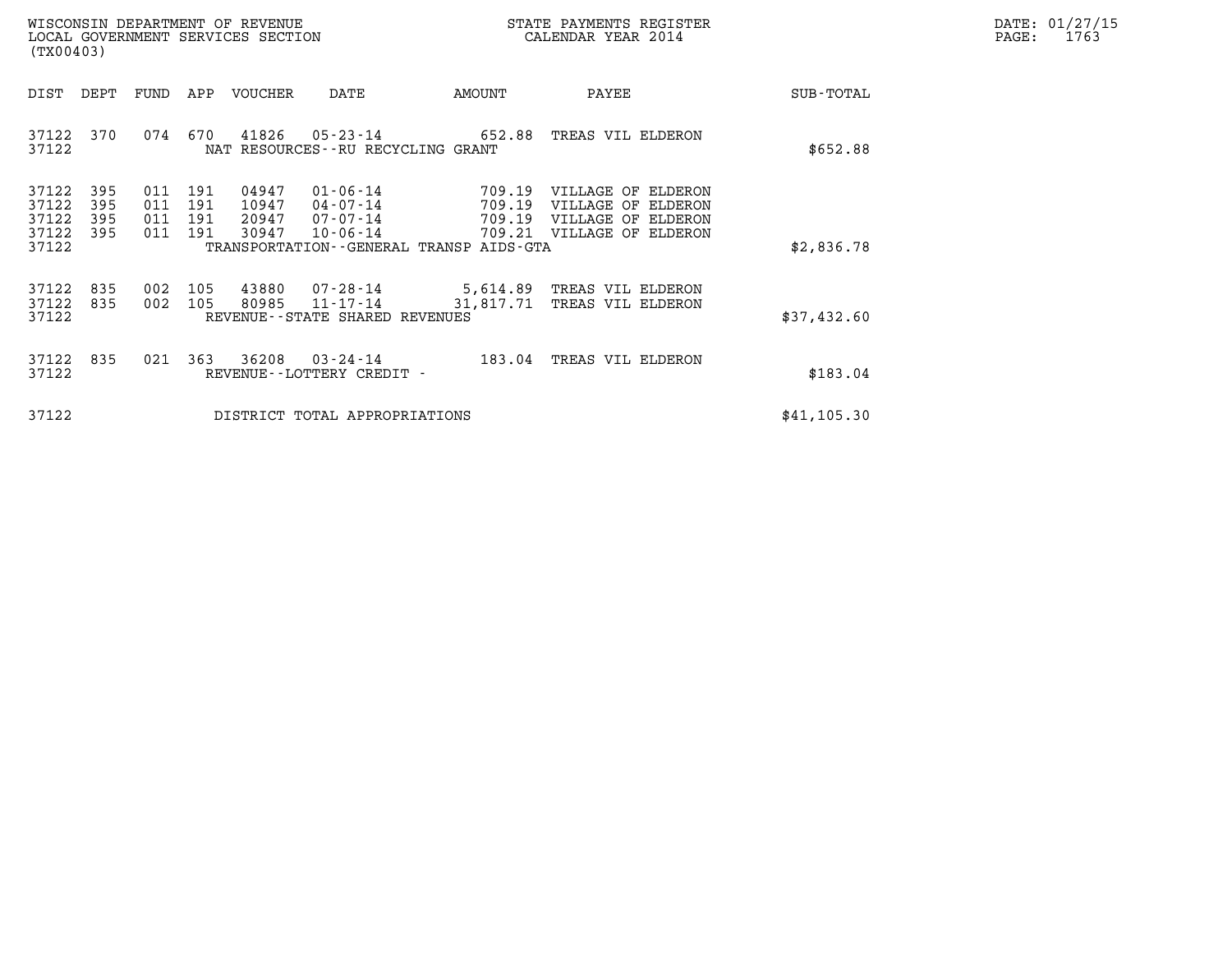WISCONSIN DEPARTMENT OF REVENUE
LOCAL GOVERNMENT SERVICES SECTION
(TX00403)

STATE PAYMENTS REGISTER
CALENDAR YEAR 2014

DATE: 01/27/15
PAGE: 1763

| DIST | DEPT | FUND | APP | VOUCHER | DATE | AMOUNT | PAYEE | SUB-TOTAL |
|---|---|---|---|---|---|---|---|---|
| 37122 | 370 | 074 | 670 | 41826 | 05-23-14 | 652.88 | TREAS VIL ELDERON | |
| 37122 | | | | NAT RESOURCES--RU RECYCLING GRANT | | | | $652.88 |
| 37122 | 395 | 011 | 191 | 04947 | 01-06-14 | 709.19 | VILLAGE OF ELDERON | |
| 37122 | 395 | 011 | 191 | 10947 | 04-07-14 | 709.19 | VILLAGE OF ELDERON | |
| 37122 | 395 | 011 | 191 | 20947 | 07-07-14 | 709.19 | VILLAGE OF ELDERON | |
| 37122 | 395 | 011 | 191 | 30947 | 10-06-14 | 709.21 | VILLAGE OF ELDERON | |
| 37122 | | | | TRANSPORTATION--GENERAL TRANSP AIDS-GTA | | | | $2,836.78 |
| 37122 | 835 | 002 | 105 | 43880 | 07-28-14 | 5,614.89 | TREAS VIL ELDERON | |
| 37122 | 835 | 002 | 105 | 80985 | 11-17-14 | 31,817.71 | TREAS VIL ELDERON | |
| 37122 | | | | REVENUE--STATE SHARED REVENUES | | | | $37,432.60 |
| 37122 | 835 | 021 | 363 | 36208 | 03-24-14 | 183.04 | TREAS VIL ELDERON | |
| 37122 | | | | REVENUE--LOTTERY CREDIT - | | | | $183.04 |
| 37122 | | | | DISTRICT TOTAL APPROPRIATIONS | | | | $41,105.30 |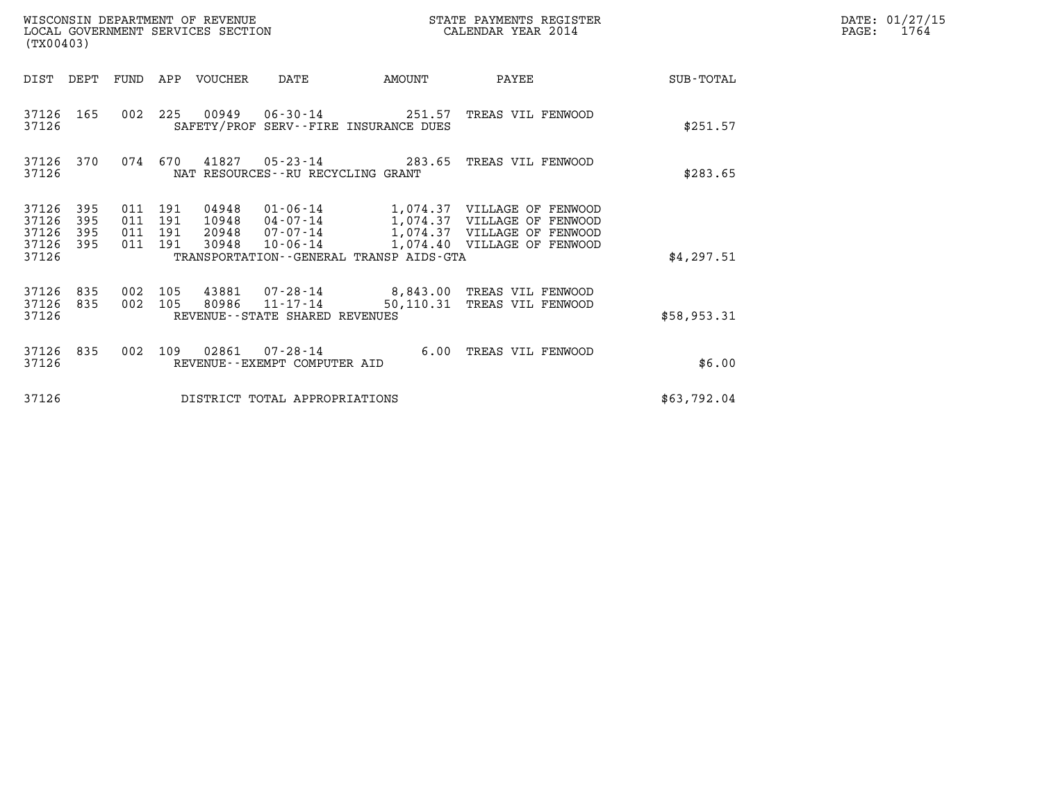| DIST | DEPT | FUND | APP | VOUCHER | DATE | AMOUNT | PAYEE | SUB-TOTAL |
|---|---|---|---|---|---|---|---|---|
| 37126 | 165 | 002 | 225 | 00949 | 06-30-14 | 251.57 | TREAS VIL FENWOOD | |
| 37126 | | | | | SAFETY/PROF SERV--FIRE INSURANCE DUES | | | $251.57 |
| 37126 | 370 | 074 | 670 | 41827 | 05-23-14 | 283.65 | TREAS VIL FENWOOD | |
| 37126 | | | | | NAT RESOURCES--RU RECYCLING GRANT | | | $283.65 |
| 37126 | 395 | 011 | 191 | 04948 | 01-06-14 | 1,074.37 | VILLAGE OF FENWOOD | |
| 37126 | 395 | 011 | 191 | 10948 | 04-07-14 | 1,074.37 | VILLAGE OF FENWOOD | |
| 37126 | 395 | 011 | 191 | 20948 | 07-07-14 | 1,074.37 | VILLAGE OF FENWOOD | |
| 37126 | 395 | 011 | 191 | 30948 | 10-06-14 | 1,074.40 | VILLAGE OF FENWOOD | |
| 37126 | | | | | TRANSPORTATION--GENERAL TRANSP AIDS-GTA | | | $4,297.51 |
| 37126 | 835 | 002 | 105 | 43881 | 07-28-14 | 8,843.00 | TREAS VIL FENWOOD | |
| 37126 | 835 | 002 | 105 | 80986 | 11-17-14 | 50,110.31 | TREAS VIL FENWOOD | |
| 37126 | | | | | REVENUE--STATE SHARED REVENUES | | | $58,953.31 |
| 37126 | 835 | 002 | 109 | 02861 | 07-28-14 | 6.00 | TREAS VIL FENWOOD | |
| 37126 | | | | | REVENUE--EXEMPT COMPUTER AID | | | $6.00 |
| 37126 | | | | | DISTRICT TOTAL APPROPRIATIONS | | | $63,792.04 |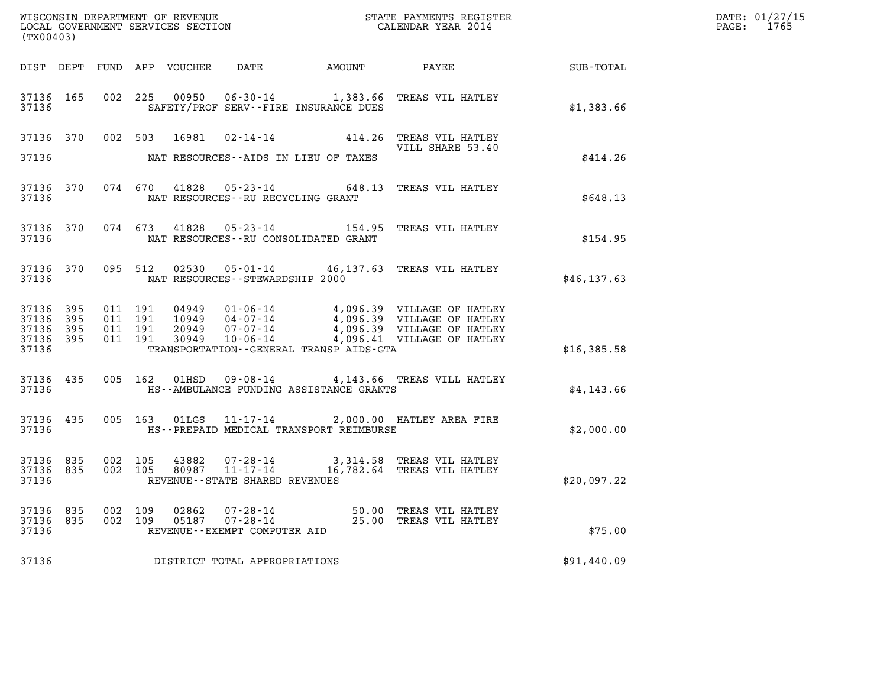WISCONSIN DEPARTMENT OF REVENUE
LOCAL GOVERNMENT SERVICES SECTION
(TX00403)

STATE PAYMENTS REGISTER
CALENDAR YEAR 2014

DATE: 01/27/15
PAGE: 1765

| DIST | DEPT | FUND | APP | VOUCHER | DATE | AMOUNT | PAYEE | SUB-TOTAL |
|---|---|---|---|---|---|---|---|---|
| 37136 | 165 | 002 | 225 | 00950 | 06-30-14 | 1,383.66 | TREAS VIL HATLEY | |
| 37136 | | | | | SAFETY/PROF SERV--FIRE INSURANCE DUES | | | $1,383.66 |
| 37136 | 370 | 002 | 503 | 16981 | 02-14-14 | 414.26 | TREAS VIL HATLEY VILL SHARE 53.40 | |
| 37136 | | | | | NAT RESOURCES--AIDS IN LIEU OF TAXES | | | $414.26 |
| 37136 | 370 | 074 | 670 | 41828 | 05-23-14 | 648.13 | TREAS VIL HATLEY | |
| 37136 | | | | | NAT RESOURCES--RU RECYCLING GRANT | | | $648.13 |
| 37136 | 370 | 074 | 673 | 41828 | 05-23-14 | 154.95 | TREAS VIL HATLEY | |
| 37136 | | | | | NAT RESOURCES--RU CONSOLIDATED GRANT | | | $154.95 |
| 37136 | 370 | 095 | 512 | 02530 | 05-01-14 | 46,137.63 | TREAS VIL HATLEY | |
| 37136 | | | | | NAT RESOURCES--STEWARDSHIP 2000 | | | $46,137.63 |
| 37136 | 395 | 011 | 191 | 04949 | 01-06-14 | 4,096.39 | VILLAGE OF HATLEY | |
| 37136 | 395 | 011 | 191 | 10949 | 04-07-14 | 4,096.39 | VILLAGE OF HATLEY | |
| 37136 | 395 | 011 | 191 | 20949 | 07-07-14 | 4,096.39 | VILLAGE OF HATLEY | |
| 37136 | 395 | 011 | 191 | 30949 | 10-06-14 | 4,096.41 | VILLAGE OF HATLEY | |
| 37136 | | | | | TRANSPORTATION--GENERAL TRANSP AIDS-GTA | | | $16,385.58 |
| 37136 | 435 | 005 | 162 | 01HSD | 09-08-14 | 4,143.66 | TREAS VILL HATLEY | |
| 37136 | | | | | HS--AMBULANCE FUNDING ASSISTANCE GRANTS | | | $4,143.66 |
| 37136 | 435 | 005 | 163 | 01LGS | 11-17-14 | 2,000.00 | HATLEY AREA FIRE | |
| 37136 | | | | | HS--PREPAID MEDICAL TRANSPORT REIMBURSE | | | $2,000.00 |
| 37136 | 835 | 002 | 105 | 43882 | 07-28-14 | 3,314.58 | TREAS VIL HATLEY | |
| 37136 | 835 | 002 | 105 | 80987 | 11-17-14 | 16,782.64 | TREAS VIL HATLEY | |
| 37136 | | | | | REVENUE--STATE SHARED REVENUES | | | $20,097.22 |
| 37136 | 835 | 002 | 109 | 02862 | 07-28-14 | 50.00 | TREAS VIL HATLEY | |
| 37136 | 835 | 002 | 109 | 05187 | 07-28-14 | 25.00 | TREAS VIL HATLEY | |
| 37136 | | | | | REVENUE--EXEMPT COMPUTER AID | | | $75.00 |
| 37136 | | | | | DISTRICT TOTAL APPROPRIATIONS | | | $91,440.09 |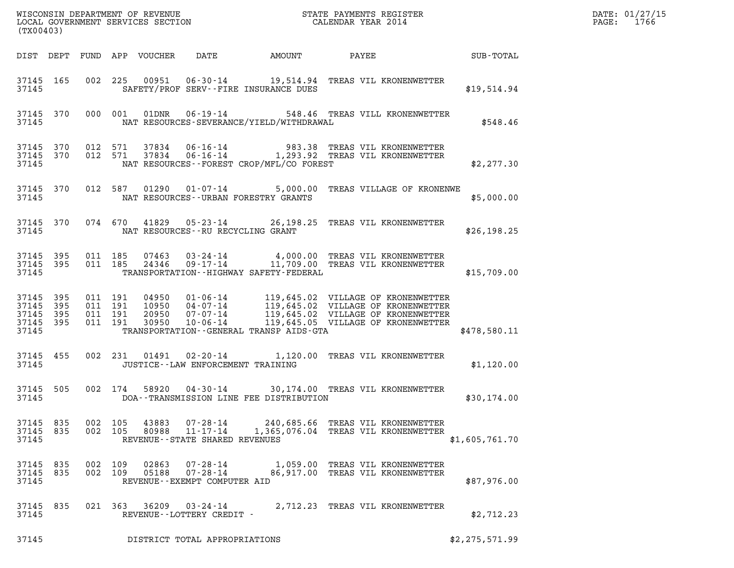WISCONSIN DEPARTMENT OF REVENUE
LOCAL GOVERNMENT SERVICES SECTION
(TX00403)

STATE PAYMENTS REGISTER
CALENDAR YEAR 2014

DATE: 01/27/15

| DIST | DEPT | FUND | APP | VOUCHER | DATE | AMOUNT | PAYEE | SUB-TOTAL |
|---|---|---|---|---|---|---|---|---|
| 37145 | 165 | 002 | 225 | 00951 | 06-30-14 | 19,514.94 | TREAS VIL KRONENWETTER | |
| 37145 | | | | SAFETY/PROF SERV--FIRE INSURANCE DUES | | | | $19,514.94 |
| 37145 | 370 | 000 | 001 | 01DNR | 06-19-14 | 548.46 | TREAS VILL KRONENWETTER | |
| 37145 | | | | NAT RESOURCES-SEVERANCE/YIELD/WITHDRAWAL | | | | $548.46 |
| 37145 | 370 | 012 | 571 | 37834 | 06-16-14 | 983.38 | TREAS VIL KRONENWETTER | |
| 37145 | 370 | 012 | 571 | 37834 | 06-16-14 | 1,293.92 | TREAS VIL KRONENWETTER | |
| 37145 | | | | NAT RESOURCES--FOREST CROP/MFL/CO FOREST | | | | $2,277.30 |
| 37145 | 370 | 012 | 587 | 01290 | 01-07-14 | 5,000.00 | TREAS VILLAGE OF KRONENWE | |
| 37145 | | | | NAT RESOURCES--URBAN FORESTRY GRANTS | | | | $5,000.00 |
| 37145 | 370 | 074 | 670 | 41829 | 05-23-14 | 26,198.25 | TREAS VIL KRONENWETTER | |
| 37145 | | | | NAT RESOURCES--RU RECYCLING GRANT | | | | $26,198.25 |
| 37145 | 395 | 011 | 185 | 07463 | 03-24-14 | 4,000.00 | TREAS VIL KRONENWETTER | |
| 37145 | 395 | 011 | 185 | 24346 | 09-17-14 | 11,709.00 | TREAS VIL KRONENWETTER | |
| 37145 | | | | TRANSPORTATION--HIGHWAY SAFETY-FEDERAL | | | | $15,709.00 |
| 37145 | 395 | 011 | 191 | 04950 | 01-06-14 | 119,645.02 | VILLAGE OF KRONENWETTER | |
| 37145 | 395 | 011 | 191 | 10950 | 04-07-14 | 119,645.02 | VILLAGE OF KRONENWETTER | |
| 37145 | 395 | 011 | 191 | 20950 | 07-07-14 | 119,645.02 | VILLAGE OF KRONENWETTER | |
| 37145 | 395 | 011 | 191 | 30950 | 10-06-14 | 119,645.05 | VILLAGE OF KRONENWETTER | |
| 37145 | | | | TRANSPORTATION--GENERAL TRANSP AIDS-GTA | | | | $478,580.11 |
| 37145 | 455 | 002 | 231 | 01491 | 02-20-14 | 1,120.00 | TREAS VIL KRONENWETTER | |
| 37145 | | | | JUSTICE--LAW ENFORCEMENT TRAINING | | | | $1,120.00 |
| 37145 | 505 | 002 | 174 | 58920 | 04-30-14 | 30,174.00 | TREAS VIL KRONENWETTER | |
| 37145 | | | | DOA--TRANSMISSION LINE FEE DISTRIBUTION | | | | $30,174.00 |
| 37145 | 835 | 002 | 105 | 43883 | 07-28-14 | 240,685.66 | TREAS VIL KRONENWETTER | |
| 37145 | 835 | 002 | 105 | 80988 | 11-17-14 | 1,365,076.04 | TREAS VIL KRONENWETTER | |
| 37145 | | | | REVENUE--STATE SHARED REVENUES | | | | $1,605,761.70 |
| 37145 | 835 | 002 | 109 | 02863 | 07-28-14 | 1,059.00 | TREAS VIL KRONENWETTER | |
| 37145 | 835 | 002 | 109 | 05188 | 07-28-14 | 86,917.00 | TREAS VIL KRONENWETTER | |
| 37145 | | | | REVENUE--EXEMPT COMPUTER AID | | | | $87,976.00 |
| 37145 | 835 | 021 | 363 | 36209 | 03-24-14 | 2,712.23 | TREAS VIL KRONENWETTER | |
| 37145 | | | | REVENUE--LOTTERY CREDIT - | | | | $2,712.23 |
| 37145 | | | | DISTRICT TOTAL APPROPRIATIONS | | | | $2,275,571.99 |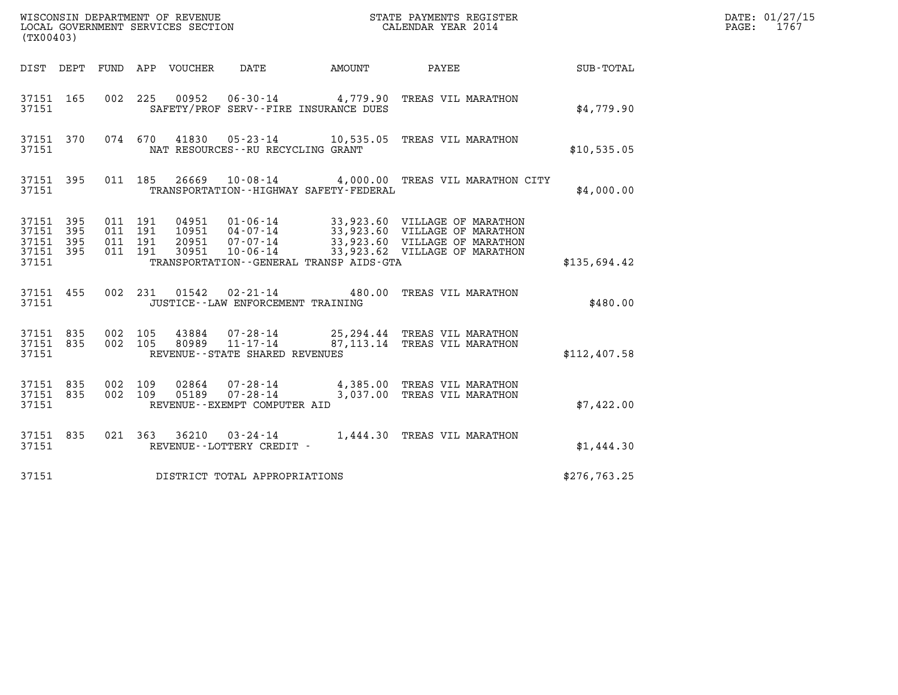WISCONSIN DEPARTMENT OF REVENUE
LOCAL GOVERNMENT SERVICES SECTION
(TX00403)

STATE PAYMENTS REGISTER
CALENDAR YEAR 2014

DATE: 01/27/15
PAGE: 1767

| DIST | DEPT | FUND | APP | VOUCHER | DATE | AMOUNT | PAYEE | SUB-TOTAL |
|---|---|---|---|---|---|---|---|---|
| 37151 | 165 | 002 | 225 | 00952 | 06-30-14 | 4,779.90 | TREAS VIL MARATHON | |
| 37151 | | | | | SAFETY/PROF SERV--FIRE INSURANCE DUES | | | $4,779.90 |
| 37151 | 370 | 074 | 670 | 41830 | 05-23-14 | 10,535.05 | TREAS VIL MARATHON | |
| 37151 | | | | | NAT RESOURCES--RU RECYCLING GRANT | | | $10,535.05 |
| 37151 | 395 | 011 | 185 | 26669 | 10-08-14 | 4,000.00 | TREAS VIL MARATHON CITY | |
| 37151 | | | | | TRANSPORTATION--HIGHWAY SAFETY-FEDERAL | | | $4,000.00 |
| 37151 | 395 | 011 | 191 | 04951 | 01-06-14 | 33,923.60 | VILLAGE OF MARATHON | |
| 37151 | 395 | 011 | 191 | 10951 | 04-07-14 | 33,923.60 | VILLAGE OF MARATHON | |
| 37151 | 395 | 011 | 191 | 20951 | 07-07-14 | 33,923.60 | VILLAGE OF MARATHON | |
| 37151 | 395 | 011 | 191 | 30951 | 10-06-14 | 33,923.62 | VILLAGE OF MARATHON | |
| 37151 | | | | | TRANSPORTATION--GENERAL TRANSP AIDS-GTA | | | $135,694.42 |
| 37151 | 455 | 002 | 231 | 01542 | 02-21-14 | 480.00 | TREAS VIL MARATHON | |
| 37151 | | | | | JUSTICE--LAW ENFORCEMENT TRAINING | | | $480.00 |
| 37151 | 835 | 002 | 105 | 43884 | 07-28-14 | 25,294.44 | TREAS VIL MARATHON | |
| 37151 | 835 | 002 | 105 | 80989 | 11-17-14 | 87,113.14 | TREAS VIL MARATHON | |
| 37151 | | | | | REVENUE--STATE SHARED REVENUES | | | $112,407.58 |
| 37151 | 835 | 002 | 109 | 02864 | 07-28-14 | 4,385.00 | TREAS VIL MARATHON | |
| 37151 | 835 | 002 | 109 | 05189 | 07-28-14 | 3,037.00 | TREAS VIL MARATHON | |
| 37151 | | | | | REVENUE--EXEMPT COMPUTER AID | | | $7,422.00 |
| 37151 | 835 | 021 | 363 | 36210 | 03-24-14 | 1,444.30 | TREAS VIL MARATHON | |
| 37151 | | | | | REVENUE--LOTTERY CREDIT - | | | $1,444.30 |
| 37151 | | | | | DISTRICT TOTAL APPROPRIATIONS | | | $276,763.25 |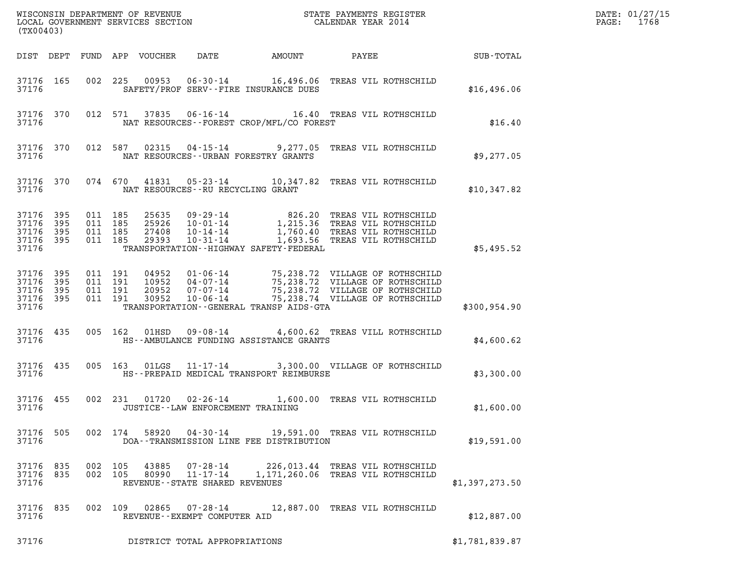WISCONSIN DEPARTMENT OF REVENUE
LOCAL GOVERNMENT SERVICES SECTION
(TX00403)

STATE PAYMENTS REGISTER
CALENDAR YEAR 2014

| DIST | DEPT | FUND | APP | VOUCHER | DATE | AMOUNT | PAYEE | SUB-TOTAL |
|---|---|---|---|---|---|---|---|---|
| 37176 | 165 | 002 | 225 | 00953 | 06-30-14 | 16,496.06 | TREAS VIL ROTHSCHILD | |
| 37176 | | | | SAFETY/PROF SERV--FIRE INSURANCE DUES | | | | $16,496.06 |
| 37176 | 370 | 012 | 571 | 37835 | 06-16-14 | 16.40 | TREAS VIL ROTHSCHILD | |
| 37176 | | | | NAT RESOURCES--FOREST CROP/MFL/CO FOREST | | | | $16.40 |
| 37176 | 370 | 012 | 587 | 02315 | 04-15-14 | 9,277.05 | TREAS VIL ROTHSCHILD | |
| 37176 | | | | NAT RESOURCES--URBAN FORESTRY GRANTS | | | | $9,277.05 |
| 37176 | 370 | 074 | 670 | 41831 | 05-23-14 | 10,347.82 | TREAS VIL ROTHSCHILD | |
| 37176 | | | | NAT RESOURCES--RU RECYCLING GRANT | | | | $10,347.82 |
| 37176 | 395 | 011 | 185 | 25635 | 09-29-14 | 826.20 | TREAS VIL ROTHSCHILD | |
| 37176 | 395 | 011 | 185 | 25926 | 10-01-14 | 1,215.36 | TREAS VIL ROTHSCHILD | |
| 37176 | 395 | 011 | 185 | 27408 | 10-14-14 | 1,760.40 | TREAS VIL ROTHSCHILD | |
| 37176 | 395 | 011 | 185 | 29393 | 10-31-14 | 1,693.56 | TREAS VIL ROTHSCHILD | |
| 37176 | | | | TRANSPORTATION--HIGHWAY SAFETY-FEDERAL | | | | $5,495.52 |
| 37176 | 395 | 011 | 191 | 04952 | 01-06-14 | 75,238.72 | VILLAGE OF ROTHSCHILD | |
| 37176 | 395 | 011 | 191 | 10952 | 04-07-14 | 75,238.72 | VILLAGE OF ROTHSCHILD | |
| 37176 | 395 | 011 | 191 | 20952 | 07-07-14 | 75,238.72 | VILLAGE OF ROTHSCHILD | |
| 37176 | 395 | 011 | 191 | 30952 | 10-06-14 | 75,238.74 | VILLAGE OF ROTHSCHILD | |
| 37176 | | | | TRANSPORTATION--GENERAL TRANSP AIDS-GTA | | | | $300,954.90 |
| 37176 | 435 | 005 | 162 | 01HSD | 09-08-14 | 4,600.62 | TREAS VILL ROTHSCHILD | |
| 37176 | | | | HS--AMBULANCE FUNDING ASSISTANCE GRANTS | | | | $4,600.62 |
| 37176 | 435 | 005 | 163 | 01LGS | 11-17-14 | 3,300.00 | VILLAGE OF ROTHSCHILD | |
| 37176 | | | | HS--PREPAID MEDICAL TRANSPORT REIMBURSE | | | | $3,300.00 |
| 37176 | 455 | 002 | 231 | 01720 | 02-26-14 | 1,600.00 | TREAS VIL ROTHSCHILD | |
| 37176 | | | | JUSTICE--LAW ENFORCEMENT TRAINING | | | | $1,600.00 |
| 37176 | 505 | 002 | 174 | 58920 | 04-30-14 | 19,591.00 | TREAS VIL ROTHSCHILD | |
| 37176 | | | | DOA--TRANSMISSION LINE FEE DISTRIBUTION | | | | $19,591.00 |
| 37176 | 835 | 002 | 105 | 43885 | 07-28-14 | 226,013.44 | TREAS VIL ROTHSCHILD | |
| 37176 | 835 | 002 | 105 | 80990 | 11-17-14 | 1,171,260.06 | TREAS VIL ROTHSCHILD | |
| 37176 | | | | REVENUE--STATE SHARED REVENUES | | | | $1,397,273.50 |
| 37176 | 835 | 002 | 109 | 02865 | 07-28-14 | 12,887.00 | TREAS VIL ROTHSCHILD | |
| 37176 | | | | REVENUE--EXEMPT COMPUTER AID | | | | $12,887.00 |
| 37176 | | | | DISTRICT TOTAL APPROPRIATIONS | | | | $1,781,839.87 |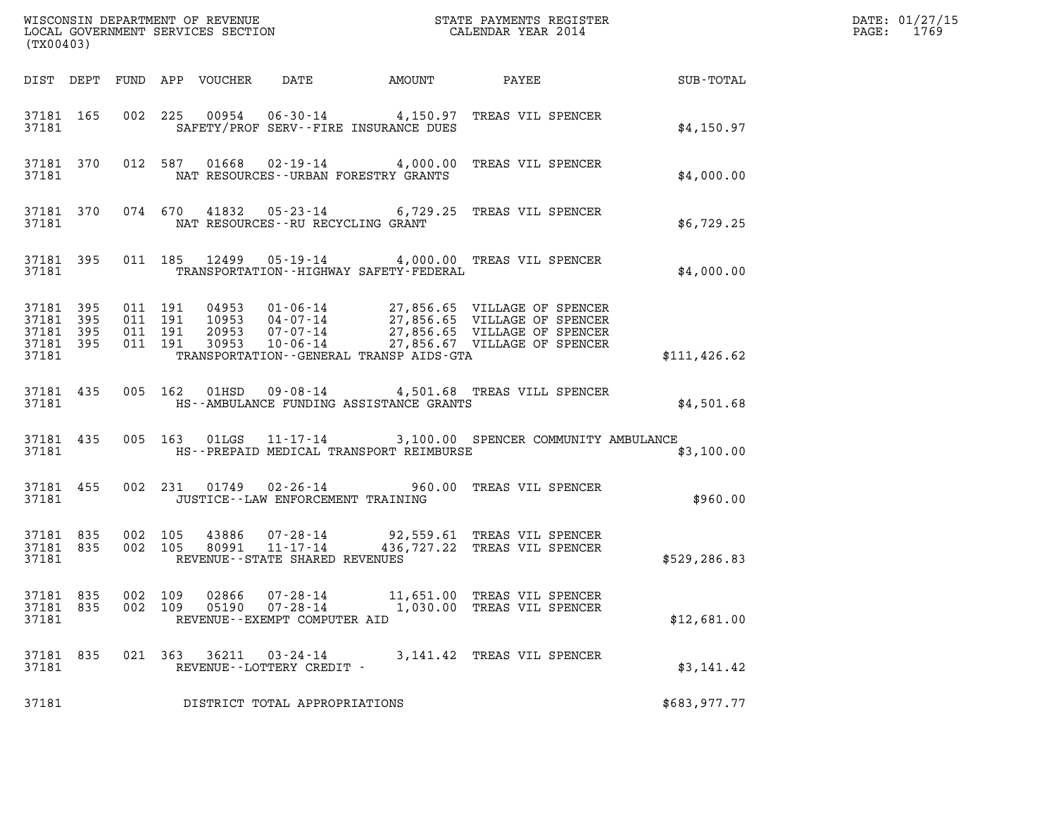WISCONSIN DEPARTMENT OF REVENUE
LOCAL GOVERNMENT SERVICES SECTION
(TX00403)

STATE PAYMENTS REGISTER
CALENDAR YEAR 2014

DATE: 01/27/15
PAGE: 1769

| DIST | DEPT | FUND | APP | VOUCHER | DATE | AMOUNT | PAYEE | SUB-TOTAL |
|---|---|---|---|---|---|---|---|---|
| 37181 | 165 | 002 | 225 | 00954 | 06-30-14 | 4,150.97 | TREAS VIL SPENCER | |
| 37181 | | | | SAFETY/PROF SERV--FIRE INSURANCE DUES | | | | $4,150.97 |
| 37181 | 370 | 012 | 587 | 01668 | 02-19-14 | 4,000.00 | TREAS VIL SPENCER | |
| 37181 | | | | NAT RESOURCES--URBAN FORESTRY GRANTS | | | | $4,000.00 |
| 37181 | 370 | 074 | 670 | 41832 | 05-23-14 | 6,729.25 | TREAS VIL SPENCER | |
| 37181 | | | | NAT RESOURCES--RU RECYCLING GRANT | | | | $6,729.25 |
| 37181 | 395 | 011 | 185 | 12499 | 05-19-14 | 4,000.00 | TREAS VIL SPENCER | |
| 37181 | | | | TRANSPORTATION--HIGHWAY SAFETY-FEDERAL | | | | $4,000.00 |
| 37181 | 395 | 011 | 191 | 04953 | 01-06-14 | 27,856.65 | VILLAGE OF SPENCER | |
| 37181 | 395 | 011 | 191 | 10953 | 04-07-14 | 27,856.65 | VILLAGE OF SPENCER | |
| 37181 | 395 | 011 | 191 | 20953 | 07-07-14 | 27,856.65 | VILLAGE OF SPENCER | |
| 37181 | 395 | 011 | 191 | 30953 | 10-06-14 | 27,856.67 | VILLAGE OF SPENCER | |
| 37181 | | | | TRANSPORTATION--GENERAL TRANSP AIDS-GTA | | | | $111,426.62 |
| 37181 | 435 | 005 | 162 | 01HSD | 09-08-14 | 4,501.68 | TREAS VILL SPENCER | |
| 37181 | | | | HS--AMBULANCE FUNDING ASSISTANCE GRANTS | | | | $4,501.68 |
| 37181 | 435 | 005 | 163 | 01LGS | 11-17-14 | 3,100.00 | SPENCER COMMUNITY AMBULANCE | |
| 37181 | | | | HS--PREPAID MEDICAL TRANSPORT REIMBURSE | | | | $3,100.00 |
| 37181 | 455 | 002 | 231 | 01749 | 02-26-14 | 960.00 | TREAS VIL SPENCER | |
| 37181 | | | | JUSTICE--LAW ENFORCEMENT TRAINING | | | | $960.00 |
| 37181 | 835 | 002 | 105 | 43886 | 07-28-14 | 92,559.61 | TREAS VIL SPENCER | |
| 37181 | 835 | 002 | 105 | 80991 | 11-17-14 | 436,727.22 | TREAS VIL SPENCER | |
| 37181 | | | | REVENUE--STATE SHARED REVENUES | | | | $529,286.83 |
| 37181 | 835 | 002 | 109 | 02866 | 07-28-14 | 11,651.00 | TREAS VIL SPENCER | |
| 37181 | 835 | 002 | 109 | 05190 | 07-28-14 | 1,030.00 | TREAS VIL SPENCER | |
| 37181 | | | | REVENUE--EXEMPT COMPUTER AID | | | | $12,681.00 |
| 37181 | 835 | 021 | 363 | 36211 | 03-24-14 | 3,141.42 | TREAS VIL SPENCER | |
| 37181 | | | | REVENUE--LOTTERY CREDIT - | | | | $3,141.42 |
| 37181 | | | | DISTRICT TOTAL APPROPRIATIONS | | | | $683,977.77 |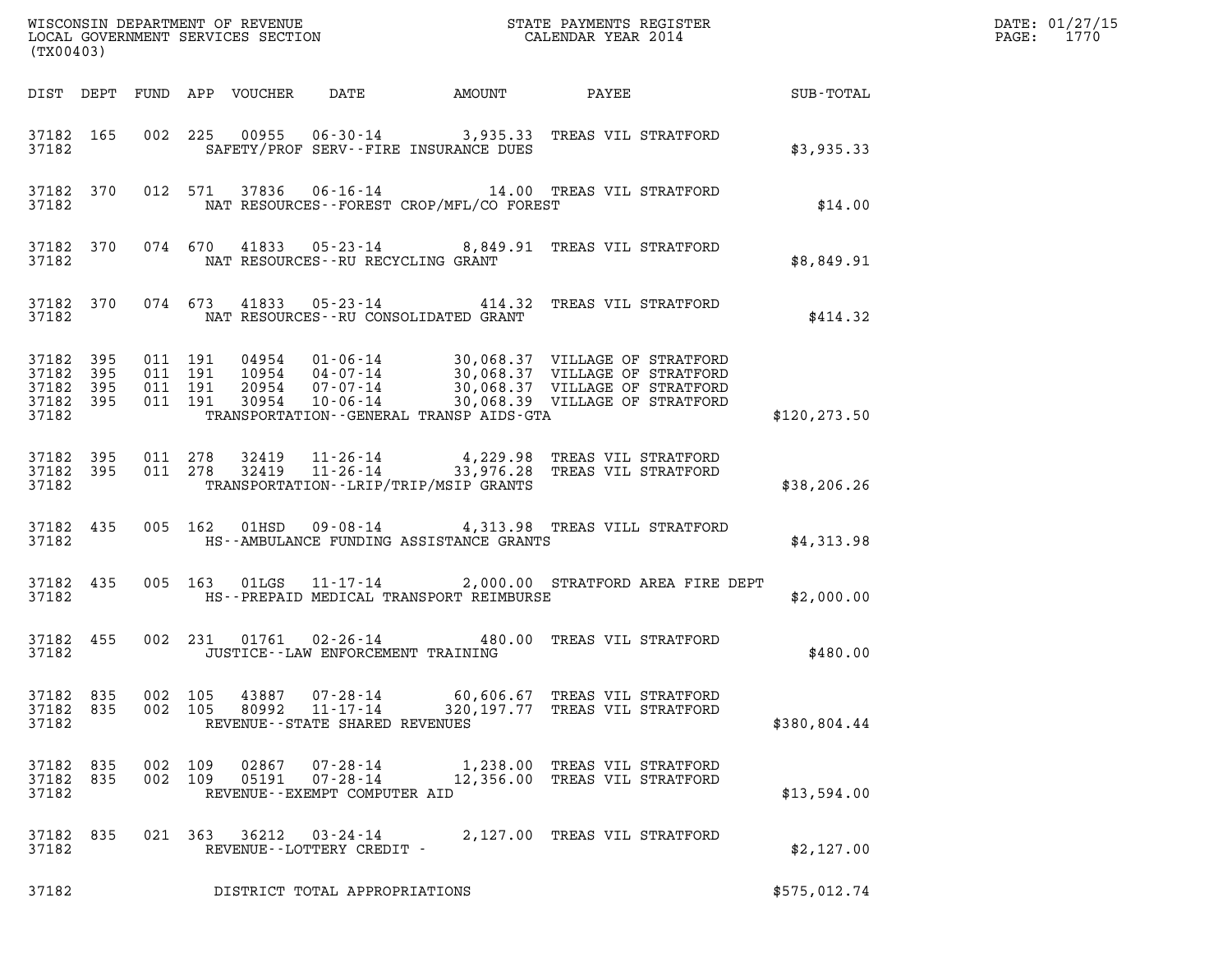WISCONSIN DEPARTMENT OF REVENUE
LOCAL GOVERNMENT SERVICES SECTION
(TX00403)

STATE PAYMENTS REGISTER
CALENDAR YEAR 2014

DATE: 01/27/15
PAGE: 1770

| DIST | DEPT | FUND | APP | VOUCHER | DATE | AMOUNT | PAYEE | SUB-TOTAL |
|---|---|---|---|---|---|---|---|---|
| 37182 | 165 | 002 | 225 | 00955 | 06-30-14 | 3,935.33 | TREAS VIL STRATFORD | |
| 37182 | | | | SAFETY/PROF SERV--FIRE INSURANCE DUES | | | | $3,935.33 |
| 37182 | 370 | 012 | 571 | 37836 | 06-16-14 | 14.00 | TREAS VIL STRATFORD | |
| 37182 | | | | NAT RESOURCES--FOREST CROP/MFL/CO FOREST | | | | $14.00 |
| 37182 | 370 | 074 | 670 | 41833 | 05-23-14 | 8,849.91 | TREAS VIL STRATFORD | |
| 37182 | | | | NAT RESOURCES--RU RECYCLING GRANT | | | | $8,849.91 |
| 37182 | 370 | 074 | 673 | 41833 | 05-23-14 | 414.32 | TREAS VIL STRATFORD | |
| 37182 | | | | NAT RESOURCES--RU CONSOLIDATED GRANT | | | | $414.32 |
| 37182 | 395 | 011 | 191 | 04954 | 01-06-14 | 30,068.37 | VILLAGE OF STRATFORD | |
| 37182 | 395 | 011 | 191 | 10954 | 04-07-14 | 30,068.37 | VILLAGE OF STRATFORD | |
| 37182 | 395 | 011 | 191 | 20954 | 07-07-14 | 30,068.37 | VILLAGE OF STRATFORD | |
| 37182 | 395 | 011 | 191 | 30954 | 10-06-14 | 30,068.39 | VILLAGE OF STRATFORD | |
| 37182 | | | | TRANSPORTATION--GENERAL TRANSP AIDS-GTA | | | | $120,273.50 |
| 37182 | 395 | 011 | 278 | 32419 | 11-26-14 | 4,229.98 | TREAS VIL STRATFORD | |
| 37182 | 395 | 011 | 278 | 32419 | 11-26-14 | 33,976.28 | TREAS VIL STRATFORD | |
| 37182 | | | | TRANSPORTATION--LRIP/TRIP/MSIP GRANTS | | | | $38,206.26 |
| 37182 | 435 | 005 | 162 | 01HSD | 09-08-14 | 4,313.98 | TREAS VILL STRATFORD | |
| 37182 | | | | HS--AMBULANCE FUNDING ASSISTANCE GRANTS | | | | $4,313.98 |
| 37182 | 435 | 005 | 163 | 01LGS | 11-17-14 | 2,000.00 | STRATFORD AREA FIRE DEPT | |
| 37182 | | | | HS--PREPAID MEDICAL TRANSPORT REIMBURSE | | | | $2,000.00 |
| 37182 | 455 | 002 | 231 | 01761 | 02-26-14 | 480.00 | TREAS VIL STRATFORD | |
| 37182 | | | | JUSTICE--LAW ENFORCEMENT TRAINING | | | | $480.00 |
| 37182 | 835 | 002 | 105 | 43887 | 07-28-14 | 60,606.67 | TREAS VIL STRATFORD | |
| 37182 | 835 | 002 | 105 | 80992 | 11-17-14 | 320,197.77 | TREAS VIL STRATFORD | |
| 37182 | | | | REVENUE--STATE SHARED REVENUES | | | | $380,804.44 |
| 37182 | 835 | 002 | 109 | 02867 | 07-28-14 | 1,238.00 | TREAS VIL STRATFORD | |
| 37182 | 835 | 002 | 109 | 05191 | 07-28-14 | 12,356.00 | TREAS VIL STRATFORD | |
| 37182 | | | | REVENUE--EXEMPT COMPUTER AID | | | | $13,594.00 |
| 37182 | 835 | 021 | 363 | 36212 | 03-24-14 | 2,127.00 | TREAS VIL STRATFORD | |
| 37182 | | | | REVENUE--LOTTERY CREDIT - | | | | $2,127.00 |
| 37182 | | | | DISTRICT TOTAL APPROPRIATIONS | | | | $575,012.74 |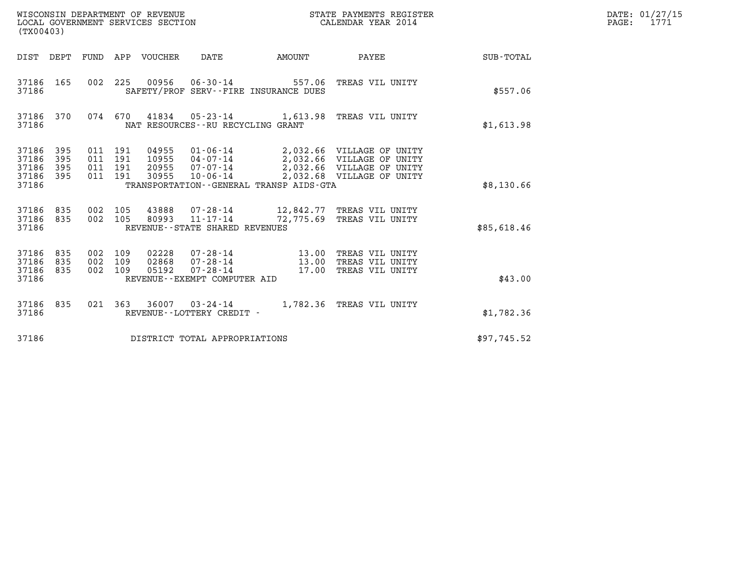WISCONSIN DEPARTMENT OF REVENUE
LOCAL GOVERNMENT SERVICES SECTION
(TX00403)

STATE PAYMENTS REGISTER
CALENDAR YEAR 2014

DATE: 01/27/15

| DIST | DEPT | FUND | APP | VOUCHER | DATE | AMOUNT | PAYEE | SUB-TOTAL |
|---|---|---|---|---|---|---|---|---|
| 37186 | 165 | 002 | 225 | 00956 | 06-30-14 | 557.06 | TREAS VIL UNITY | |
| 37186 | | | | | SAFETY/PROF SERV--FIRE INSURANCE DUES | | | $557.06 |
| 37186 | 370 | 074 | 670 | 41834 | 05-23-14 | 1,613.98 | TREAS VIL UNITY | |
| 37186 | | | | | NAT RESOURCES--RU RECYCLING GRANT | | | $1,613.98 |
| 37186 | 395 | 011 | 191 | 04955 | 01-06-14 | 2,032.66 | VILLAGE OF UNITY | |
| 37186 | 395 | 011 | 191 | 10955 | 04-07-14 | 2,032.66 | VILLAGE OF UNITY | |
| 37186 | 395 | 011 | 191 | 20955 | 07-07-14 | 2,032.66 | VILLAGE OF UNITY | |
| 37186 | 395 | 011 | 191 | 30955 | 10-06-14 | 2,032.68 | VILLAGE OF UNITY | |
| 37186 | | | | | TRANSPORTATION--GENERAL TRANSP AIDS-GTA | | | $8,130.66 |
| 37186 | 835 | 002 | 105 | 43888 | 07-28-14 | 12,842.77 | TREAS VIL UNITY | |
| 37186 | 835 | 002 | 105 | 80993 | 11-17-14 | 72,775.69 | TREAS VIL UNITY | |
| 37186 | | | | | REVENUE--STATE SHARED REVENUES | | | $85,618.46 |
| 37186 | 835 | 002 | 109 | 02228 | 07-28-14 | 13.00 | TREAS VIL UNITY | |
| 37186 | 835 | 002 | 109 | 02868 | 07-28-14 | 13.00 | TREAS VIL UNITY | |
| 37186 | 835 | 002 | 109 | 05192 | 07-28-14 | 17.00 | TREAS VIL UNITY | |
| 37186 | | | | | REVENUE--EXEMPT COMPUTER AID | | | $43.00 |
| 37186 | 835 | 021 | 363 | 36007 | 03-24-14 | 1,782.36 | TREAS VIL UNITY | |
| 37186 | | | | | REVENUE--LOTTERY CREDIT - | | | $1,782.36 |
| 37186 | | | | | DISTRICT TOTAL APPROPRIATIONS | | | $97,745.52 |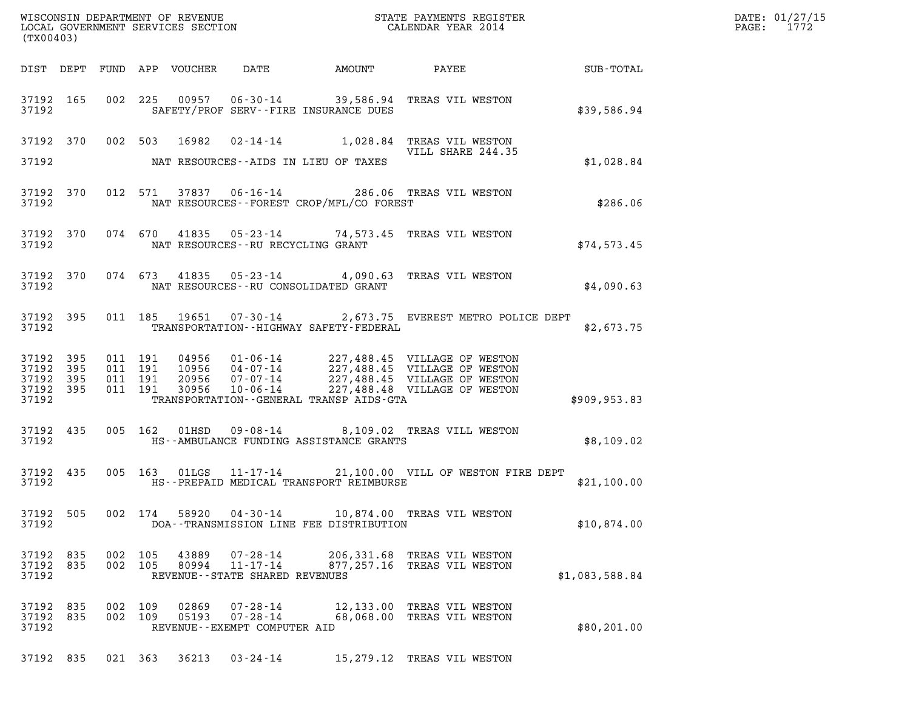WISCONSIN DEPARTMENT OF REVENUE
LOCAL GOVERNMENT SERVICES SECTION
(TX00403)

STATE PAYMENTS REGISTER
CALENDAR YEAR 2014

DATE: 01/27/15

| DIST | DEPT | FUND | APP | VOUCHER | DATE | AMOUNT | PAYEE | SUB-TOTAL |
|---|---|---|---|---|---|---|---|---|
| 37192 | 165 | 002 | 225 | 00957 | 06-30-14 | 39,586.94 | TREAS VIL WESTON | |
| 37192 | | | | | SAFETY/PROF SERV--FIRE INSURANCE DUES | | | $39,586.94 |
| 37192 | 370 | 002 | 503 | 16982 | 02-14-14 | 1,028.84 | TREAS VIL WESTON VILL SHARE 244.35 | |
| 37192 | | | | | NAT RESOURCES--AIDS IN LIEU OF TAXES | | | $1,028.84 |
| 37192 | 370 | 012 | 571 | 37837 | 06-16-14 | 286.06 | TREAS VIL WESTON | |
| 37192 | | | | | NAT RESOURCES--FOREST CROP/MFL/CO FOREST | | | $286.06 |
| 37192 | 370 | 074 | 670 | 41835 | 05-23-14 | 74,573.45 | TREAS VIL WESTON | |
| 37192 | | | | | NAT RESOURCES--RU RECYCLING GRANT | | | $74,573.45 |
| 37192 | 370 | 074 | 673 | 41835 | 05-23-14 | 4,090.63 | TREAS VIL WESTON | |
| 37192 | | | | | NAT RESOURCES--RU CONSOLIDATED GRANT | | | $4,090.63 |
| 37192 | 395 | 011 | 185 | 19651 | 07-30-14 | 2,673.75 | EVEREST METRO POLICE DEPT | |
| 37192 | | | | | TRANSPORTATION--HIGHWAY SAFETY-FEDERAL | | | $2,673.75 |
| 37192 | 395 | 011 | 191 | 04956 | 01-06-14 | 227,488.45 | VILLAGE OF WESTON | |
| 37192 | 395 | 011 | 191 | 10956 | 04-07-14 | 227,488.45 | VILLAGE OF WESTON | |
| 37192 | 395 | 011 | 191 | 20956 | 07-07-14 | 227,488.45 | VILLAGE OF WESTON | |
| 37192 | 395 | 011 | 191 | 30956 | 10-06-14 | 227,488.48 | VILLAGE OF WESTON | |
| 37192 | | | | | TRANSPORTATION--GENERAL TRANSP AIDS-GTA | | | $909,953.83 |
| 37192 | 435 | 005 | 162 | 01HSD | 09-08-14 | 8,109.02 | TREAS VILL WESTON | |
| 37192 | | | | | HS--AMBULANCE FUNDING ASSISTANCE GRANTS | | | $8,109.02 |
| 37192 | 435 | 005 | 163 | 01LGS | 11-17-14 | 21,100.00 | VILL OF WESTON FIRE DEPT | |
| 37192 | | | | | HS--PREPAID MEDICAL TRANSPORT REIMBURSE | | | $21,100.00 |
| 37192 | 505 | 002 | 174 | 58920 | 04-30-14 | 10,874.00 | TREAS VIL WESTON | |
| 37192 | | | | | DOA--TRANSMISSION LINE FEE DISTRIBUTION | | | $10,874.00 |
| 37192 | 835 | 002 | 105 | 43889 | 07-28-14 | 206,331.68 | TREAS VIL WESTON | |
| 37192 | 835 | 002 | 105 | 80994 | 11-17-14 | 877,257.16 | TREAS VIL WESTON | |
| 37192 | | | | | REVENUE--STATE SHARED REVENUES | | | $1,083,588.84 |
| 37192 | 835 | 002 | 109 | 02869 | 07-28-14 | 12,133.00 | TREAS VIL WESTON | |
| 37192 | 835 | 002 | 109 | 05193 | 07-28-14 | 68,068.00 | TREAS VIL WESTON | |
| 37192 | | | | | REVENUE--EXEMPT COMPUTER AID | | | $80,201.00 |
| 37192 | 835 | 021 | 363 | 36213 | 03-24-14 | 15,279.12 | TREAS VIL WESTON | |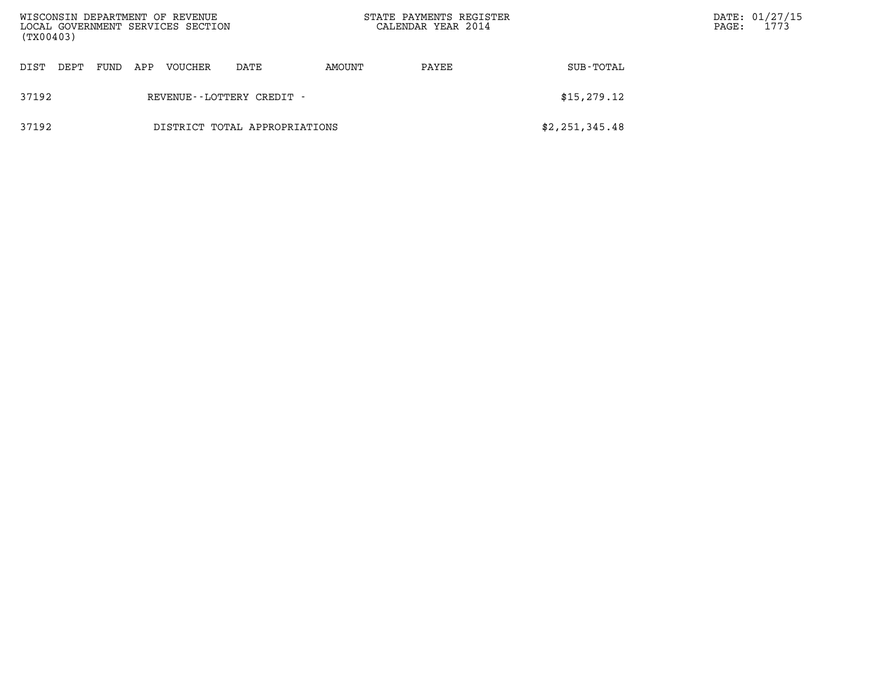| DIST | DEPT | FUND | APP | VOUCHER | DATE | AMOUNT | PAYEE | SUB-TOTAL |
| --- | --- | --- | --- | --- | --- | --- | --- | --- |
| 37192 | | | | REVENUE--LOTTERY CREDIT - | | | | $15,279.12 |
| 37192 | | | | DISTRICT TOTAL APPROPRIATIONS | | | | $2,251,345.48 |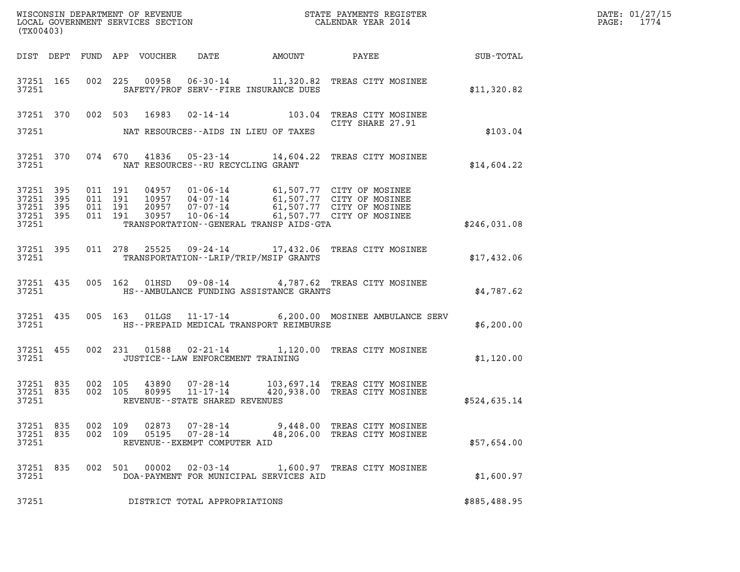WISCONSIN DEPARTMENT OF REVENUE
LOCAL GOVERNMENT SERVICES SECTION
(TX00403)

STATE PAYMENTS REGISTER
CALENDAR YEAR 2014

DATE: 01/27/15

| DIST | DEPT | FUND | APP | VOUCHER | DATE | AMOUNT | PAYEE | SUB-TOTAL |
|---|---|---|---|---|---|---|---|---|
| 37251 | 165 | 002 | 225 | 00958 | 06-30-14 | 11,320.82 | TREAS CITY MOSINEE | |
| 37251 | | | | | SAFETY/PROF SERV--FIRE INSURANCE DUES | | | $11,320.82 |
| 37251 | 370 | 002 | 503 | 16983 | 02-14-14 | 103.04 | TREAS CITY MOSINEE CITY SHARE 27.91 | |
| 37251 | | | | | NAT RESOURCES--AIDS IN LIEU OF TAXES | | | $103.04 |
| 37251 | 370 | 074 | 670 | 41836 | 05-23-14 | 14,604.22 | TREAS CITY MOSINEE | |
| 37251 | | | | | NAT RESOURCES--RU RECYCLING GRANT | | | $14,604.22 |
| 37251 | 395 | 011 | 191 | 04957 | 01-06-14 | 61,507.77 | CITY OF MOSINEE | |
| 37251 | 395 | 011 | 191 | 10957 | 04-07-14 | 61,507.77 | CITY OF MOSINEE | |
| 37251 | 395 | 011 | 191 | 20957 | 07-07-14 | 61,507.77 | CITY OF MOSINEE | |
| 37251 | 395 | 011 | 191 | 30957 | 10-06-14 | 61,507.77 | CITY OF MOSINEE | |
| 37251 | | | | | TRANSPORTATION--GENERAL TRANSP AIDS-GTA | | | $246,031.08 |
| 37251 | 395 | 011 | 278 | 25525 | 09-24-14 | 17,432.06 | TREAS CITY MOSINEE | |
| 37251 | | | | | TRANSPORTATION--LRIP/TRIP/MSIP GRANTS | | | $17,432.06 |
| 37251 | 435 | 005 | 162 | 01HSD | 09-08-14 | 4,787.62 | TREAS CITY MOSINEE | |
| 37251 | | | | | HS--AMBULANCE FUNDING ASSISTANCE GRANTS | | | $4,787.62 |
| 37251 | 435 | 005 | 163 | 01LGS | 11-17-14 | 6,200.00 | MOSINEE AMBULANCE SERV | |
| 37251 | | | | | HS--PREPAID MEDICAL TRANSPORT REIMBURSE | | | $6,200.00 |
| 37251 | 455 | 002 | 231 | 01588 | 02-21-14 | 1,120.00 | TREAS CITY MOSINEE | |
| 37251 | | | | | JUSTICE--LAW ENFORCEMENT TRAINING | | | $1,120.00 |
| 37251 | 835 | 002 | 105 | 43890 | 07-28-14 | 103,697.14 | TREAS CITY MOSINEE | |
| 37251 | 835 | 002 | 105 | 80995 | 11-17-14 | 420,938.00 | TREAS CITY MOSINEE | |
| 37251 | | | | | REVENUE--STATE SHARED REVENUES | | | $524,635.14 |
| 37251 | 835 | 002 | 109 | 02873 | 07-28-14 | 9,448.00 | TREAS CITY MOSINEE | |
| 37251 | 835 | 002 | 109 | 05195 | 07-28-14 | 48,206.00 | TREAS CITY MOSINEE | |
| 37251 | | | | | REVENUE--EXEMPT COMPUTER AID | | | $57,654.00 |
| 37251 | 835 | 002 | 501 | 00002 | 02-03-14 | 1,600.97 | TREAS CITY MOSINEE | |
| 37251 | | | | | DOA-PAYMENT FOR MUNICIPAL SERVICES AID | | | $1,600.97 |
| 37251 | | | | | DISTRICT TOTAL APPROPRIATIONS | | | $885,488.95 |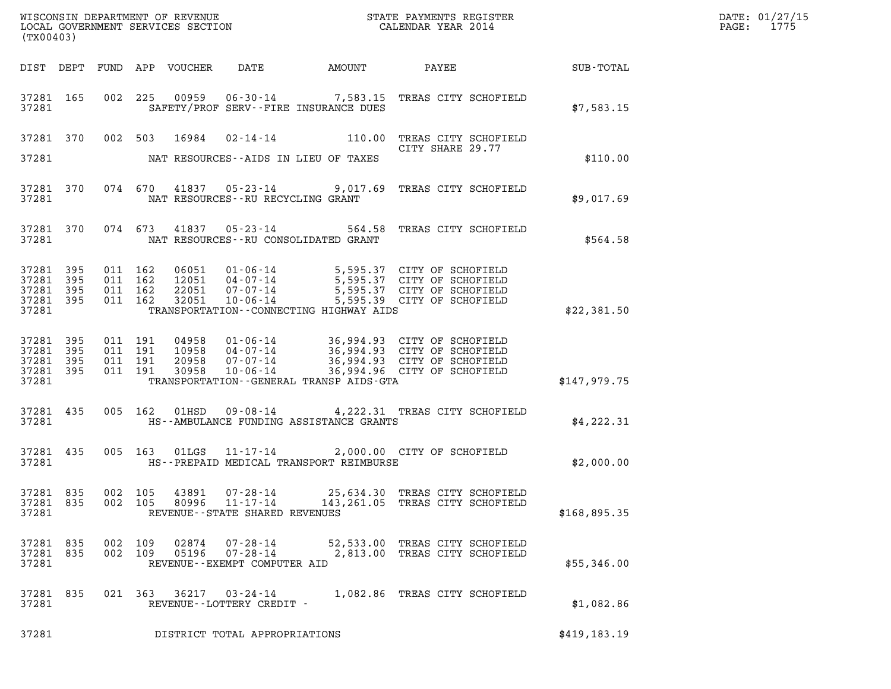WISCONSIN DEPARTMENT OF REVENUE
LOCAL GOVERNMENT SERVICES SECTION
(TX00403)

STATE PAYMENTS REGISTER
CALENDAR YEAR 2014

DATE: 01/27/15
PAGE: 1775

| DIST | DEPT | FUND | APP | VOUCHER | DATE | AMOUNT | PAYEE | SUB-TOTAL |
|---|---|---|---|---|---|---|---|---|
| 37281 | 165 | 002 | 225 | 00959 | 06-30-14 | 7,583.15 | TREAS CITY SCHOFIELD | |
| 37281 | | | | | SAFETY/PROF SERV--FIRE INSURANCE DUES | | | $7,583.15 |
| 37281 | 370 | 002 | 503 | 16984 | 02-14-14 | 110.00 | TREAS CITY SCHOFIELD CITY SHARE 29.77 | |
| 37281 | | | | | NAT RESOURCES--AIDS IN LIEU OF TAXES | | | $110.00 |
| 37281 | 370 | 074 | 670 | 41837 | 05-23-14 | 9,017.69 | TREAS CITY SCHOFIELD | |
| 37281 | | | | | NAT RESOURCES--RU RECYCLING GRANT | | | $9,017.69 |
| 37281 | 370 | 074 | 673 | 41837 | 05-23-14 | 564.58 | TREAS CITY SCHOFIELD | |
| 37281 | | | | | NAT RESOURCES--RU CONSOLIDATED GRANT | | | $564.58 |
| 37281 | 395 | 011 | 162 | 06051 | 01-06-14 | 5,595.37 | CITY OF SCHOFIELD | |
| 37281 | 395 | 011 | 162 | 12051 | 04-07-14 | 5,595.37 | CITY OF SCHOFIELD | |
| 37281 | 395 | 011 | 162 | 22051 | 07-07-14 | 5,595.37 | CITY OF SCHOFIELD | |
| 37281 | 395 | 011 | 162 | 32051 | 10-06-14 | 5,595.39 | CITY OF SCHOFIELD | |
| 37281 | | | | | TRANSPORTATION--CONNECTING HIGHWAY AIDS | | | $22,381.50 |
| 37281 | 395 | 011 | 191 | 04958 | 01-06-14 | 36,994.93 | CITY OF SCHOFIELD | |
| 37281 | 395 | 011 | 191 | 10958 | 04-07-14 | 36,994.93 | CITY OF SCHOFIELD | |
| 37281 | 395 | 011 | 191 | 20958 | 07-07-14 | 36,994.93 | CITY OF SCHOFIELD | |
| 37281 | 395 | 011 | 191 | 30958 | 10-06-14 | 36,994.96 | CITY OF SCHOFIELD | |
| 37281 | | | | | TRANSPORTATION--GENERAL TRANSP AIDS-GTA | | | $147,979.75 |
| 37281 | 435 | 005 | 162 | 01HSD | 09-08-14 | 4,222.31 | TREAS CITY SCHOFIELD | |
| 37281 | | | | | HS--AMBULANCE FUNDING ASSISTANCE GRANTS | | | $4,222.31 |
| 37281 | 435 | 005 | 163 | 01LGS | 11-17-14 | 2,000.00 | CITY OF SCHOFIELD | |
| 37281 | | | | | HS--PREPAID MEDICAL TRANSPORT REIMBURSE | | | $2,000.00 |
| 37281 | 835 | 002 | 105 | 43891 | 07-28-14 | 25,634.30 | TREAS CITY SCHOFIELD | |
| 37281 | 835 | 002 | 105 | 80996 | 11-17-14 | 143,261.05 | TREAS CITY SCHOFIELD | |
| 37281 | | | | | REVENUE--STATE SHARED REVENUES | | | $168,895.35 |
| 37281 | 835 | 002 | 109 | 02874 | 07-28-14 | 52,533.00 | TREAS CITY SCHOFIELD | |
| 37281 | 835 | 002 | 109 | 05196 | 07-28-14 | 2,813.00 | TREAS CITY SCHOFIELD | |
| 37281 | | | | | REVENUE--EXEMPT COMPUTER AID | | | $55,346.00 |
| 37281 | 835 | 021 | 363 | 36217 | 03-24-14 | 1,082.86 | TREAS CITY SCHOFIELD | |
| 37281 | | | | | REVENUE--LOTTERY CREDIT - | | | $1,082.86 |
| 37281 | | | | | DISTRICT TOTAL APPROPRIATIONS | | | $419,183.19 |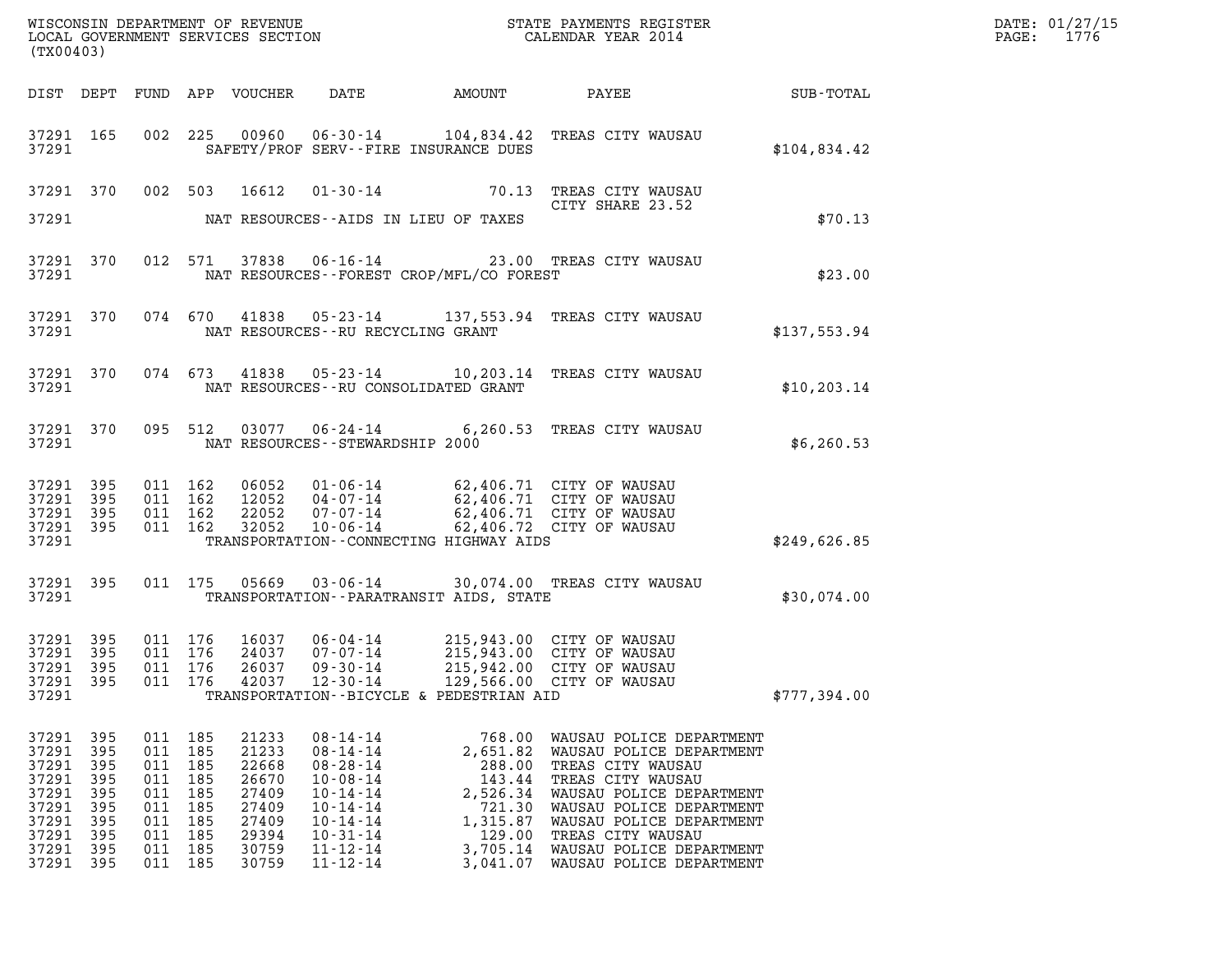| DIST | DEPT | FUND | APP | VOUCHER | DATE | AMOUNT | PAYEE | SUB-TOTAL |
|---|---|---|---|---|---|---|---|---|
| 37291 | 165 | 002 | 225 | 00960 | 06-30-14 | 104,834.42 | TREAS CITY WAUSAU | |
| 37291 | | | | | SAFETY/PROF SERV--FIRE INSURANCE DUES | | | $104,834.42 |
| 37291 | 370 | 002 | 503 | 16612 | 01-30-14 | 70.13 | TREAS CITY WAUSAU CITY SHARE 23.52 | |
| 37291 | | | | | NAT RESOURCES--AIDS IN LIEU OF TAXES | | | $70.13 |
| 37291 | 370 | 012 | 571 | 37838 | 06-16-14 | 23.00 | TREAS CITY WAUSAU | |
| 37291 | | | | | NAT RESOURCES--FOREST CROP/MFL/CO FOREST | | | $23.00 |
| 37291 | 370 | 074 | 670 | 41838 | 05-23-14 | 137,553.94 | TREAS CITY WAUSAU | |
| 37291 | | | | | NAT RESOURCES--RU RECYCLING GRANT | | | $137,553.94 |
| 37291 | 370 | 074 | 673 | 41838 | 05-23-14 | 10,203.14 | TREAS CITY WAUSAU | |
| 37291 | | | | | NAT RESOURCES--RU CONSOLIDATED GRANT | | | $10,203.14 |
| 37291 | 370 | 095 | 512 | 03077 | 06-24-14 | 6,260.53 | TREAS CITY WAUSAU | |
| 37291 | | | | | NAT RESOURCES--STEWARDSHIP 2000 | | | $6,260.53 |
| 37291 | 395 | 011 | 162 | 06052 | 01-06-14 | 62,406.71 | CITY OF WAUSAU | |
| 37291 | 395 | 011 | 162 | 12052 | 04-07-14 | 62,406.71 | CITY OF WAUSAU | |
| 37291 | 395 | 011 | 162 | 22052 | 07-07-14 | 62,406.71 | CITY OF WAUSAU | |
| 37291 | 395 | 011 | 162 | 32052 | 10-06-14 | 62,406.72 | CITY OF WAUSAU | |
| 37291 | | | | | TRANSPORTATION--CONNECTING HIGHWAY AIDS | | | $249,626.85 |
| 37291 | 395 | 011 | 175 | 05669 | 03-06-14 | 30,074.00 | TREAS CITY WAUSAU | |
| 37291 | | | | | TRANSPORTATION--PARATRANSIT AIDS, STATE | | | $30,074.00 |
| 37291 | 395 | 011 | 176 | 16037 | 06-04-14 | 215,943.00 | CITY OF WAUSAU | |
| 37291 | 395 | 011 | 176 | 24037 | 07-07-14 | 215,943.00 | CITY OF WAUSAU | |
| 37291 | 395 | 011 | 176 | 26037 | 09-30-14 | 215,942.00 | CITY OF WAUSAU | |
| 37291 | 395 | 011 | 176 | 42037 | 12-30-14 | 129,566.00 | CITY OF WAUSAU | |
| 37291 | | | | | TRANSPORTATION--BICYCLE & PEDESTRIAN AID | | | $777,394.00 |
| 37291 | 395 | 011 | 185 | 21233 | 08-14-14 | 768.00 | WAUSAU POLICE DEPARTMENT | |
| 37291 | 395 | 011 | 185 | 21233 | 08-14-14 | 2,651.82 | WAUSAU POLICE DEPARTMENT | |
| 37291 | 395 | 011 | 185 | 22668 | 08-28-14 | 288.00 | TREAS CITY WAUSAU | |
| 37291 | 395 | 011 | 185 | 26670 | 10-08-14 | 143.44 | TREAS CITY WAUSAU | |
| 37291 | 395 | 011 | 185 | 27409 | 10-14-14 | 2,526.34 | WAUSAU POLICE DEPARTMENT | |
| 37291 | 395 | 011 | 185 | 27409 | 10-14-14 | 721.30 | WAUSAU POLICE DEPARTMENT | |
| 37291 | 395 | 011 | 185 | 27409 | 10-14-14 | 1,315.87 | WAUSAU POLICE DEPARTMENT | |
| 37291 | 395 | 011 | 185 | 29394 | 10-31-14 | 129.00 | TREAS CITY WAUSAU | |
| 37291 | 395 | 011 | 185 | 30759 | 11-12-14 | 3,705.14 | WAUSAU POLICE DEPARTMENT | |
| 37291 | 395 | 011 | 185 | 30759 | 11-12-14 | 3,041.07 | WAUSAU POLICE DEPARTMENT | |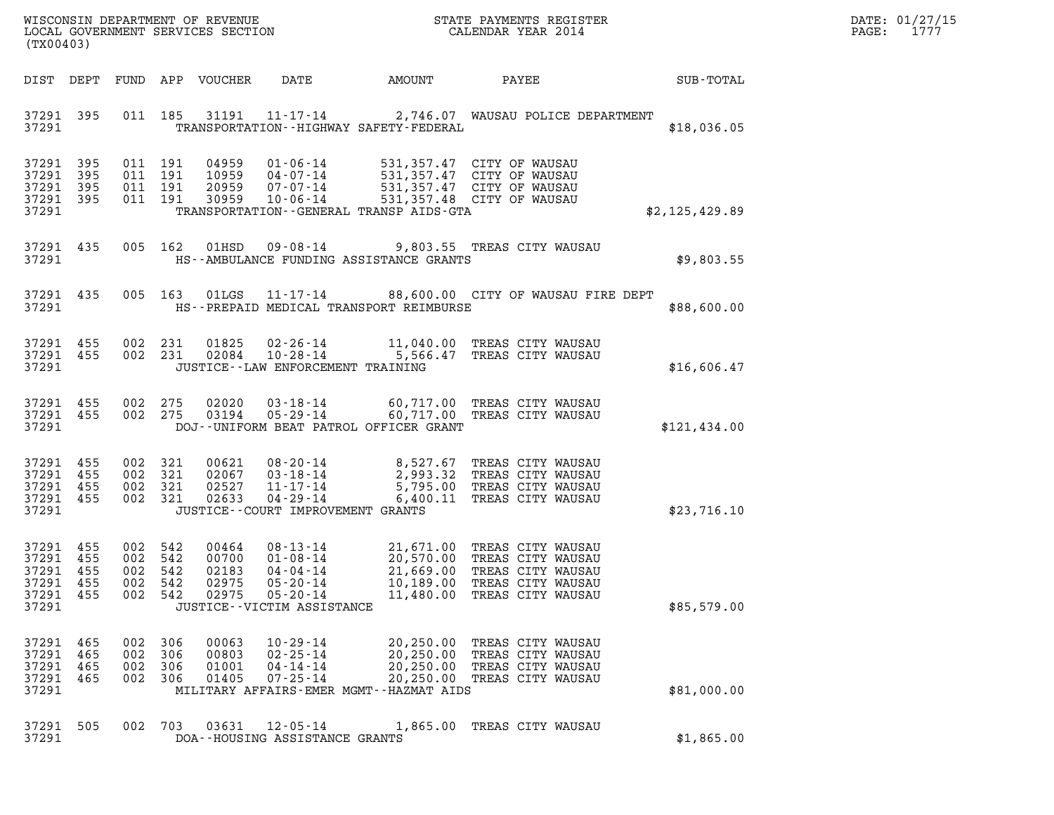WISCONSIN DEPARTMENT OF REVENUE
LOCAL GOVERNMENT SERVICES SECTION
(TX00403)

STATE PAYMENTS REGISTER
CALENDAR YEAR 2014

| DIST | DEPT | FUND | APP | VOUCHER | DATE | AMOUNT | PAYEE | SUB-TOTAL |
|---|---|---|---|---|---|---|---|---|
| 37291 | 395 | 011 | 185 | 31191 | 11-17-14 | 2,746.07 | WAUSAU POLICE DEPARTMENT | |
| 37291 | | | | | TRANSPORTATION--HIGHWAY SAFETY-FEDERAL | | | $18,036.05 |
| 37291 | 395 | 011 | 191 | 04959 | 01-06-14 | 531,357.47 | CITY OF WAUSAU | |
| 37291 | 395 | 011 | 191 | 10959 | 04-07-14 | 531,357.47 | CITY OF WAUSAU | |
| 37291 | 395 | 011 | 191 | 20959 | 07-07-14 | 531,357.47 | CITY OF WAUSAU | |
| 37291 | 395 | 011 | 191 | 30959 | 10-06-14 | 531,357.48 | CITY OF WAUSAU | |
| 37291 | | | | | TRANSPORTATION--GENERAL TRANSP AIDS-GTA | | | $2,125,429.89 |
| 37291 | 435 | 005 | 162 | 01HSD | 09-08-14 | 9,803.55 | TREAS CITY WAUSAU | |
| 37291 | | | | | HS--AMBULANCE FUNDING ASSISTANCE GRANTS | | | $9,803.55 |
| 37291 | 435 | 005 | 163 | 01LGS | 11-17-14 | 88,600.00 | CITY OF WAUSAU FIRE DEPT | |
| 37291 | | | | | HS--PREPAID MEDICAL TRANSPORT REIMBURSE | | | $88,600.00 |
| 37291 | 455 | 002 | 231 | 01825 | 02-26-14 | 11,040.00 | TREAS CITY WAUSAU | |
| 37291 | 455 | 002 | 231 | 02084 | 10-28-14 | 5,566.47 | TREAS CITY WAUSAU | |
| 37291 | | | | | JUSTICE--LAW ENFORCEMENT TRAINING | | | $16,606.47 |
| 37291 | 455 | 002 | 275 | 02020 | 03-18-14 | 60,717.00 | TREAS CITY WAUSAU | |
| 37291 | 455 | 002 | 275 | 03194 | 05-29-14 | 60,717.00 | TREAS CITY WAUSAU | |
| 37291 | | | | | DOJ--UNIFORM BEAT PATROL OFFICER GRANT | | | $121,434.00 |
| 37291 | 455 | 002 | 321 | 00621 | 08-20-14 | 8,527.67 | TREAS CITY WAUSAU | |
| 37291 | 455 | 002 | 321 | 02067 | 03-18-14 | 2,993.32 | TREAS CITY WAUSAU | |
| 37291 | 455 | 002 | 321 | 02527 | 11-17-14 | 5,795.00 | TREAS CITY WAUSAU | |
| 37291 | 455 | 002 | 321 | 02633 | 04-29-14 | 6,400.11 | TREAS CITY WAUSAU | |
| 37291 | | | | | JUSTICE--COURT IMPROVEMENT GRANTS | | | $23,716.10 |
| 37291 | 455 | 002 | 542 | 00464 | 08-13-14 | 21,671.00 | TREAS CITY WAUSAU | |
| 37291 | 455 | 002 | 542 | 00700 | 01-08-14 | 20,570.00 | TREAS CITY WAUSAU | |
| 37291 | 455 | 002 | 542 | 02183 | 04-04-14 | 21,669.00 | TREAS CITY WAUSAU | |
| 37291 | 455 | 002 | 542 | 02975 | 05-20-14 | 10,189.00 | TREAS CITY WAUSAU | |
| 37291 | 455 | 002 | 542 | 02975 | 05-20-14 | 11,480.00 | TREAS CITY WAUSAU | |
| 37291 | | | | | JUSTICE--VICTIM ASSISTANCE | | | $85,579.00 |
| 37291 | 465 | 002 | 306 | 00063 | 10-29-14 | 20,250.00 | TREAS CITY WAUSAU | |
| 37291 | 465 | 002 | 306 | 00803 | 02-25-14 | 20,250.00 | TREAS CITY WAUSAU | |
| 37291 | 465 | 002 | 306 | 01001 | 04-14-14 | 20,250.00 | TREAS CITY WAUSAU | |
| 37291 | 465 | 002 | 306 | 01405 | 07-25-14 | 20,250.00 | TREAS CITY WAUSAU | |
| 37291 | | | | | MILITARY AFFAIRS-EMER MGMT--HAZMAT AIDS | | | $81,000.00 |
| 37291 | 505 | 002 | 703 | 03631 | 12-05-14 | 1,865.00 | TREAS CITY WAUSAU | |
| 37291 | | | | | DOA--HOUSING ASSISTANCE GRANTS | | | $1,865.00 |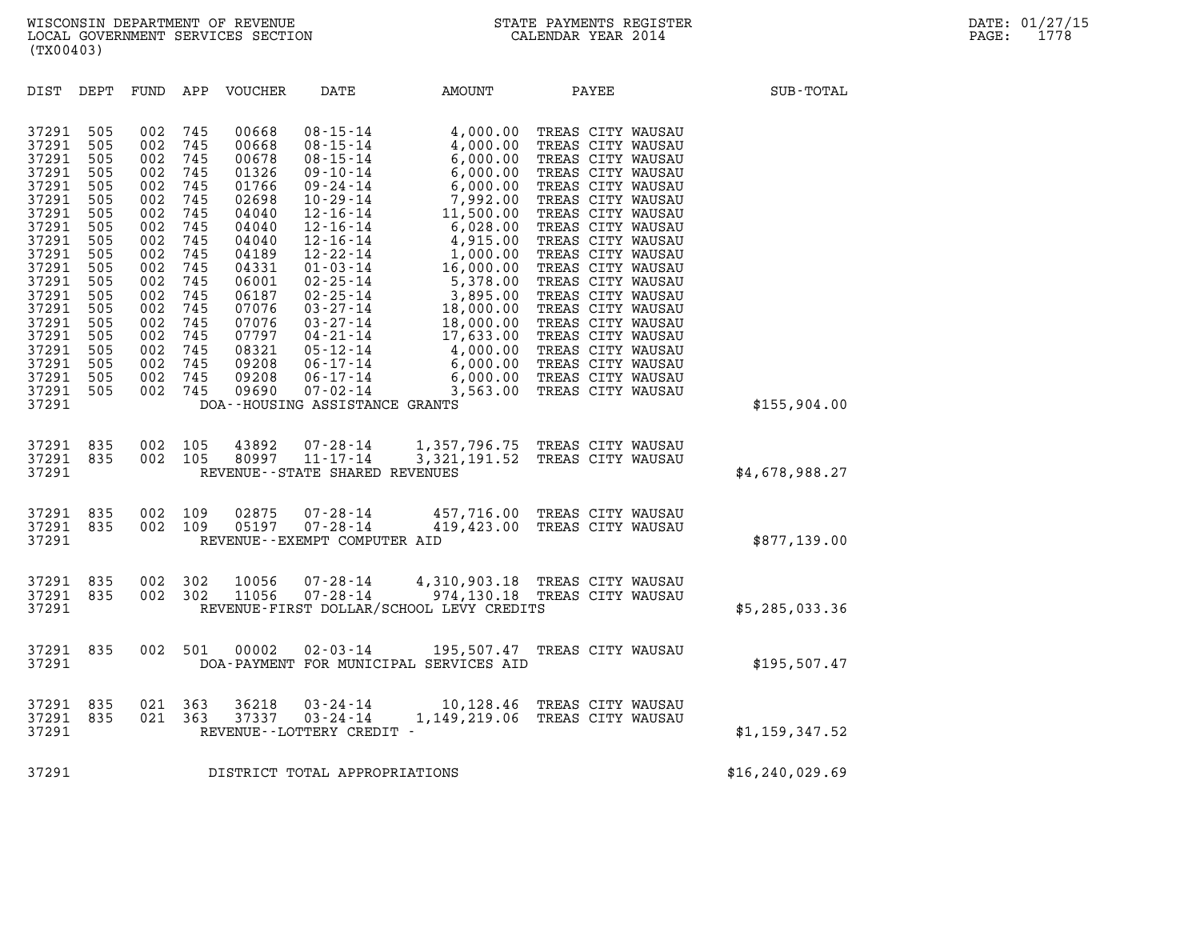WISCONSIN DEPARTMENT OF REVENUE
LOCAL GOVERNMENT SERVICES SECTION
(TX00403)

STATE PAYMENTS REGISTER
CALENDAR YEAR 2014

DATE: 01/27/15
PAGE: 1778

| DIST | DEPT | FUND | APP | VOUCHER | DATE | AMOUNT | PAYEE | SUB-TOTAL |
|---|---|---|---|---|---|---|---|---|
| 37291 | 505 | 002 | 745 | 00668 | 08-15-14 | 4,000.00 | TREAS CITY WAUSAU | |
| 37291 | 505 | 002 | 745 | 00668 | 08-15-14 | 4,000.00 | TREAS CITY WAUSAU | |
| 37291 | 505 | 002 | 745 | 00678 | 08-15-14 | 6,000.00 | TREAS CITY WAUSAU | |
| 37291 | 505 | 002 | 745 | 01326 | 09-10-14 | 6,000.00 | TREAS CITY WAUSAU | |
| 37291 | 505 | 002 | 745 | 01766 | 09-24-14 | 6,000.00 | TREAS CITY WAUSAU | |
| 37291 | 505 | 002 | 745 | 02698 | 10-29-14 | 7,992.00 | TREAS CITY WAUSAU | |
| 37291 | 505 | 002 | 745 | 04040 | 12-16-14 | 11,500.00 | TREAS CITY WAUSAU | |
| 37291 | 505 | 002 | 745 | 04040 | 12-16-14 | 6,028.00 | TREAS CITY WAUSAU | |
| 37291 | 505 | 002 | 745 | 04040 | 12-16-14 | 4,915.00 | TREAS CITY WAUSAU | |
| 37291 | 505 | 002 | 745 | 04189 | 12-22-14 | 1,000.00 | TREAS CITY WAUSAU | |
| 37291 | 505 | 002 | 745 | 04331 | 01-03-14 | 16,000.00 | TREAS CITY WAUSAU | |
| 37291 | 505 | 002 | 745 | 06001 | 02-25-14 | 5,378.00 | TREAS CITY WAUSAU | |
| 37291 | 505 | 002 | 745 | 06187 | 02-25-14 | 3,895.00 | TREAS CITY WAUSAU | |
| 37291 | 505 | 002 | 745 | 07076 | 03-27-14 | 18,000.00 | TREAS CITY WAUSAU | |
| 37291 | 505 | 002 | 745 | 07076 | 03-27-14 | 18,000.00 | TREAS CITY WAUSAU | |
| 37291 | 505 | 002 | 745 | 07797 | 04-21-14 | 17,633.00 | TREAS CITY WAUSAU | |
| 37291 | 505 | 002 | 745 | 08321 | 05-12-14 | 4,000.00 | TREAS CITY WAUSAU | |
| 37291 | 505 | 002 | 745 | 09208 | 06-17-14 | 6,000.00 | TREAS CITY WAUSAU | |
| 37291 | 505 | 002 | 745 | 09208 | 06-17-14 | 6,000.00 | TREAS CITY WAUSAU | |
| 37291 | 505 | 002 | 745 | 09690 | 07-02-14 | 3,563.00 | TREAS CITY WAUSAU | |
| 37291 | | | | DOA--HOUSING ASSISTANCE GRANTS | | | | $155,904.00 |
| 37291 | 835 | 002 | 105 | 43892 | 07-28-14 | 1,357,796.75 | TREAS CITY WAUSAU | |
| 37291 | 835 | 002 | 105 | 80997 | 11-17-14 | 3,321,191.52 | TREAS CITY WAUSAU | |
| 37291 | | | | REVENUE--STATE SHARED REVENUES | | | | $4,678,988.27 |
| 37291 | 835 | 002 | 109 | 02875 | 07-28-14 | 457,716.00 | TREAS CITY WAUSAU | |
| 37291 | 835 | 002 | 109 | 05197 | 07-28-14 | 419,423.00 | TREAS CITY WAUSAU | |
| 37291 | | | | REVENUE--EXEMPT COMPUTER AID | | | | $877,139.00 |
| 37291 | 835 | 002 | 302 | 10056 | 07-28-14 | 4,310,903.18 | TREAS CITY WAUSAU | |
| 37291 | 835 | 002 | 302 | 11056 | 07-28-14 | 974,130.18 | TREAS CITY WAUSAU | |
| 37291 | | | | REVENUE-FIRST DOLLAR/SCHOOL LEVY CREDITS | | | | $5,285,033.36 |
| 37291 | 835 | 002 | 501 | 00002 | 02-03-14 | 195,507.47 | TREAS CITY WAUSAU | |
| 37291 | | | | DOA-PAYMENT FOR MUNICIPAL SERVICES AID | | | | $195,507.47 |
| 37291 | 835 | 021 | 363 | 36218 | 03-24-14 | 10,128.46 | TREAS CITY WAUSAU | |
| 37291 | 835 | 021 | 363 | 37337 | 03-24-14 | 1,149,219.06 | TREAS CITY WAUSAU | |
| 37291 | | | | REVENUE--LOTTERY CREDIT - | | | | $1,159,347.52 |
| 37291 | | | | DISTRICT TOTAL APPROPRIATIONS | | | | $16,240,029.69 |